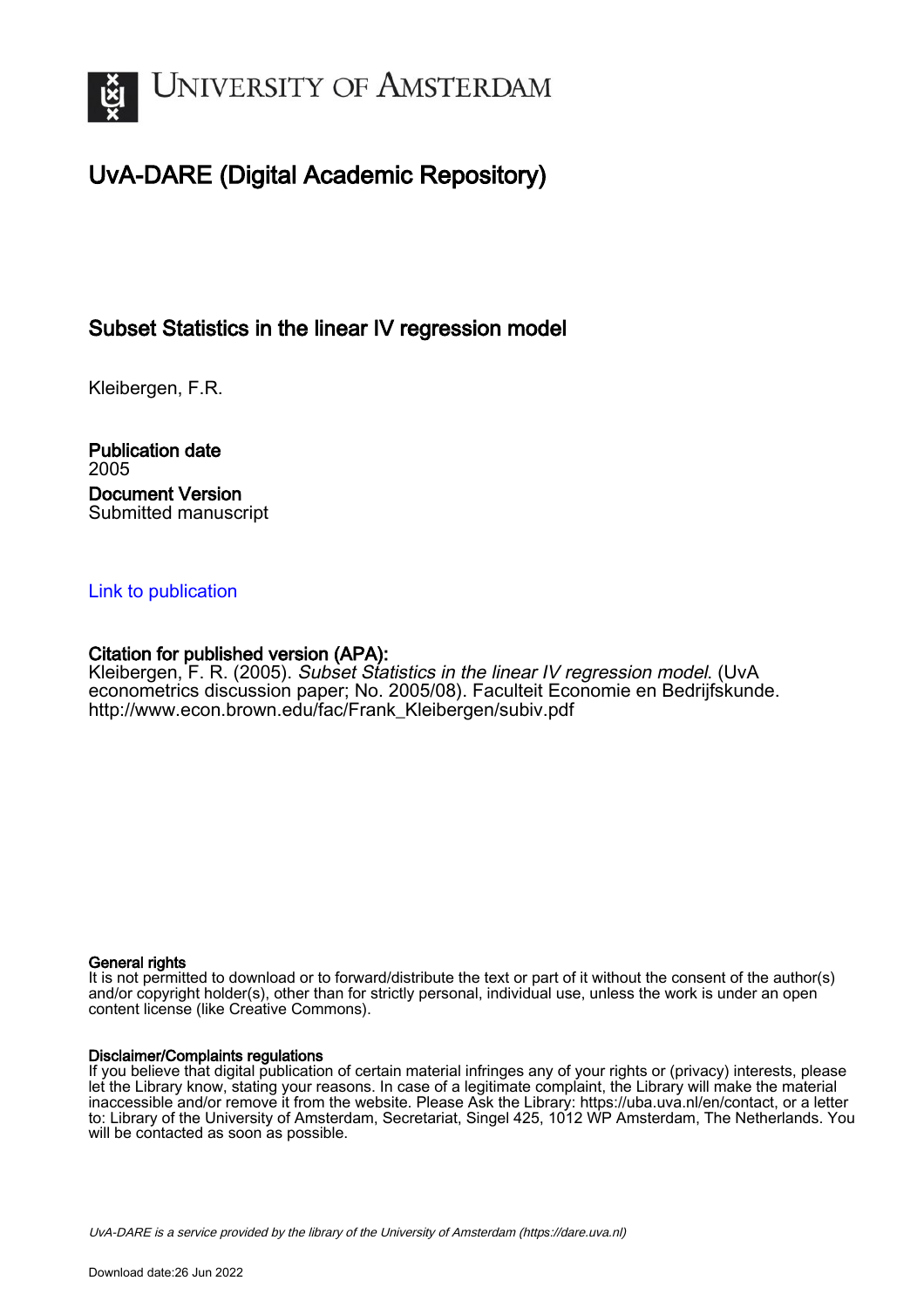# University of Amsterdam

## UvA-DARE (Digital Academic Repository)

### Subset Statistics in the linear IV regression model

Kleibergen, F.R.

**Publication date**
2005

**Document Version**
Submitted manuscript

[Link to publication](#)

**Citation for published version (APA):**
Kleibergen, F. R. (2005). *Subset Statistics in the linear IV regression model*. (UvA econometrics discussion paper; No. 2005/08). Faculteit Economie en Bedrijfskunde. http://www.econ.brown.edu/fac/Frank_Kleibergen/subiv.pdf

**General rights**
It is not permitted to download or to forward/distribute the text or part of it without the consent of the author(s) and/or copyright holder(s), other than for strictly personal, individual use, unless the work is under an open content license (like Creative Commons).

**Disclaimer/Complaints regulations**
If you believe that digital publication of certain material infringes any of your rights or (privacy) interests, please let the Library know, stating your reasons. In case of a legitimate complaint, the Library will make the material inaccessible and/or remove it from the website. Please Ask the Library: https://uba.uva.nl/en/contact, or a letter to: Library of the University of Amsterdam, Secretariat, Singel 425, 1012 WP Amsterdam, The Netherlands. You will be contacted as soon as possible.

*UvA-DARE is a service provided by the library of the University of Amsterdam (https://dare.uva.nl)*

Download date:26 Jun 2022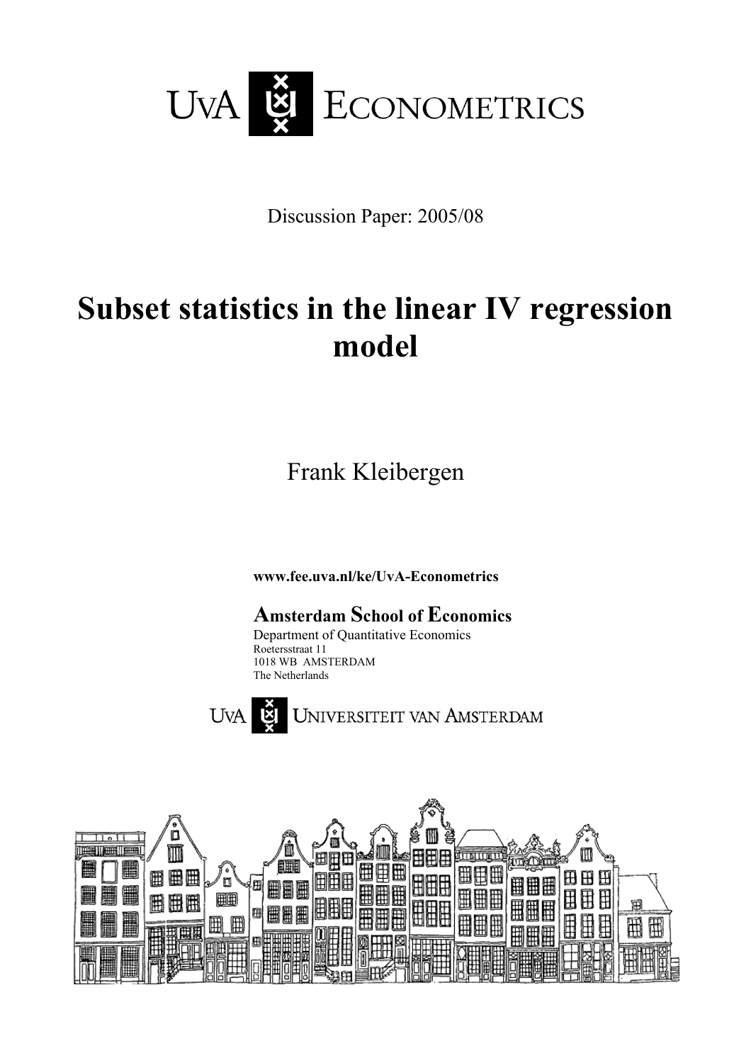UvA ECONOMETRICS

Discussion Paper: 2005/08

# Subset statistics in the linear IV regression model

Frank Kleibergen

**www.fee.uva.nl/ke/UvA-Econometrics**

**Amsterdam School of Economics**
Department of Quantitative Economics
Roetersstraat 11
1018 WB AMSTERDAM
The Netherlands

UvA UNIVERSITEIT VAN AMSTERDAM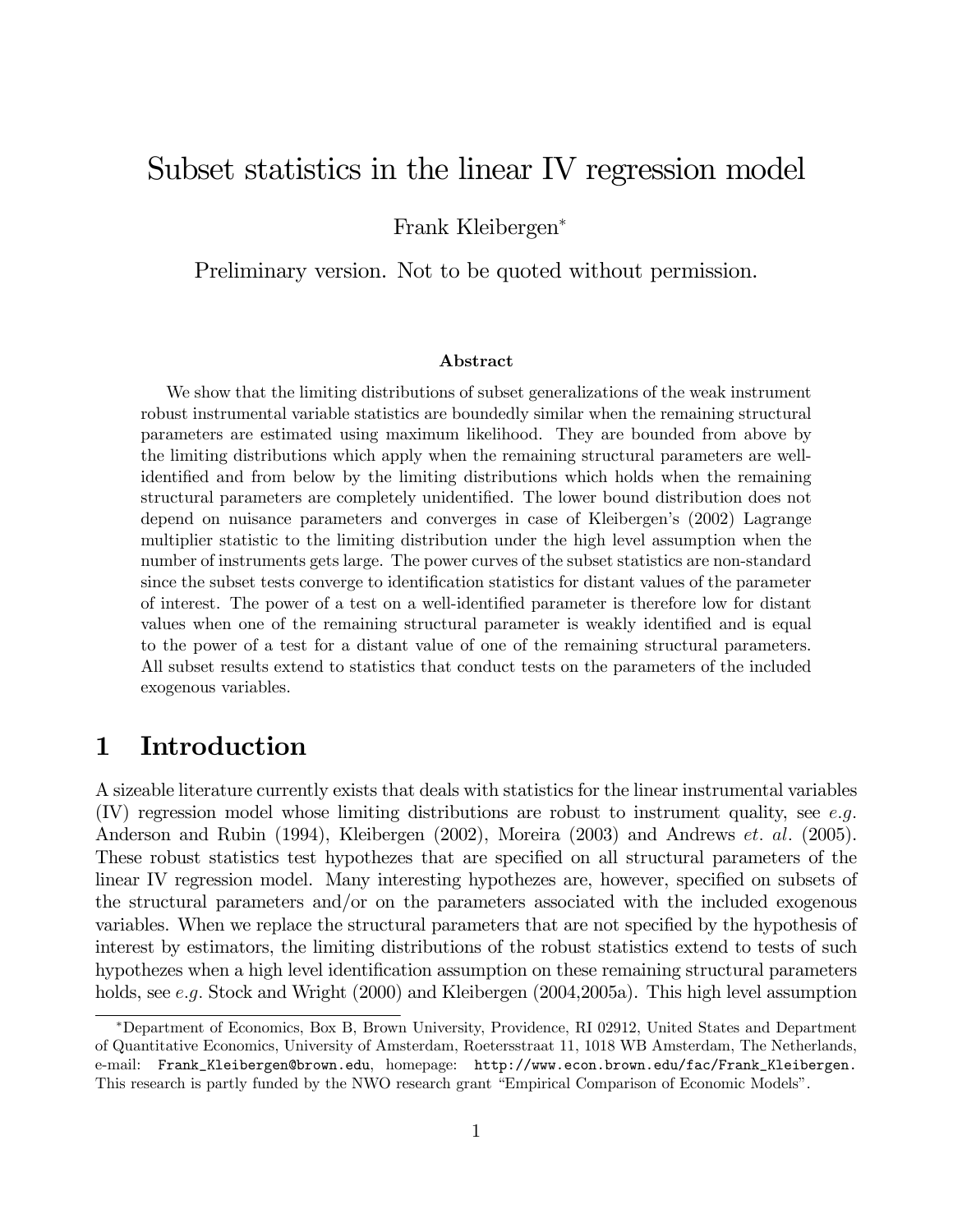# Subset statistics in the linear IV regression model

Frank Kleibergen*

Preliminary version. Not to be quoted without permission.

### Abstract

We show that the limiting distributions of subset generalizations of the weak instrument robust instrumental variable statistics are boundedly similar when the remaining structural parameters are estimated using maximum likelihood. They are bounded from above by the limiting distributions which apply when the remaining structural parameters are well-identified and from below by the limiting distributions which holds when the remaining structural parameters are completely unidentified. The lower bound distribution does not depend on nuisance parameters and converges in case of Kleibergen's (2002) Lagrange multiplier statistic to the limiting distribution under the high level assumption when the number of instruments gets large. The power curves of the subset statistics are non-standard since the subset tests converge to identification statistics for distant values of the parameter of interest. The power of a test on a well-identified parameter is therefore low for distant values when one of the remaining structural parameter is weakly identified and is equal to the power of a test for a distant value of one of the remaining structural parameters. All subset results extend to statistics that conduct tests on the parameters of the included exogenous variables.

## 1 Introduction

A sizeable literature currently exists that deals with statistics for the linear instrumental variables (IV) regression model whose limiting distributions are robust to instrument quality, see *e.g.* Anderson and Rubin (1994), Kleibergen (2002), Moreira (2003) and Andrews *et. al.* (2005). These robust statistics test hypothezes that are specified on all structural parameters of the linear IV regression model. Many interesting hypothezes are, however, specified on subsets of the structural parameters and/or on the parameters associated with the included exogenous variables. When we replace the structural parameters that are not specified by the hypothesis of interest by estimators, the limiting distributions of the robust statistics extend to tests of such hypothezes when a high level identification assumption on these remaining structural parameters holds, see *e.g.* Stock and Wright (2000) and Kleibergen (2004,2005a). This high level assumption

---

*Department of Economics, Box B, Brown University, Providence, RI 02912, United States and Department of Quantitative Economics, University of Amsterdam, Roetersstraat 11, 1018 WB Amsterdam, The Netherlands, e-mail: Frank_Kleibergen@brown.edu, homepage: http://www.econ.brown.edu/fac/Frank_Kleibergen. This research is partly funded by the NWO research grant "Empirical Comparison of Economic Models".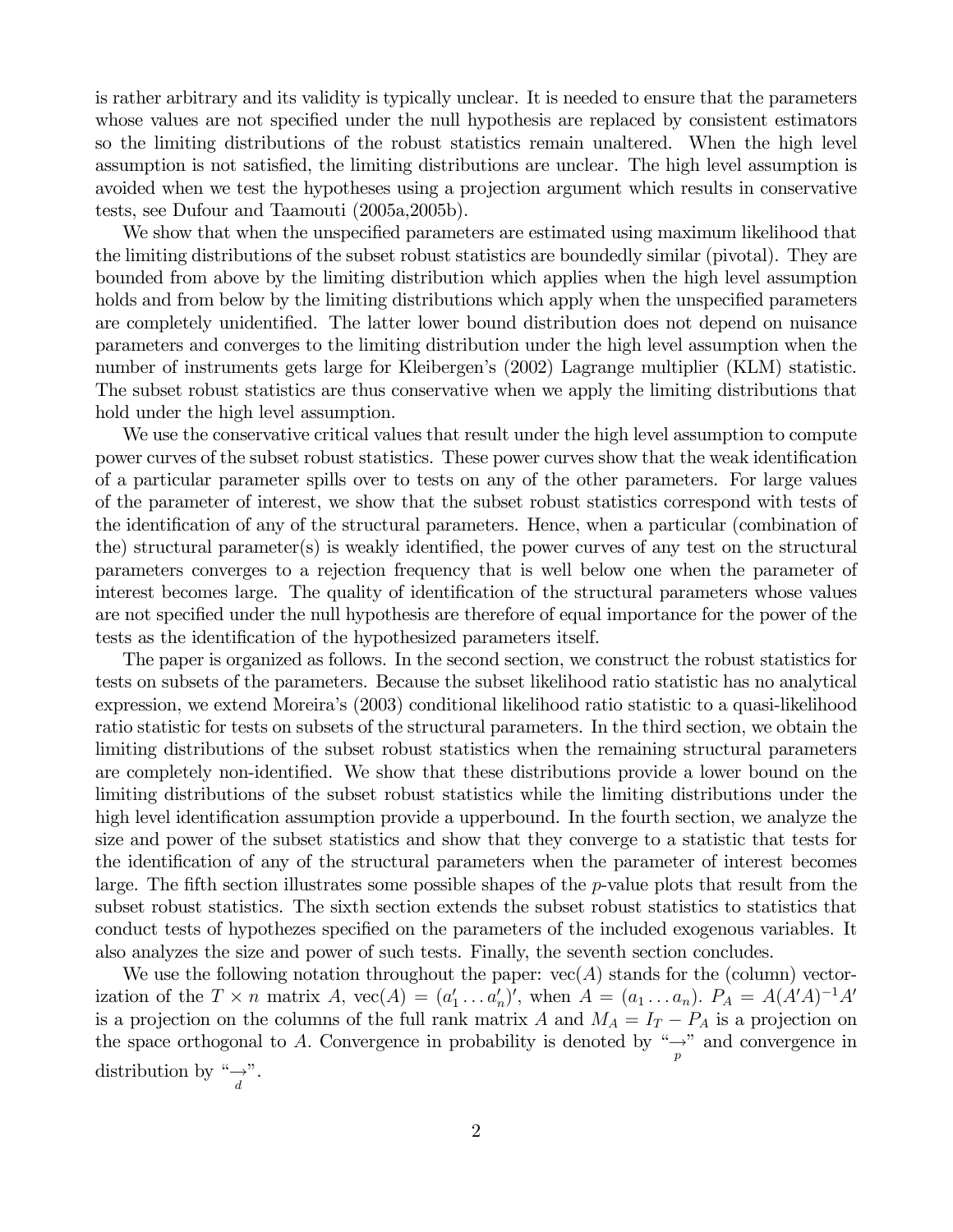is rather arbitrary and its validity is typically unclear. It is needed to ensure that the parameters whose values are not specified under the null hypothesis are replaced by consistent estimators so the limiting distributions of the robust statistics remain unaltered. When the high level assumption is not satisfied, the limiting distributions are unclear. The high level assumption is avoided when we test the hypotheses using a projection argument which results in conservative tests, see Dufour and Taamouti (2005a,2005b).

We show that when the unspecified parameters are estimated using maximum likelihood that the limiting distributions of the subset robust statistics are boundedly similar (pivotal). They are bounded from above by the limiting distribution which applies when the high level assumption holds and from below by the limiting distributions which apply when the unspecified parameters are completely unidentified. The latter lower bound distribution does not depend on nuisance parameters and converges to the limiting distribution under the high level assumption when the number of instruments gets large for Kleibergen's (2002) Lagrange multiplier (KLM) statistic. The subset robust statistics are thus conservative when we apply the limiting distributions that hold under the high level assumption.

We use the conservative critical values that result under the high level assumption to compute power curves of the subset robust statistics. These power curves show that the weak identification of a particular parameter spills over to tests on any of the other parameters. For large values of the parameter of interest, we show that the subset robust statistics correspond with tests of the identification of any of the structural parameters. Hence, when a particular (combination of the) structural parameter(s) is weakly identified, the power curves of any test on the structural parameters converges to a rejection frequency that is well below one when the parameter of interest becomes large. The quality of identification of the structural parameters whose values are not specified under the null hypothesis are therefore of equal importance for the power of the tests as the identification of the hypothesized parameters itself.

The paper is organized as follows. In the second section, we construct the robust statistics for tests on subsets of the parameters. Because the subset likelihood ratio statistic has no analytical expression, we extend Moreira's (2003) conditional likelihood ratio statistic to a quasi-likelihood ratio statistic for tests on subsets of the structural parameters. In the third section, we obtain the limiting distributions of the subset robust statistics when the remaining structural parameters are completely non-identified. We show that these distributions provide a lower bound on the limiting distributions of the subset robust statistics while the limiting distributions under the high level identification assumption provide a upperbound. In the fourth section, we analyze the size and power of the subset statistics and show that they converge to a statistic that tests for the identification of any of the structural parameters when the parameter of interest becomes large. The fifth section illustrates some possible shapes of the $p$-value plots that result from the subset robust statistics. The sixth section extends the subset robust statistics to statistics that conduct tests of hypothezes specified on the parameters of the included exogenous variables. It also analyzes the size and power of such tests. Finally, the seventh section concludes.

We use the following notation throughout the paper: $\text{vec}(A)$ stands for the (column) vectorization of the $T \times n$ matrix $A$, $\text{vec}(A) = (a_1' \dots a_n')'$, when $A = (a_1 \dots a_n)$. $P_A = A(A'A)^{-1}A'$ is a projection on the columns of the full rank matrix $A$ and $M_A = I_T - P_A$ is a projection on the space orthogonal to $A$. Convergence in probability is denoted by "$\underset{p}{\rightarrow}$" and convergence in distribution by "$\underset{d}{\rightarrow}$".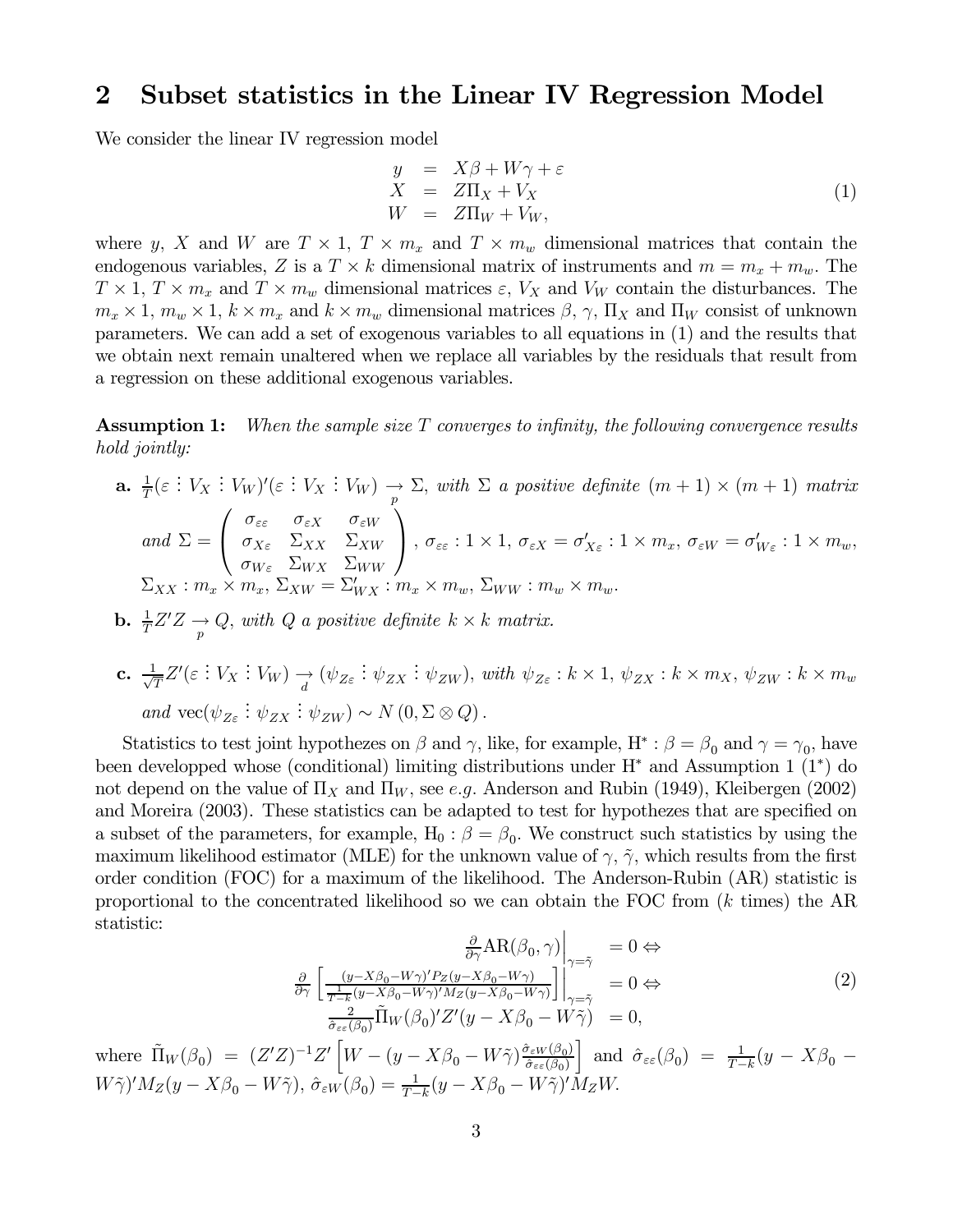## 2 Subset statistics in the Linear IV Regression Model

We consider the linear IV regression model

$$
\begin{array}{rcl}
y & = & X\beta + W\gamma + \varepsilon \\
X & = & Z\Pi_X + V_X \\
W & = & Z\Pi_W + V_W,
\end{array}
\tag{1}
$$

where $y$, $X$ and $W$ are $T \times 1$, $T \times m_x$ and $T \times m_w$ dimensional matrices that contain the endogenous variables, $Z$ is a $T \times k$ dimensional matrix of instruments and $m = m_x + m_w$. The $T \times 1$, $T \times m_x$ and $T \times m_w$ dimensional matrices $\varepsilon$, $V_X$ and $V_W$ contain the disturbances. The $m_x \times 1$, $m_w \times 1$, $k \times m_x$ and $k \times m_w$ dimensional matrices $\beta$, $\gamma$, $\Pi_X$ and $\Pi_W$ consist of unknown parameters. We can add a set of exogenous variables to all equations in (1) and the results that we obtain next remain unaltered when we replace all variables by the residuals that result from a regression on these additional exogenous variables.

**Assumption 1:** *When the sample size $T$ converges to infinity, the following convergence results hold jointly:*

**a.** $\frac{1}{T}(\varepsilon \vdots V_X \vdots V_W)'(\varepsilon \vdots V_X \vdots V_W) \underset{p}{\rightarrow} \Sigma$, *with $\Sigma$ a positive definite $(m+1) \times (m+1)$ matrix and* $\Sigma = \begin{pmatrix} \sigma_{\varepsilon\varepsilon} & \sigma_{\varepsilon X} & \sigma_{\varepsilon W} \\ \sigma_{X\varepsilon} & \Sigma_{XX} & \Sigma_{XW} \\ \sigma_{W\varepsilon} & \Sigma_{WX} & \Sigma_{WW} \end{pmatrix}$, $\sigma_{\varepsilon\varepsilon} : 1 \times 1$, $\sigma_{\varepsilon X} = \sigma'_{X\varepsilon} : 1 \times m_x$, $\sigma_{\varepsilon W} = \sigma'_{W\varepsilon} : 1 \times m_w$, $\Sigma_{XX} : m_x \times m_x$, $\Sigma_{XW} = \Sigma'_{WX} : m_x \times m_w$, $\Sigma_{WW} : m_w \times m_w$.

**b.** $\frac{1}{T}Z'Z \underset{p}{\rightarrow} Q$, *with $Q$ a positive definite $k \times k$ matrix.*

**c.** $\frac{1}{\sqrt{T}}Z'(\varepsilon \vdots V_X \vdots V_W) \underset{d}{\rightarrow} (\psi_{Z\varepsilon} \vdots \psi_{ZX} \vdots \psi_{ZW})$, *with $\psi_{Z\varepsilon} : k \times 1$, $\psi_{ZX} : k \times m_X$, $\psi_{ZW} : k \times m_w$ and* $\text{vec}(\psi_{Z\varepsilon} \vdots \psi_{ZX} \vdots \psi_{ZW}) \sim N(0, \Sigma \otimes Q)$.

Statistics to test joint hypothezes on $\beta$ and $\gamma$, like, for example, $\text{H}^* : \beta = \beta_0$ and $\gamma = \gamma_0$, have been developped whose (conditional) limiting distributions under $\text{H}^*$ and Assumption 1 ($1^*$) do not depend on the value of $\Pi_X$ and $\Pi_W$, see *e.g.* Anderson and Rubin (1949), Kleibergen (2002) and Moreira (2003). These statistics can be adapted to test for hypothezes that are specified on a subset of the parameters, for example, $\text{H}_0 : \beta = \beta_0$. We construct such statistics by using the maximum likelihood estimator (MLE) for the unknown value of $\gamma$, $\tilde{\gamma}$, which results from the first order condition (FOC) for a maximum of the likelihood. The Anderson-Rubin (AR) statistic is proportional to the concentrated likelihood so we can obtain the FOC from ($k$ times) the AR statistic:

$$
\begin{array}{rl}
\left.\frac{\partial}{\partial\gamma}\text{AR}(\beta_0, \gamma)\right|_{\gamma=\tilde{\gamma}} & = 0 \Leftrightarrow \\
\left.\frac{\partial}{\partial\gamma}\left[\frac{(y - X\beta_0 - W\gamma)'P_Z(y - X\beta_0 - W\gamma)}{\frac{1}{T-k}(y - X\beta_0 - W\gamma)'M_Z(y - X\beta_0 - W\gamma)}\right]\right|_{\gamma=\tilde{\gamma}} & = 0 \Leftrightarrow \\
\frac{2}{\hat{\sigma}_{\varepsilon\varepsilon}(\beta_0)}\tilde{\Pi}_W(\beta_0)'Z'(y - X\beta_0 - W\tilde{\gamma}) & = 0,
\end{array}
\tag{2}
$$

where $\tilde{\Pi}_W(\beta_0) = (Z'Z)^{-1}Z'\left[W - (y - X\beta_0 - W\tilde{\gamma})\frac{\hat{\sigma}_{\varepsilon W}(\beta_0)}{\hat{\sigma}_{\varepsilon\varepsilon}(\beta_0)}\right]$ and $\hat{\sigma}_{\varepsilon\varepsilon}(\beta_0) = \frac{1}{T-k}(y - X\beta_0 - W\tilde{\gamma})'M_Z(y - X\beta_0 - W\tilde{\gamma})$, $\hat{\sigma}_{\varepsilon W}(\beta_0) = \frac{1}{T-k}(y - X\beta_0 - W\tilde{\gamma})'M_Z W$.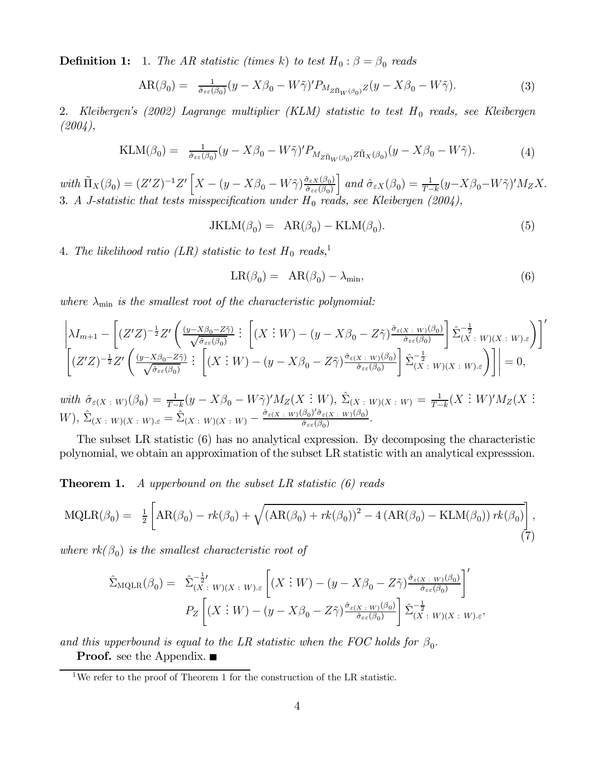**Definition 1:** 1. *The AR statistic (times k) to test $H_0 : \beta = \beta_0$ reads*

$$\text{AR}(\beta_0) = \frac{1}{\hat{\sigma}_{\varepsilon\varepsilon}(\beta_0)}(y - X\beta_0 - W\tilde{\gamma})' P_{M_{Z\tilde{\Pi}_W(\beta_0)}Z}(y - X\beta_0 - W\tilde{\gamma}). \tag{3}$$

2. *Kleibergen's (2002) Lagrange multiplier (KLM) statistic to test $H_0$ reads, see Kleibergen (2004),*

$$\text{KLM}(\beta_0) = \frac{1}{\hat{\sigma}_{\varepsilon\varepsilon}(\beta_0)}(y - X\beta_0 - W\tilde{\gamma})' P_{M_{Z\tilde{\Pi}_W(\beta_0)}Z\tilde{\Pi}_X(\beta_0)}(y - X\beta_0 - W\tilde{\gamma}). \tag{4}$$

*with* $\tilde{\Pi}_X(\beta_0) = (Z'Z)^{-1}Z'\left[X - (y - X\beta_0 - W\tilde{\gamma})\frac{\hat{\sigma}_{\varepsilon X}(\beta_0)}{\hat{\sigma}_{\varepsilon\varepsilon}(\beta_0)}\right]$ *and* $\hat{\sigma}_{\varepsilon X}(\beta_0) = \frac{1}{T-k}(y - X\beta_0 - W\tilde{\gamma})' M_Z X.$

3. *A J-statistic that tests misspecification under $H_0$ reads, see Kleibergen (2004),*

$$\text{JKLM}(\beta_0) = \text{AR}(\beta_0) - \text{KLM}(\beta_0). \tag{5}$$

4. *The likelihood ratio (LR) statistic to test $H_0$ reads,*[1]

$$\text{LR}(\beta_0) = \text{AR}(\beta_0) - \lambda_{\min}, \tag{6}$$

*where $\lambda_{\min}$ is the smallest root of the characteristic polynomial:*

$$\left|\lambda I_{m+1} - \left[(Z'Z)^{-\frac{1}{2}}Z'\left(\frac{(y - X\beta_0 - Z\tilde{\gamma})}{\sqrt{\hat{\sigma}_{\varepsilon\varepsilon}(\beta_0)}} \vdots \left[(X \vdots W) - (y - X\beta_0 - Z\tilde{\gamma})\frac{\hat{\sigma}_{\varepsilon(X \,:\, W)}(\beta_0)}{\hat{\sigma}_{\varepsilon\varepsilon}(\beta_0)}\right]\hat{\Sigma}^{-\frac{1}{2}}_{(X \,:\, W)(X \,:\, W).\varepsilon}\right)\right]' \right.$$
$$\left. \left[(Z'Z)^{-\frac{1}{2}}Z'\left(\frac{(y - X\beta_0 - Z\tilde{\gamma})}{\sqrt{\hat{\sigma}_{\varepsilon\varepsilon}(\beta_0)}} \vdots \left[(X \vdots W) - (y - X\beta_0 - Z\tilde{\gamma})\frac{\hat{\sigma}_{\varepsilon(X \,:\, W)}(\beta_0)}{\hat{\sigma}_{\varepsilon\varepsilon}(\beta_0)}\right]\hat{\Sigma}^{-\frac{1}{2}}_{(X \,:\, W)(X \,:\, W).\varepsilon}\right)\right]\right| = 0,$$

*with* $\hat{\sigma}_{\varepsilon(X \,:\, W)}(\beta_0) = \frac{1}{T-k}(y - X\beta_0 - W\tilde{\gamma})' M_Z (X \vdots W)$, $\hat{\Sigma}_{(X \,:\, W)(X \,:\, W)} = \frac{1}{T-k}(X \vdots W)' M_Z (X \vdots W)$, $\hat{\Sigma}_{(X \,:\, W)(X \,:\, W).\varepsilon} = \hat{\Sigma}_{(X \,:\, W)(X \,:\, W)} - \frac{\hat{\sigma}_{\varepsilon(X \,:\, W)}(\beta_0)'\hat{\sigma}_{\varepsilon(X \,:\, W)}(\beta_0)}{\hat{\sigma}_{\varepsilon\varepsilon}(\beta_0)}$.

The subset LR statistic (6) has no analytical expression. By decomposing the characteristic polynomial, we obtain an approximation of the subset LR statistic with an analytical expresssion.

**Theorem 1.** *A upperbound on the subset LR statistic (6) reads*

$$\text{MQLR}(\beta_0) = \frac{1}{2}\left[\text{AR}(\beta_0) - rk(\beta_0) + \sqrt{(\text{AR}(\beta_0) + rk(\beta_0))^2 - 4\left(\text{AR}(\beta_0) - \text{KLM}(\beta_0)\right)rk(\beta_0)}\right], \tag{7}$$

*where $rk(\beta_0)$ is the smallest characteristic root of*

$$\hat{\Sigma}_{\text{MQLR}}(\beta_0) = \hat{\Sigma}^{-\frac{1}{2}\prime}_{(X \,:\, W)(X \,:\, W).\varepsilon}\left[(X \vdots W) - (y - X\beta_0 - Z\tilde{\gamma})\frac{\hat{\sigma}_{\varepsilon(X \,:\, W)}(\beta_0)}{\hat{\sigma}_{\varepsilon\varepsilon}(\beta_0)}\right]'$$
$$P_Z\left[(X \vdots W) - (y - X\beta_0 - Z\tilde{\gamma})\frac{\hat{\sigma}_{\varepsilon(X \,:\, W)}(\beta_0)}{\hat{\sigma}_{\varepsilon\varepsilon}(\beta_0)}\right]\hat{\Sigma}^{-\frac{1}{2}}_{(X \,:\, W)(X \,:\, W).\varepsilon},$$

*and this upperbound is equal to the LR statistic when the FOC holds for $\beta_0$.*

**Proof.** see the Appendix. ■

[1] We refer to the proof of Theorem 1 for the construction of the LR statistic.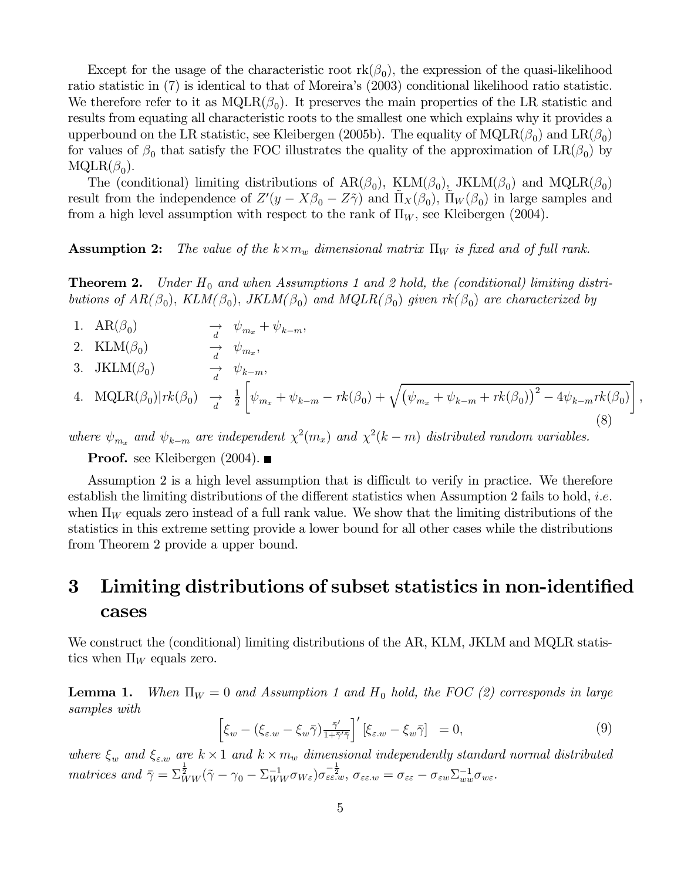Except for the usage of the characteristic root $\text{rk}(\beta_0)$, the expression of the quasi-likelihood ratio statistic in (7) is identical to that of Moreira's (2003) conditional likelihood ratio statistic. We therefore refer to it as $\text{MQLR}(\beta_0)$. It preserves the main properties of the LR statistic and results from equating all characteristic roots to the smallest one which explains why it provides a upperbound on the LR statistic, see Kleibergen (2005b). The equality of $\text{MQLR}(\beta_0)$ and $\text{LR}(\beta_0)$ for values of $\beta_0$ that satisfy the FOC illustrates the quality of the approximation of $\text{LR}(\beta_0)$ by $\text{MQLR}(\beta_0)$.

The (conditional) limiting distributions of $\text{AR}(\beta_0)$, $\text{KLM}(\beta_0)$, $\text{JKLM}(\beta_0)$ and $\text{MQLR}(\beta_0)$ result from the independence of $Z'(y - X\beta_0 - Z\tilde{\gamma})$ and $\tilde{\Pi}_X(\beta_0)$, $\tilde{\Pi}_W(\beta_0)$ in large samples and from a high level assumption with respect to the rank of $\Pi_W$, see Kleibergen (2004).

**Assumption 2:** *The value of the $k \times m_w$ dimensional matrix $\Pi_W$ is fixed and of full rank.*

**Theorem 2.** *Under $H_0$ and when Assumptions 1 and 2 hold, the (conditional) limiting distributions of $AR(\beta_0)$, $KLM(\beta_0)$, $JKLM(\beta_0)$ and $MQLR(\beta_0)$ given $rk(\beta_0)$ are characterized by*

1. $\text{AR}(\beta_0) \underset{d}{\to} \psi_{m_x} + \psi_{k-m}$,
2. $\text{KLM}(\beta_0) \underset{d}{\to} \psi_{m_x}$,
3. $\text{JKLM}(\beta_0) \underset{d}{\to} \psi_{k-m}$,
4. $$\text{MQLR}(\beta_0)|rk(\beta_0) \underset{d}{\to} \tfrac{1}{2}\left[\psi_{m_x} + \psi_{k-m} - rk(\beta_0) + \sqrt{\left(\psi_{m_x} + \psi_{k-m} + rk(\beta_0)\right)^2 - 4\psi_{k-m} rk(\beta_0)}\right], \tag{8}$$

*where $\psi_{m_x}$ and $\psi_{k-m}$ are independent $\chi^2(m_x)$ and $\chi^2(k-m)$ distributed random variables.*

**Proof.** see Kleibergen (2004). ∎

Assumption 2 is a high level assumption that is difficult to verify in practice. We therefore establish the limiting distributions of the different statistics when Assumption 2 fails to hold, *i.e.* when $\Pi_W$ equals zero instead of a full rank value. We show that the limiting distributions of the statistics in this extreme setting provide a lower bound for all other cases while the distributions from Theorem 2 provide a upper bound.

# 3 Limiting distributions of subset statistics in non-identified cases

We construct the (conditional) limiting distributions of the AR, KLM, JKLM and MQLR statistics when $\Pi_W$ equals zero.

**Lemma 1.** *When $\Pi_W = 0$ and Assumption 1 and $H_0$ hold, the FOC (2) corresponds in large samples with*

$$\left[\xi_w - (\xi_{\varepsilon.w} - \xi_w \bar{\gamma})\tfrac{\bar{\gamma}'}{1+\bar{\gamma}'\bar{\gamma}}\right]' [\xi_{\varepsilon.w} - \xi_w \bar{\gamma}] \;\; = 0, \tag{9}$$

*where $\xi_w$ and $\xi_{\varepsilon.w}$ are $k \times 1$ and $k \times m_w$ dimensional independently standard normal distributed matrices and $\bar{\gamma} = \Sigma_{WW}^{\frac{1}{2}}(\tilde{\gamma} - \gamma_0 - \Sigma_{WW}^{-1}\sigma_{W\varepsilon})\sigma_{\varepsilon\varepsilon.w}^{-\frac{1}{2}}$, $\sigma_{\varepsilon\varepsilon.w} = \sigma_{\varepsilon\varepsilon} - \sigma_{\varepsilon w}\Sigma_{ww}^{-1}\sigma_{w\varepsilon}$.*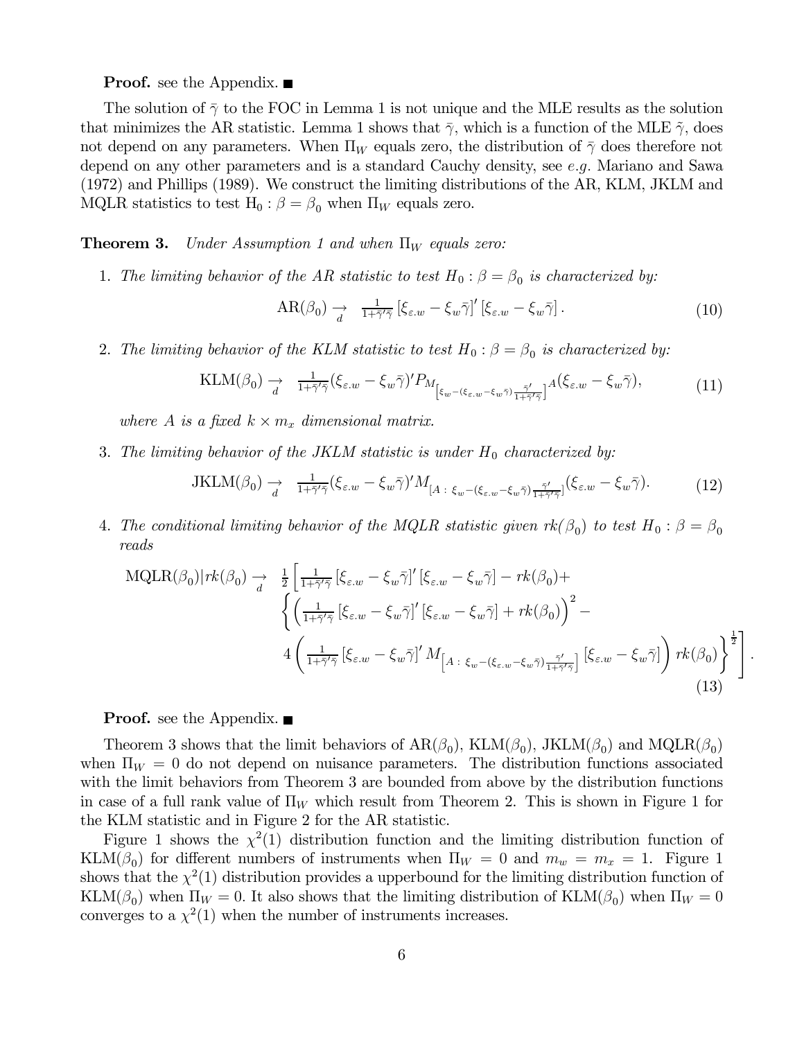**Proof.** see the Appendix. ■

The solution of $\bar{\gamma}$ to the FOC in Lemma 1 is not unique and the MLE results as the solution that minimizes the AR statistic. Lemma 1 shows that $\bar{\gamma}$, which is a function of the MLE $\tilde{\gamma}$, does not depend on any parameters. When $\Pi_W$ equals zero, the distribution of $\bar{\gamma}$ does therefore not depend on any other parameters and is a standard Cauchy density, see *e.g.* Mariano and Sawa (1972) and Phillips (1989). We construct the limiting distributions of the AR, KLM, JKLM and MQLR statistics to test $\mathrm{H}_0 : \beta = \beta_0$ when $\Pi_W$ equals zero.

**Theorem 3.** *Under Assumption 1 and when $\Pi_W$ equals zero:*

1. *The limiting behavior of the AR statistic to test $H_0 : \beta = \beta_0$ is characterized by:*
$$\mathrm{AR}(\beta_0) \underset{d}{\rightarrow} \tfrac{1}{1+\bar{\gamma}'\bar{\gamma}} \left[\xi_{\varepsilon.w} - \xi_w \bar{\gamma}\right]' \left[\xi_{\varepsilon.w} - \xi_w \bar{\gamma}\right]. \tag{10}$$

2. *The limiting behavior of the KLM statistic to test $H_0 : \beta = \beta_0$ is characterized by:*
$$\mathrm{KLM}(\beta_0) \underset{d}{\rightarrow} \tfrac{1}{1+\bar{\gamma}'\bar{\gamma}}(\xi_{\varepsilon.w} - \xi_w \bar{\gamma})' P_{M_{\left[\xi_w - (\xi_{\varepsilon.w} - \xi_w\bar{\gamma})\frac{\bar{\gamma}'}{1+\bar{\gamma}'\bar{\gamma}}\right]}A}(\xi_{\varepsilon.w} - \xi_w \bar{\gamma}), \tag{11}$$
*where $A$ is a fixed $k \times m_x$ dimensional matrix.*

3. *The limiting behavior of the JKLM statistic is under $H_0$ characterized by:*
$$\mathrm{JKLM}(\beta_0) \underset{d}{\rightarrow} \tfrac{1}{1+\bar{\gamma}'\bar{\gamma}}(\xi_{\varepsilon.w} - \xi_w \bar{\gamma})' M_{\left[A\,:\,\xi_w - (\xi_{\varepsilon.w} - \xi_w\bar{\gamma})\frac{\bar{\gamma}'}{1+\bar{\gamma}'\bar{\gamma}}\right]}(\xi_{\varepsilon.w} - \xi_w \bar{\gamma}). \tag{12}$$

4. *The conditional limiting behavior of the MQLR statistic given $rk(\beta_0)$ to test $H_0 : \beta = \beta_0$ reads*
$$\begin{aligned}\mathrm{MQLR}(\beta_0)|rk(\beta_0) \underset{d}{\rightarrow} \ & \tfrac{1}{2}\Bigg[\tfrac{1}{1+\bar{\gamma}'\bar{\gamma}}\left[\xi_{\varepsilon.w} - \xi_w \bar{\gamma}\right]'\left[\xi_{\varepsilon.w} - \xi_w \bar{\gamma}\right] - rk(\beta_0) + \\ & \Bigg\{\left(\tfrac{1}{1+\bar{\gamma}'\bar{\gamma}}\left[\xi_{\varepsilon.w} - \xi_w \bar{\gamma}\right]'\left[\xi_{\varepsilon.w} - \xi_w \bar{\gamma}\right] + rk(\beta_0)\right)^2 - \\ & 4\left(\tfrac{1}{1+\bar{\gamma}'\bar{\gamma}}\left[\xi_{\varepsilon.w} - \xi_w \bar{\gamma}\right]' M_{\left[A\,:\,\xi_w - (\xi_{\varepsilon.w} - \xi_w\bar{\gamma})\frac{\bar{\gamma}'}{1+\bar{\gamma}'\bar{\gamma}}\right]}\left[\xi_{\varepsilon.w} - \xi_w \bar{\gamma}\right]\right) rk(\beta_0)\Bigg\}^{\frac{1}{2}}\Bigg].\end{aligned} \tag{13}$$

**Proof.** see the Appendix. ■

Theorem 3 shows that the limit behaviors of $\mathrm{AR}(\beta_0)$, $\mathrm{KLM}(\beta_0)$, $\mathrm{JKLM}(\beta_0)$ and $\mathrm{MQLR}(\beta_0)$ when $\Pi_W = 0$ do not depend on nuisance parameters. The distribution functions associated with the limit behaviors from Theorem 3 are bounded from above by the distribution functions in case of a full rank value of $\Pi_W$ which result from Theorem 2. This is shown in Figure 1 for the KLM statistic and in Figure 2 for the AR statistic.

Figure 1 shows the $\chi^2(1)$ distribution function and the limiting distribution function of $\mathrm{KLM}(\beta_0)$ for different numbers of instruments when $\Pi_W = 0$ and $m_w = m_x = 1$. Figure 1 shows that the $\chi^2(1)$ distribution provides a upperbound for the limiting distribution function of $\mathrm{KLM}(\beta_0)$ when $\Pi_W = 0$. It also shows that the limiting distribution of $\mathrm{KLM}(\beta_0)$ when $\Pi_W = 0$ converges to a $\chi^2(1)$ when the number of instruments increases.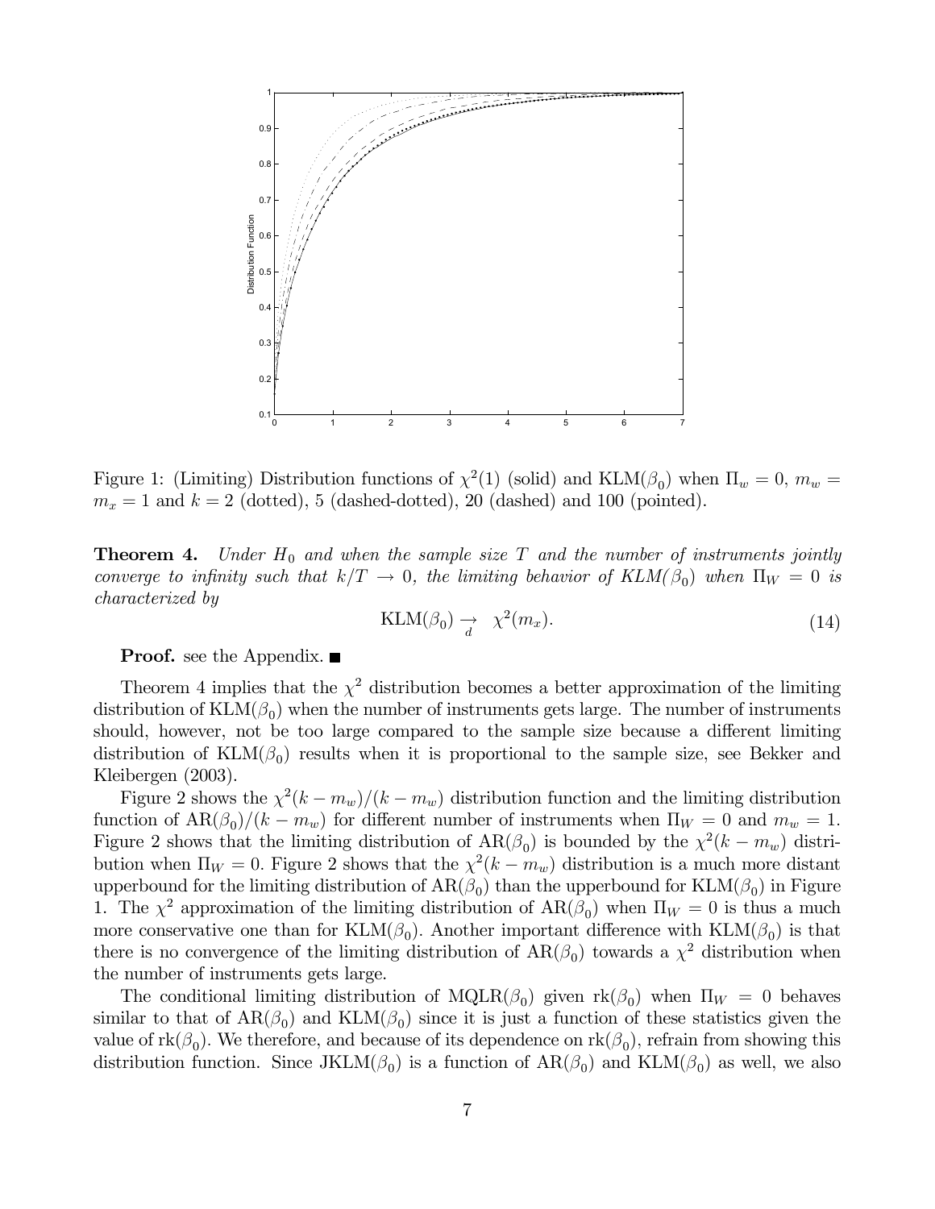Figure 1: (Limiting) Distribution functions of $\chi^2(1)$ (solid) and KLM($\beta_0$) when $\Pi_w = 0$, $m_w = m_x = 1$ and $k = 2$ (dotted), 5 (dashed-dotted), 20 (dashed) and 100 (pointed).

**Theorem 4.** *Under $H_0$ and when the sample size $T$ and the number of instruments jointly converge to infinity such that $k/T \to 0$, the limiting behavior of KLM($\beta_0$) when $\Pi_W = 0$ is characterized by*

$$\text{KLM}(\beta_0) \underset{d}{\to} \chi^2(m_x). \tag{14}$$

**Proof.** see the Appendix. ■

Theorem 4 implies that the $\chi^2$ distribution becomes a better approximation of the limiting distribution of KLM($\beta_0$) when the number of instruments gets large. The number of instruments should, however, not be too large compared to the sample size because a different limiting distribution of KLM($\beta_0$) results when it is proportional to the sample size, see Bekker and Kleibergen (2003).

Figure 2 shows the $\chi^2(k - m_w)/(k - m_w)$ distribution function and the limiting distribution function of AR($\beta_0$)$/(k - m_w)$ for different number of instruments when $\Pi_W = 0$ and $m_w = 1$. Figure 2 shows that the limiting distribution of AR($\beta_0$) is bounded by the $\chi^2(k - m_w)$ distribution when $\Pi_W = 0$. Figure 2 shows that the $\chi^2(k - m_w)$ distribution is a much more distant upperbound for the limiting distribution of AR($\beta_0$) than the upperbound for KLM($\beta_0$) in Figure 1. The $\chi^2$ approximation of the limiting distribution of AR($\beta_0$) when $\Pi_W = 0$ is thus a much more conservative one than for KLM($\beta_0$). Another important difference with KLM($\beta_0$) is that there is no convergence of the limiting distribution of AR($\beta_0$) towards a $\chi^2$ distribution when the number of instruments gets large.

The conditional limiting distribution of MQLR($\beta_0$) given rk($\beta_0$) when $\Pi_W = 0$ behaves similar to that of AR($\beta_0$) and KLM($\beta_0$) since it is just a function of these statistics given the value of rk($\beta_0$). We therefore, and because of its dependence on rk($\beta_0$), refrain from showing this distribution function. Since JKLM($\beta_0$) is a function of AR($\beta_0$) and KLM($\beta_0$) as well, we also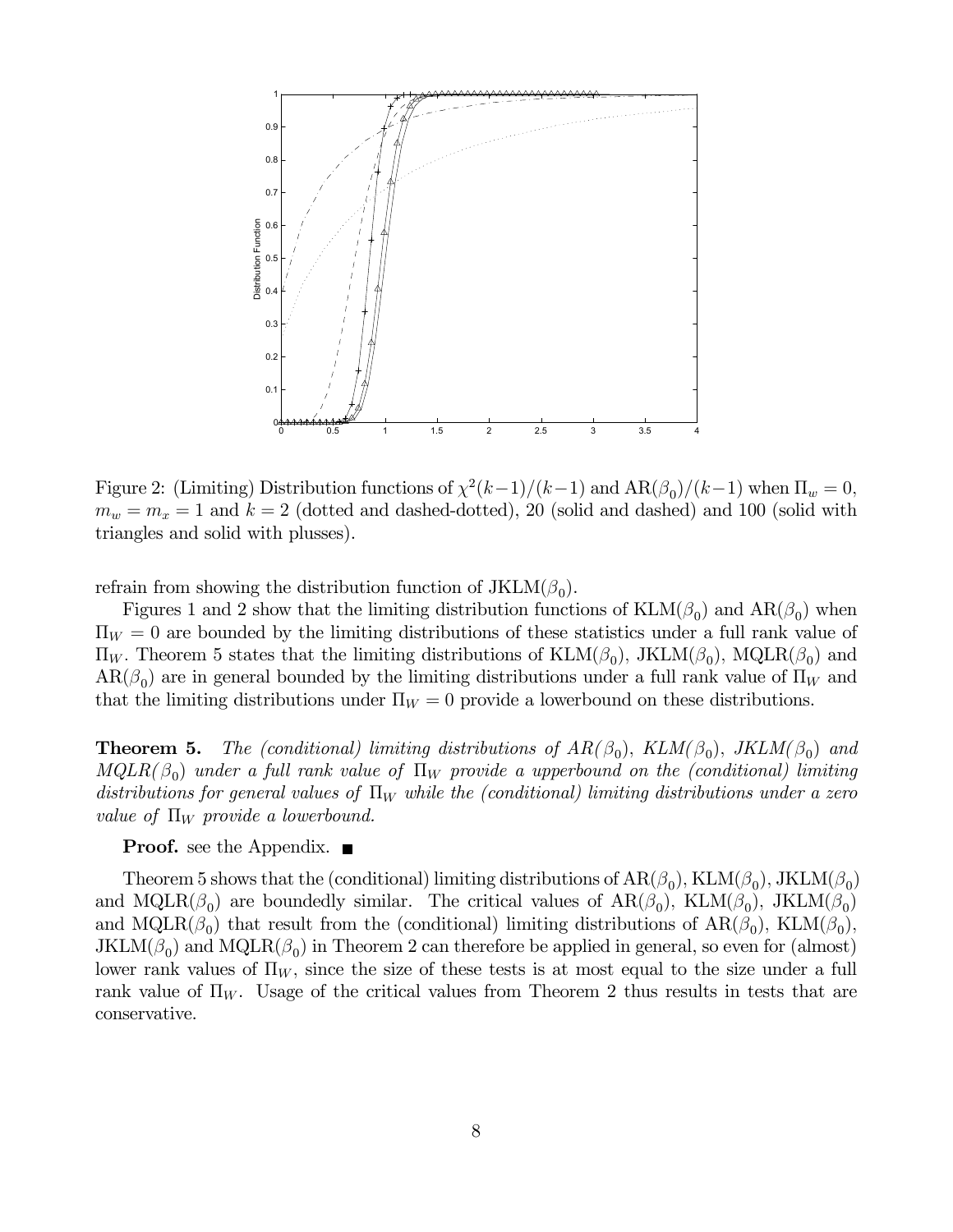Figure 2: (Limiting) Distribution functions of $\chi^2(k-1)/(k-1)$ and $\mathrm{AR}(\beta_0)/(k-1)$ when $\Pi_w = 0$, $m_w = m_x = 1$ and $k = 2$ (dotted and dashed-dotted), 20 (solid and dashed) and 100 (solid with triangles and solid with plusses).

refrain from showing the distribution function of $\mathrm{JKLM}(\beta_0)$.

Figures 1 and 2 show that the limiting distribution functions of $\mathrm{KLM}(\beta_0)$ and $\mathrm{AR}(\beta_0)$ when $\Pi_W = 0$ are bounded by the limiting distributions of these statistics under a full rank value of $\Pi_W$. Theorem 5 states that the limiting distributions of $\mathrm{KLM}(\beta_0)$, $\mathrm{JKLM}(\beta_0)$, $\mathrm{MQLR}(\beta_0)$ and $\mathrm{AR}(\beta_0)$ are in general bounded by the limiting distributions under a full rank value of $\Pi_W$ and that the limiting distributions under $\Pi_W = 0$ provide a lowerbound on these distributions.

**Theorem 5.** *The (conditional) limiting distributions of $AR(\beta_0)$, $KLM(\beta_0)$, $JKLM(\beta_0)$ and $MQLR(\beta_0)$ under a full rank value of $\Pi_W$ provide a upperbound on the (conditional) limiting distributions for general values of $\Pi_W$ while the (conditional) limiting distributions under a zero value of $\Pi_W$ provide a lowerbound.*

**Proof.** see the Appendix. ∎

Theorem 5 shows that the (conditional) limiting distributions of $\mathrm{AR}(\beta_0)$, $\mathrm{KLM}(\beta_0)$, $\mathrm{JKLM}(\beta_0)$ and $\mathrm{MQLR}(\beta_0)$ are boundedly similar. The critical values of $\mathrm{AR}(\beta_0)$, $\mathrm{KLM}(\beta_0)$, $\mathrm{JKLM}(\beta_0)$ and $\mathrm{MQLR}(\beta_0)$ that result from the (conditional) limiting distributions of $\mathrm{AR}(\beta_0)$, $\mathrm{KLM}(\beta_0)$, $\mathrm{JKLM}(\beta_0)$ and $\mathrm{MQLR}(\beta_0)$ in Theorem 2 can therefore be applied in general, so even for (almost) lower rank values of $\Pi_W$, since the size of these tests is at most equal to the size under a full rank value of $\Pi_W$. Usage of the critical values from Theorem 2 thus results in tests that are conservative.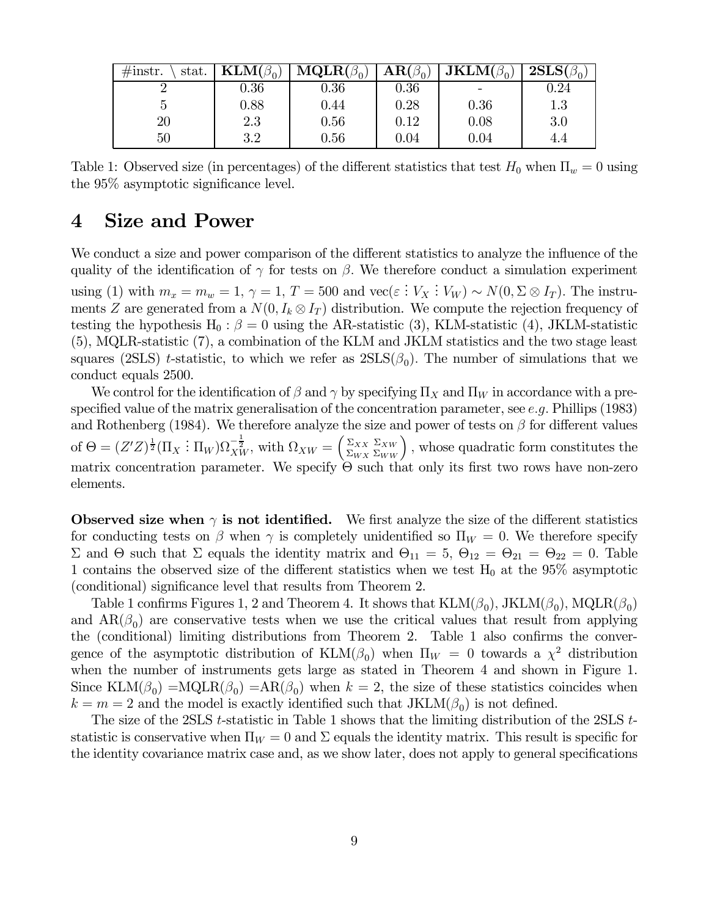| #instr. \ stat. | **KLM**($\beta_0$) | **MQLR**($\beta_0$) | **AR**($\beta_0$) | **JKLM**($\beta_0$) | **2SLS**($\beta_0$) |
|---|---|---|---|---|---|
| 2 | 0.36 | 0.36 | 0.36 | - | 0.24 |
| 5 | 0.88 | 0.44 | 0.28 | 0.36 | 1.3 |
| 20 | 2.3 | 0.56 | 0.12 | 0.08 | 3.0 |
| 50 | 3.2 | 0.56 | 0.04 | 0.04 | 4.4 |

Table 1: Observed size (in percentages) of the different statistics that test $H_0$ when $\Pi_w = 0$ using the 95% asymptotic significance level.

# 4 Size and Power

We conduct a size and power comparison of the different statistics to analyze the influence of the quality of the identification of $\gamma$ for tests on $\beta$. We therefore conduct a simulation experiment using (1) with $m_x = m_w = 1$, $\gamma = 1$, $T = 500$ and $\text{vec}(\varepsilon \vdots V_X \vdots V_W) \sim N(0, \Sigma \otimes I_T)$. The instruments $Z$ are generated from a $N(0, I_k \otimes I_T)$ distribution. We compute the rejection frequency of testing the hypothesis $\text{H}_0 : \beta = 0$ using the AR-statistic (3), KLM-statistic (4), JKLM-statistic (5), MQLR-statistic (7), a combination of the KLM and JKLM statistics and the two stage least squares (2SLS) $t$-statistic, to which we refer as $\text{2SLS}(\beta_0)$. The number of simulations that we conduct equals 2500.

We control for the identification of $\beta$ and $\gamma$ by specifying $\Pi_X$ and $\Pi_W$ in accordance with a prespecified value of the matrix generalisation of the concentration parameter, see *e.g.* Phillips (1983) and Rothenberg (1984). We therefore analyze the size and power of tests on $\beta$ for different values of $\Theta = (Z'Z)^{\frac{1}{2}}(\Pi_X \vdots \Pi_W)\Omega_{XW}^{-\frac{1}{2}}$, with $\Omega_{XW} = \begin{pmatrix} \Sigma_{XX} & \Sigma_{XW} \\ \Sigma_{WX} & \Sigma_{WW} \end{pmatrix}$, whose quadratic form constitutes the matrix concentration parameter. We specify $\Theta$ such that only its first two rows have non-zero elements.

**Observed size when $\gamma$ is not identified.** We first analyze the size of the different statistics for conducting tests on $\beta$ when $\gamma$ is completely unidentified so $\Pi_W = 0$. We therefore specify $\Sigma$ and $\Theta$ such that $\Sigma$ equals the identity matrix and $\Theta_{11} = 5$, $\Theta_{12} = \Theta_{21} = \Theta_{22} = 0$. Table 1 contains the observed size of the different statistics when we test $\text{H}_0$ at the 95% asymptotic (conditional) significance level that results from Theorem 2.

Table 1 confirms Figures 1, 2 and Theorem 4. It shows that $\text{KLM}(\beta_0)$, $\text{JKLM}(\beta_0)$, $\text{MQLR}(\beta_0)$ and $\text{AR}(\beta_0)$ are conservative tests when we use the critical values that result from applying the (conditional) limiting distributions from Theorem 2. Table 1 also confirms the convergence of the asymptotic distribution of $\text{KLM}(\beta_0)$ when $\Pi_W = 0$ towards a $\chi^2$ distribution when the number of instruments gets large as stated in Theorem 4 and shown in Figure 1. Since $\text{KLM}(\beta_0) = \text{MQLR}(\beta_0) = \text{AR}(\beta_0)$ when $k = 2$, the size of these statistics coincides when $k = m = 2$ and the model is exactly identified such that $\text{JKLM}(\beta_0)$ is not defined.

The size of the 2SLS $t$-statistic in Table 1 shows that the limiting distribution of the 2SLS $t$-statistic is conservative when $\Pi_W = 0$ and $\Sigma$ equals the identity matrix. This result is specific for the identity covariance matrix case and, as we show later, does not apply to general specifications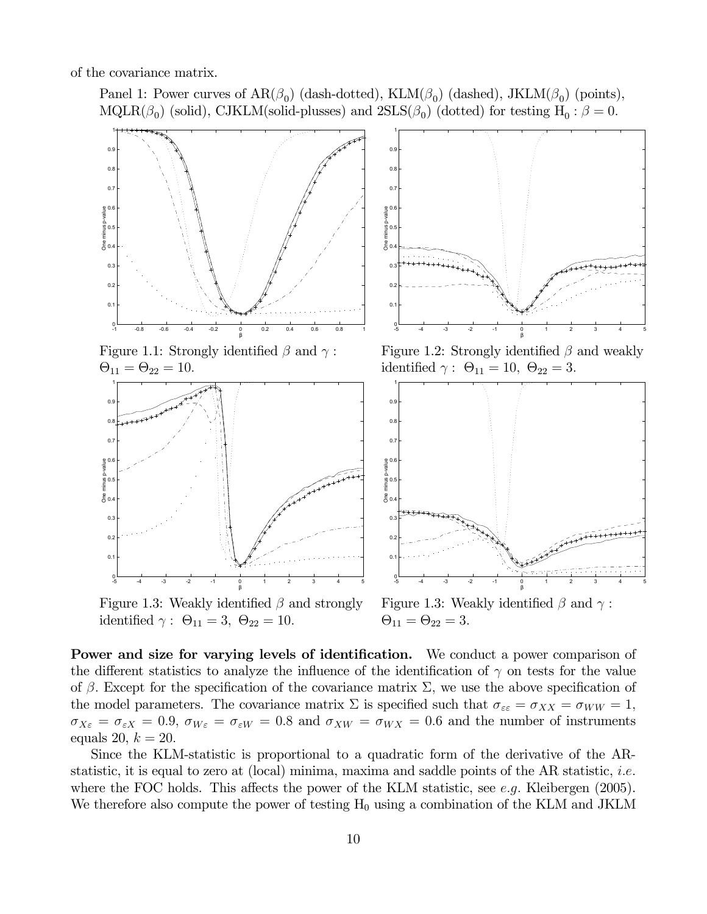of the covariance matrix.

Panel 1: Power curves of $\text{AR}(\beta_0)$ (dash-dotted), $\text{KLM}(\beta_0)$ (dashed), $\text{JKLM}(\beta_0)$ (points), $\text{MQLR}(\beta_0)$ (solid), CJKLM(solid-plusses) and $\text{2SLS}(\beta_0)$ (dotted) for testing $\text{H}_0 : \beta = 0$.

Figure 1.1: Strongly identified $\beta$ and $\gamma$ : $\Theta_{11} = \Theta_{22} = 10$.

Figure 1.2: Strongly identified $\beta$ and weakly identified $\gamma$ : $\Theta_{11} = 10,\ \Theta_{22} = 3$.

Figure 1.3: Weakly identified $\beta$ and strongly identified $\gamma$ : $\Theta_{11} = 3,\ \Theta_{22} = 10$.

Figure 1.3: Weakly identified $\beta$ and $\gamma$ : $\Theta_{11} = \Theta_{22} = 3$.

**Power and size for varying levels of identification.** We conduct a power comparison of the different statistics to analyze the influence of the identification of $\gamma$ on tests for the value of $\beta$. Except for the specification of the covariance matrix $\Sigma$, we use the above specification of the model parameters. The covariance matrix $\Sigma$ is specified such that $\sigma_{\varepsilon\varepsilon} = \sigma_{XX} = \sigma_{WW} = 1$, $\sigma_{X\varepsilon} = \sigma_{\varepsilon X} = 0.9$, $\sigma_{W\varepsilon} = \sigma_{\varepsilon W} = 0.8$ and $\sigma_{XW} = \sigma_{WX} = 0.6$ and the number of instruments equals 20, $k = 20$.

Since the KLM-statistic is proportional to a quadratic form of the derivative of the AR-statistic, it is equal to zero at (local) minima, maxima and saddle points of the AR statistic, *i.e.* where the FOC holds. This affects the power of the KLM statistic, see *e.g.* Kleibergen (2005). We therefore also compute the power of testing $\text{H}_0$ using a combination of the KLM and JKLM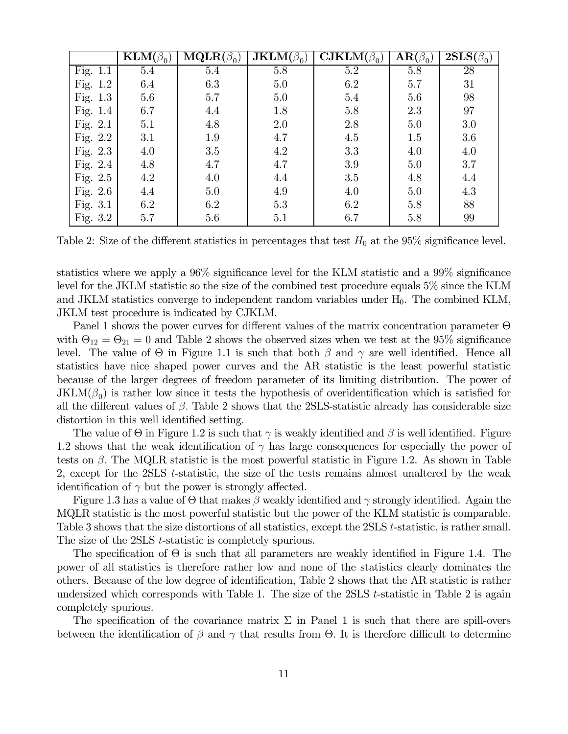| | $\mathbf{KLM}(\beta_0)$ | $\mathbf{MQLR}(\beta_0)$ | $\mathbf{JKLM}(\beta_0)$ | $\mathbf{CJKLM}(\beta_0)$ | $\mathbf{AR}(\beta_0)$ | $\mathbf{2SLS}(\beta_0)$ |
|---|---|---|---|---|---|---|
| Fig. 1.1 | 5.4 | 5.4 | 5.8 | 5.2 | 5.8 | 28 |
| Fig. 1.2 | 6.4 | 6.3 | 5.0 | 6.2 | 5.7 | 31 |
| Fig. 1.3 | 5.6 | 5.7 | 5.0 | 5.4 | 5.6 | 98 |
| Fig. 1.4 | 6.7 | 4.4 | 1.8 | 5.8 | 2.3 | 97 |
| Fig. 2.1 | 5.1 | 4.8 | 2.0 | 2.8 | 5.0 | 3.0 |
| Fig. 2.2 | 3.1 | 1.9 | 4.7 | 4.5 | 1.5 | 3.6 |
| Fig. 2.3 | 4.0 | 3.5 | 4.2 | 3.3 | 4.0 | 4.0 |
| Fig. 2.4 | 4.8 | 4.7 | 4.7 | 3.9 | 5.0 | 3.7 |
| Fig. 2.5 | 4.2 | 4.0 | 4.4 | 3.5 | 4.8 | 4.4 |
| Fig. 2.6 | 4.4 | 5.0 | 4.9 | 4.0 | 5.0 | 4.3 |
| Fig. 3.1 | 6.2 | 6.2 | 5.3 | 6.2 | 5.8 | 88 |
| Fig. 3.2 | 5.7 | 5.6 | 5.1 | 6.7 | 5.8 | 99 |

Table 2: Size of the different statistics in percentages that test $H_0$ at the 95% significance level.

statistics where we apply a 96% significance level for the KLM statistic and a 99% significance level for the JKLM statistic so the size of the combined test procedure equals 5% since the KLM and JKLM statistics converge to independent random variables under $\text{H}_0$. The combined KLM, JKLM test procedure is indicated by CJKLM.

Panel 1 shows the power curves for different values of the matrix concentration parameter $\Theta$ with $\Theta_{12} = \Theta_{21} = 0$ and Table 2 shows the observed sizes when we test at the 95% significance level. The value of $\Theta$ in Figure 1.1 is such that both $\beta$ and $\gamma$ are well identified. Hence all statistics have nice shaped power curves and the AR statistic is the least powerful statistic because of the larger degrees of freedom parameter of its limiting distribution. The power of $\text{JKLM}(\beta_0)$ is rather low since it tests the hypothesis of overidentification which is satisfied for all the different values of $\beta$. Table 2 shows that the 2SLS-statistic already has considerable size distortion in this well identified setting.

The value of $\Theta$ in Figure 1.2 is such that $\gamma$ is weakly identified and $\beta$ is well identified. Figure 1.2 shows that the weak identification of $\gamma$ has large consequences for especially the power of tests on $\beta$. The MQLR statistic is the most powerful statistic in Figure 1.2. As shown in Table 2, except for the 2SLS $t$-statistic, the size of the tests remains almost unaltered by the weak identification of $\gamma$ but the power is strongly affected.

Figure 1.3 has a value of $\Theta$ that makes $\beta$ weakly identified and $\gamma$ strongly identified. Again the MQLR statistic is the most powerful statistic but the power of the KLM statistic is comparable. Table 3 shows that the size distortions of all statistics, except the 2SLS $t$-statistic, is rather small. The size of the 2SLS $t$-statistic is completely spurious.

The specification of $\Theta$ is such that all parameters are weakly identified in Figure 1.4. The power of all statistics is therefore rather low and none of the statistics clearly dominates the others. Because of the low degree of identification, Table 2 shows that the AR statistic is rather undersized which corresponds with Table 1. The size of the 2SLS $t$-statistic in Table 2 is again completely spurious.

The specification of the covariance matrix $\Sigma$ in Panel 1 is such that there are spill-overs between the identification of $\beta$ and $\gamma$ that results from $\Theta$. It is therefore difficult to determine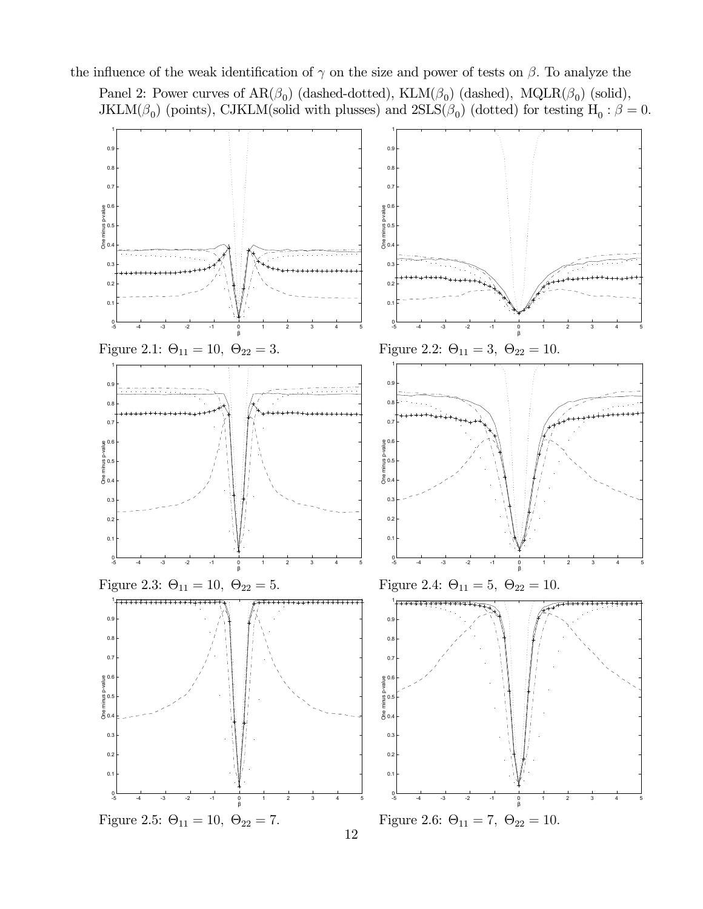the influence of the weak identification of $\gamma$ on the size and power of tests on $\beta$. To analyze the

Panel 2: Power curves of AR($\beta_0$) (dashed-dotted), KLM($\beta_0$) (dashed), MQLR($\beta_0$) (solid), JKLM($\beta_0$) (points), CJKLM(solid with plusses) and 2SLS($\beta_0$) (dotted) for testing $\mathrm{H}_0 : \beta = 0$.

Figure 2.1: $\Theta_{11} = 10,\ \Theta_{22} = 3.$

Figure 2.2: $\Theta_{11} = 3,\ \Theta_{22} = 10.$

Figure 2.3: $\Theta_{11} = 10,\ \Theta_{22} = 5.$

Figure 2.4: $\Theta_{11} = 5,\ \Theta_{22} = 10.$

Figure 2.5: $\Theta_{11} = 10,\ \Theta_{22} = 7.$

Figure 2.6: $\Theta_{11} = 7,\ \Theta_{22} = 10.$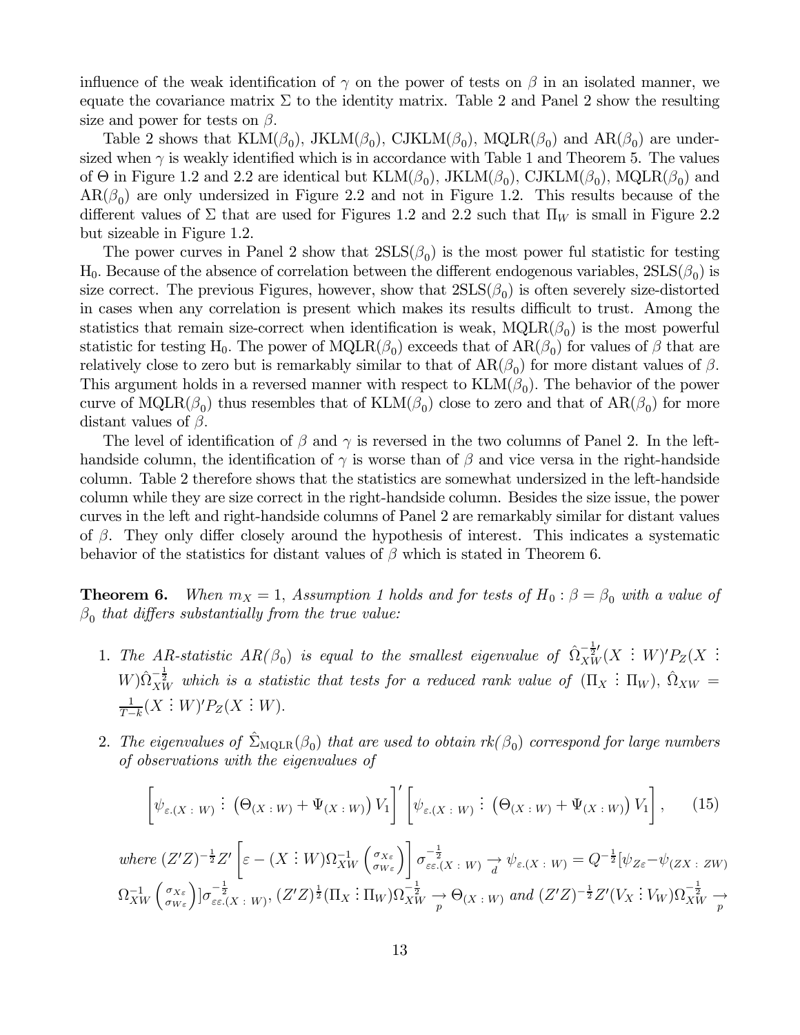influence of the weak identification of $\gamma$ on the power of tests on $\beta$ in an isolated manner, we equate the covariance matrix $\Sigma$ to the identity matrix. Table 2 and Panel 2 show the resulting size and power for tests on $\beta$.

Table 2 shows that KLM$(\beta_0)$, JKLM$(\beta_0)$, CJKLM$(\beta_0)$, MQLR$(\beta_0)$ and AR$(\beta_0)$ are undersized when $\gamma$ is weakly identified which is in accordance with Table 1 and Theorem 5. The values of $\Theta$ in Figure 1.2 and 2.2 are identical but KLM$(\beta_0)$, JKLM$(\beta_0)$, CJKLM$(\beta_0)$, MQLR$(\beta_0)$ and AR$(\beta_0)$ are only undersized in Figure 2.2 and not in Figure 1.2. This results because of the different values of $\Sigma$ that are used for Figures 1.2 and 2.2 such that $\Pi_W$ is small in Figure 2.2 but sizeable in Figure 1.2.

The power curves in Panel 2 show that 2SLS$(\beta_0)$ is the most power ful statistic for testing H$_0$. Because of the absence of correlation between the different endogenous variables, 2SLS$(\beta_0)$ is size correct. The previous Figures, however, show that 2SLS$(\beta_0)$ is often severely size-distorted in cases when any correlation is present which makes its results difficult to trust. Among the statistics that remain size-correct when identification is weak, MQLR$(\beta_0)$ is the most powerful statistic for testing H$_0$. The power of MQLR$(\beta_0)$ exceeds that of AR$(\beta_0)$ for values of $\beta$ that are relatively close to zero but is remarkably similar to that of AR$(\beta_0)$ for more distant values of $\beta$. This argument holds in a reversed manner with respect to KLM$(\beta_0)$. The behavior of the power curve of MQLR$(\beta_0)$ thus resembles that of KLM$(\beta_0)$ close to zero and that of AR$(\beta_0)$ for more distant values of $\beta$.

The level of identification of $\beta$ and $\gamma$ is reversed in the two columns of Panel 2. In the left-handside column, the identification of $\gamma$ is worse than of $\beta$ and vice versa in the right-handside column. Table 2 therefore shows that the statistics are somewhat undersized in the left-handside column while they are size correct in the right-handside column. Besides the size issue, the power curves in the left and right-handside columns of Panel 2 are remarkably similar for distant values of $\beta$. They only differ closely around the hypothesis of interest. This indicates a systematic behavior of the statistics for distant values of $\beta$ which is stated in Theorem 6.

**Theorem 6.** *When $m_X = 1$, Assumption 1 holds and for tests of $H_0 : \beta = \beta_0$ with a value of $\beta_0$ that differs substantially from the true value:*

1. *The AR-statistic AR$(\beta_0)$ is equal to the smallest eigenvalue of $\hat{\Omega}_{XW}^{-\frac{1}{2}\prime}(X \vdots W)' P_Z (X \vdots W)\hat{\Omega}_{XW}^{-\frac{1}{2}}$ which is a statistic that tests for a reduced rank value of $(\Pi_X \vdots \Pi_W)$, $\hat{\Omega}_{XW} = \frac{1}{T-k}(X \vdots W)'P_Z(X \vdots W)$.*

2. *The eigenvalues of $\hat{\Sigma}_{\text{MQLR}}(\beta_0)$ that are used to obtain rk$(\beta_0)$ correspond for large numbers of observations with the eigenvalues of*

$$\left[\psi_{\varepsilon.(X\,:\,W)} \vdots \left(\Theta_{(X\,:\,W)} + \Psi_{(X\,:\,W)}\right)V_1\right]' \left[\psi_{\varepsilon.(X\,:\,W)} \vdots \left(\Theta_{(X\,:\,W)} + \Psi_{(X\,:\,W)}\right)V_1\right], \quad (15)$$

*where $(Z'Z)^{-\frac{1}{2}}Z'\left[\varepsilon - (X \vdots W)\Omega_{XW}^{-1}\begin{pmatrix}\sigma_{X\varepsilon}\\ \sigma_{W\varepsilon}\end{pmatrix}\right]\sigma_{\varepsilon\varepsilon.(X\,:\,W)}^{-\frac{1}{2}} \underset{d}{\rightarrow} \psi_{\varepsilon.(X\,:\,W)} = Q^{-\frac{1}{2}}[\psi_{Z\varepsilon} - \psi_{(ZX\,:\,ZW)}\Omega_{XW}^{-1}\begin{pmatrix}\sigma_{X\varepsilon}\\ \sigma_{W\varepsilon}\end{pmatrix}]\sigma_{\varepsilon\varepsilon.(X\,:\,W)}^{-\frac{1}{2}}$, $(Z'Z)^{\frac{1}{2}}(\Pi_X \vdots \Pi_W)\Omega_{XW}^{-\frac{1}{2}} \underset{p}{\rightarrow} \Theta_{(X\,:\,W)}$ and $(Z'Z)^{-\frac{1}{2}}Z'(V_X \vdots V_W)\Omega_{XW}^{-\frac{1}{2}} \underset{p}{\rightarrow}$*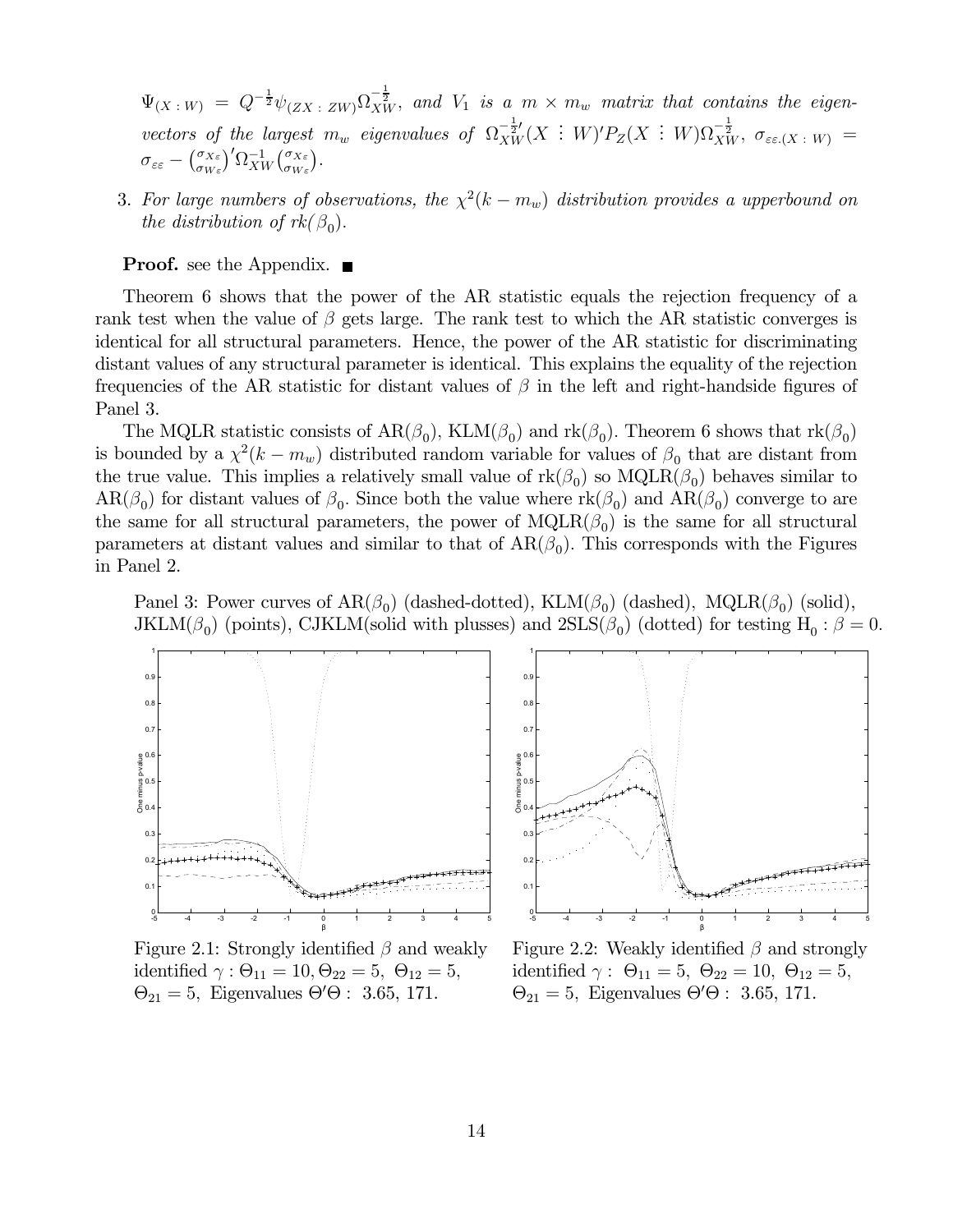$\Psi_{(X\,:\,W)} = Q^{-\frac{1}{2}}\psi_{(ZX\,:\,ZW)}\Omega_{XW}^{-\frac{1}{2}}$, *and* $V_1$ *is a* $m \times m_w$ *matrix that contains the eigenvectors of the largest* $m_w$ *eigenvalues of* $\Omega_{XW}^{-\frac{1}{2}\prime}(X \,\vdots\, W)'P_Z(X \,\vdots\, W)\Omega_{XW}^{-\frac{1}{2}}$, $\sigma_{\varepsilon\varepsilon.(X\,:\,W)} = \sigma_{\varepsilon\varepsilon} - \binom{\sigma_{X\varepsilon}}{\sigma_{W\varepsilon}}'\Omega_{XW}^{-1}\binom{\sigma_{X\varepsilon}}{\sigma_{W\varepsilon}}$.

3. *For large numbers of observations, the* $\chi^2(k - m_w)$ *distribution provides a upperbound on the distribution of* $rk(\beta_0)$.

**Proof.** see the Appendix. ■

Theorem 6 shows that the power of the AR statistic equals the rejection frequency of a rank test when the value of $\beta$ gets large. The rank test to which the AR statistic converges is identical for all structural parameters. Hence, the power of the AR statistic for discriminating distant values of any structural parameter is identical. This explains the equality of the rejection frequencies of the AR statistic for distant values of $\beta$ in the left and right-handside figures of Panel 3.

The MQLR statistic consists of AR($\beta_0$), KLM($\beta_0$) and rk($\beta_0$). Theorem 6 shows that rk($\beta_0$) is bounded by a $\chi^2(k - m_w)$ distributed random variable for values of $\beta_0$ that are distant from the true value. This implies a relatively small value of rk($\beta_0$) so MQLR($\beta_0$) behaves similar to AR($\beta_0$) for distant values of $\beta_0$. Since both the value where rk($\beta_0$) and AR($\beta_0$) converge to are the same for all structural parameters, the power of MQLR($\beta_0$) is the same for all structural parameters at distant values and similar to that of AR($\beta_0$). This corresponds with the Figures in Panel 2.

Panel 3: Power curves of AR($\beta_0$) (dashed-dotted), KLM($\beta_0$) (dashed), MQLR($\beta_0$) (solid), JKLM($\beta_0$) (points), CJKLM(solid with plusses) and 2SLS($\beta_0$) (dotted) for testing $H_0 : \beta = 0$.

Figure 2.1: Strongly identified $\beta$ and weakly identified $\gamma$ : $\Theta_{11} = 10, \Theta_{22} = 5,\ \Theta_{12} = 5,\ \Theta_{21} = 5$, Eigenvalues $\Theta'\Theta$ : 3.65, 171.

Figure 2.2: Weakly identified $\beta$ and strongly identified $\gamma$ : $\Theta_{11} = 5,\ \Theta_{22} = 10,\ \Theta_{12} = 5,\ \Theta_{21} = 5$, Eigenvalues $\Theta'\Theta$ : 3.65, 171.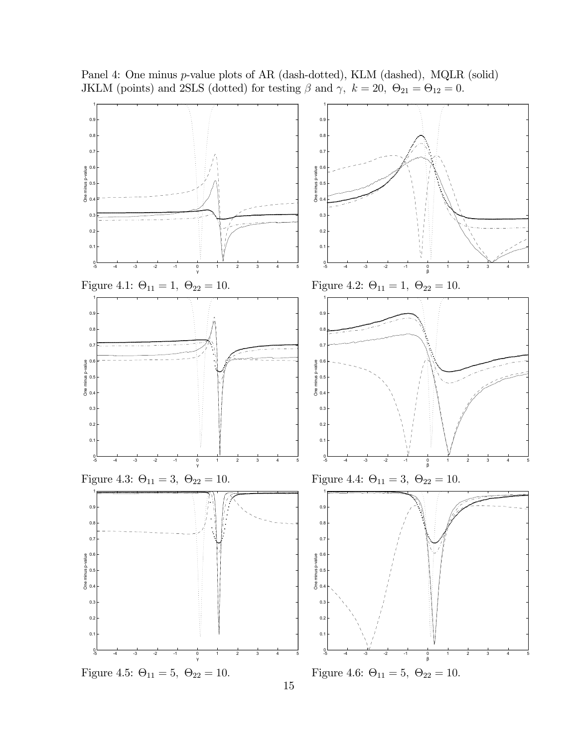Panel 4: One minus $p$-value plots of AR (dash-dotted), KLM (dashed), MQLR (solid) JKLM (points) and 2SLS (dotted) for testing $\beta$ and $\gamma$, $k = 20$, $\Theta_{21} = \Theta_{12} = 0$.

Figure 4.1: $\Theta_{11} = 1$, $\Theta_{22} = 10$.

Figure 4.2: $\Theta_{11} = 1$, $\Theta_{22} = 10$.

Figure 4.3: $\Theta_{11} = 3$, $\Theta_{22} = 10$.

Figure 4.4: $\Theta_{11} = 3$, $\Theta_{22} = 10$.

Figure 4.5: $\Theta_{11} = 5$, $\Theta_{22} = 10$.

Figure 4.6: $\Theta_{11} = 5$, $\Theta_{22} = 10$.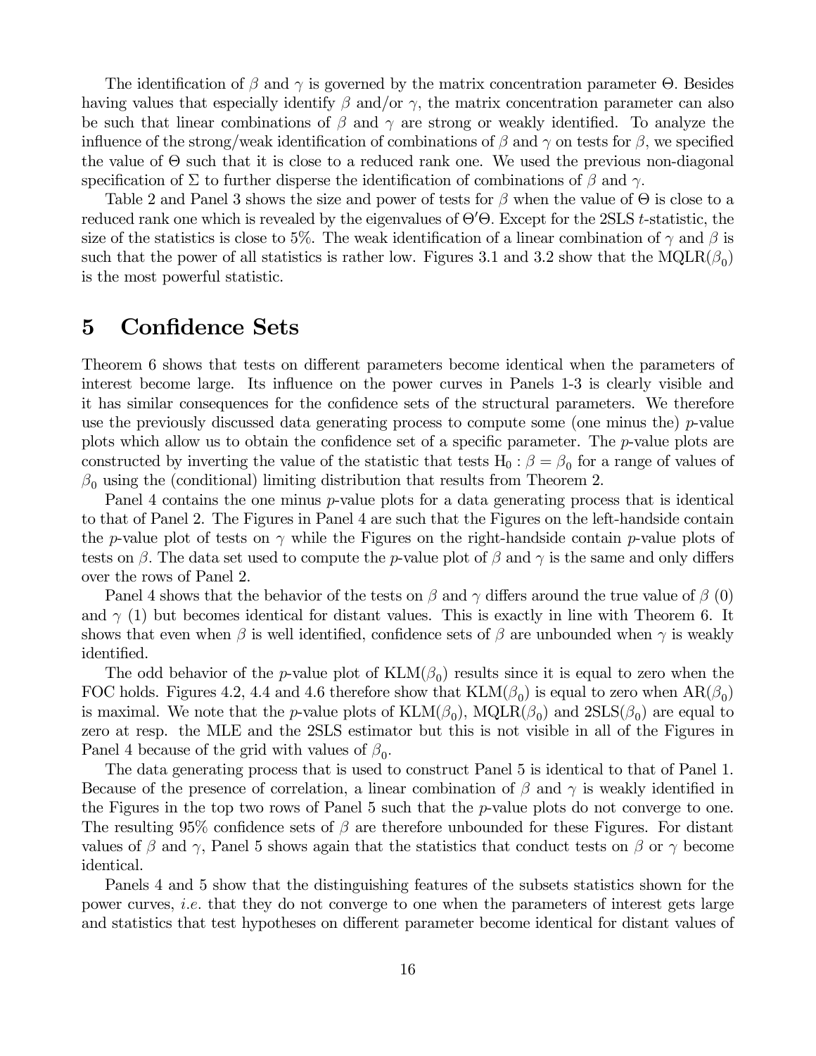The identification of $\beta$ and $\gamma$ is governed by the matrix concentration parameter $\Theta$. Besides having values that especially identify $\beta$ and/or $\gamma$, the matrix concentration parameter can also be such that linear combinations of $\beta$ and $\gamma$ are strong or weakly identified. To analyze the influence of the strong/weak identification of combinations of $\beta$ and $\gamma$ on tests for $\beta$, we specified the value of $\Theta$ such that it is close to a reduced rank one. We used the previous non-diagonal specification of $\Sigma$ to further disperse the identification of combinations of $\beta$ and $\gamma$.

Table 2 and Panel 3 shows the size and power of tests for $\beta$ when the value of $\Theta$ is close to a reduced rank one which is revealed by the eigenvalues of $\Theta'\Theta$. Except for the 2SLS $t$-statistic, the size of the statistics is close to 5%. The weak identification of a linear combination of $\gamma$ and $\beta$ is such that the power of all statistics is rather low. Figures 3.1 and 3.2 show that the MQLR$(\beta_0)$ is the most powerful statistic.

# 5 Confidence Sets

Theorem 6 shows that tests on different parameters become identical when the parameters of interest become large. Its influence on the power curves in Panels 1-3 is clearly visible and it has similar consequences for the confidence sets of the structural parameters. We therefore use the previously discussed data generating process to compute some (one minus the) $p$-value plots which allow us to obtain the confidence set of a specific parameter. The $p$-value plots are constructed by inverting the value of the statistic that tests $\text{H}_0 : \beta = \beta_0$ for a range of values of $\beta_0$ using the (conditional) limiting distribution that results from Theorem 2.

Panel 4 contains the one minus $p$-value plots for a data generating process that is identical to that of Panel 2. The Figures in Panel 4 are such that the Figures on the left-handside contain the $p$-value plot of tests on $\gamma$ while the Figures on the right-handside contain $p$-value plots of tests on $\beta$. The data set used to compute the $p$-value plot of $\beta$ and $\gamma$ is the same and only differs over the rows of Panel 2.

Panel 4 shows that the behavior of the tests on $\beta$ and $\gamma$ differs around the true value of $\beta$ (0) and $\gamma$ (1) but becomes identical for distant values. This is exactly in line with Theorem 6. It shows that even when $\beta$ is well identified, confidence sets of $\beta$ are unbounded when $\gamma$ is weakly identified.

The odd behavior of the $p$-value plot of KLM$(\beta_0)$ results since it is equal to zero when the FOC holds. Figures 4.2, 4.4 and 4.6 therefore show that KLM$(\beta_0)$ is equal to zero when AR$(\beta_0)$ is maximal. We note that the $p$-value plots of KLM$(\beta_0)$, MQLR$(\beta_0)$ and 2SLS$(\beta_0)$ are equal to zero at resp. the MLE and the 2SLS estimator but this is not visible in all of the Figures in Panel 4 because of the grid with values of $\beta_0$.

The data generating process that is used to construct Panel 5 is identical to that of Panel 1. Because of the presence of correlation, a linear combination of $\beta$ and $\gamma$ is weakly identified in the Figures in the top two rows of Panel 5 such that the $p$-value plots do not converge to one. The resulting 95% confidence sets of $\beta$ are therefore unbounded for these Figures. For distant values of $\beta$ and $\gamma$, Panel 5 shows again that the statistics that conduct tests on $\beta$ or $\gamma$ become identical.

Panels 4 and 5 show that the distinguishing features of the subsets statistics shown for the power curves, *i.e.* that they do not converge to one when the parameters of interest gets large and statistics that test hypotheses on different parameter become identical for distant values of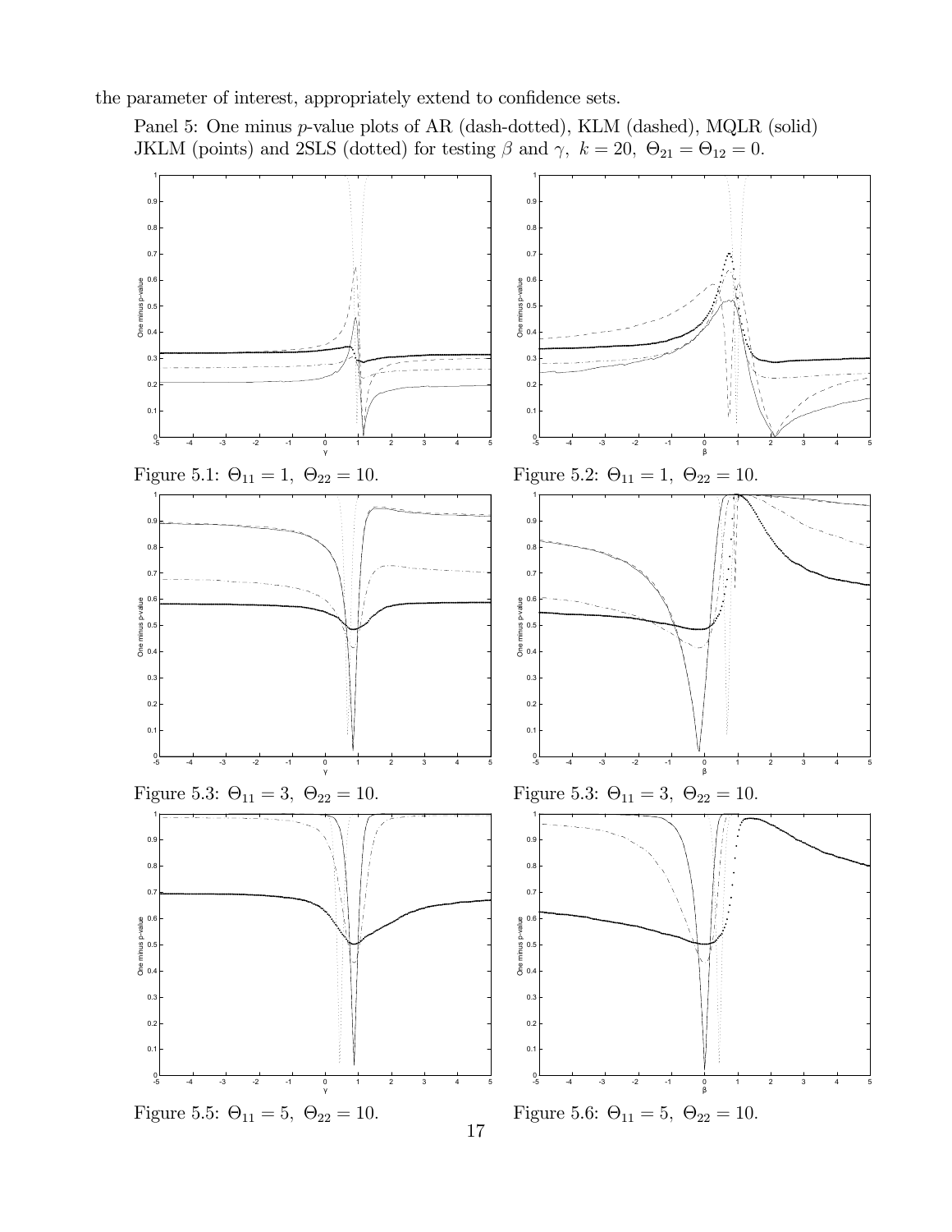the parameter of interest, appropriately extend to confidence sets.

Panel 5: One minus $p$-value plots of AR (dash-dotted), KLM (dashed), MQLR (solid) JKLM (points) and 2SLS (dotted) for testing $\beta$ and $\gamma$, $k = 20$, $\Theta_{21} = \Theta_{12} = 0$.

Figure 5.1: $\Theta_{11} = 1$, $\Theta_{22} = 10$.

Figure 5.2: $\Theta_{11} = 1$, $\Theta_{22} = 10$.

Figure 5.3: $\Theta_{11} = 3$, $\Theta_{22} = 10$.

Figure 5.3: $\Theta_{11} = 3$, $\Theta_{22} = 10$.

Figure 5.5: $\Theta_{11} = 5$, $\Theta_{22} = 10$.

Figure 5.6: $\Theta_{11} = 5$, $\Theta_{22} = 10$.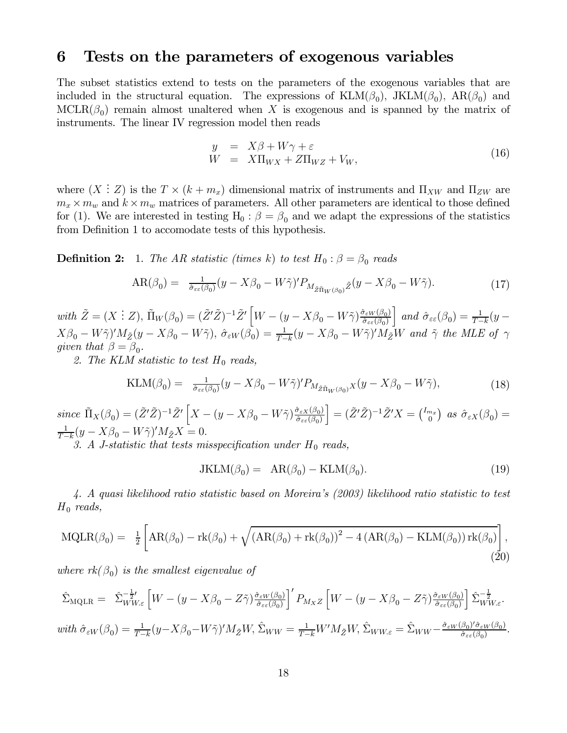# 6 Tests on the parameters of exogenous variables

The subset statistics extend to tests on the parameters of the exogenous variables that are included in the structural equation. The expressions of $\text{KLM}(\beta_0)$, $\text{JKLM}(\beta_0)$, $\text{AR}(\beta_0)$ and $\text{MCLR}(\beta_0)$ remain almost unaltered when $X$ is exogenous and is spanned by the matrix of instruments. The linear IV regression model then reads

$$
\begin{array}{rcl} y & = & X\beta + W\gamma + \varepsilon \\ W & = & X\Pi_{WX} + Z\Pi_{WZ} + V_W, \end{array} \tag{16}
$$

where $(X \vdots Z)$ is the $T \times (k + m_x)$ dimensional matrix of instruments and $\Pi_{XW}$ and $\Pi_{ZW}$ are $m_x \times m_w$ and $k \times m_w$ matrices of parameters. All other parameters are identical to those defined for (1). We are interested in testing $\text{H}_0 : \beta = \beta_0$ and we adapt the expressions of the statistics from Definition 1 to accomodate tests of this hypothesis.

**Definition 2:** 1. *The AR statistic (times k) to test $H_0 : \beta = \beta_0$ reads*

$$
\text{AR}(\beta_0) = \tfrac{1}{\hat{\sigma}_{\varepsilon\varepsilon}(\beta_0)}(y - X\beta_0 - W\tilde{\gamma})' P_{M_{\tilde{Z}\tilde{\Pi}_W(\beta_0)}\tilde{Z}}(y - X\beta_0 - W\tilde{\gamma}). \tag{17}
$$

*with* $\tilde{Z} = (X \vdots Z)$, $\tilde{\Pi}_W(\beta_0) = (\tilde{Z}'\tilde{Z})^{-1}\tilde{Z}'\left[W - (y - X\beta_0 - W\tilde{\gamma})\frac{\hat{\sigma}_{\varepsilon W}(\beta_0)}{\hat{\sigma}_{\varepsilon\varepsilon}(\beta_0)}\right]$ *and* $\hat{\sigma}_{\varepsilon\varepsilon}(\beta_0) = \frac{1}{T-k}(y - X\beta_0 - W\tilde{\gamma})' M_{\tilde{Z}}(y - X\beta_0 - W\tilde{\gamma})$, $\hat{\sigma}_{\varepsilon W}(\beta_0) = \frac{1}{T-k}(y - X\beta_0 - W\tilde{\gamma})' M_{\tilde{Z}} W$ *and* $\tilde{\gamma}$ *the MLE of* $\gamma$ *given that* $\beta = \beta_0$.

*2. The KLM statistic to test $H_0$ reads,*

$$
\text{KLM}(\beta_0) = \tfrac{1}{\hat{\sigma}_{\varepsilon\varepsilon}(\beta_0)}(y - X\beta_0 - W\tilde{\gamma})' P_{M_{\tilde{Z}\tilde{\Pi}_W(\beta_0)}X}(y - X\beta_0 - W\tilde{\gamma}), \tag{18}
$$

*since* $\tilde{\Pi}_X(\beta_0) = (\tilde{Z}'\tilde{Z})^{-1}\tilde{Z}'\left[X - (y - X\beta_0 - W\tilde{\gamma})\frac{\hat{\sigma}_{\varepsilon X}(\beta_0)}{\hat{\sigma}_{\varepsilon\varepsilon}(\beta_0)}\right] = (\tilde{Z}'\tilde{Z})^{-1}\tilde{Z}'X = \binom{I_{m_x}}{0}$ *as* $\hat{\sigma}_{\varepsilon X}(\beta_0) = \frac{1}{T-k}(y - X\beta_0 - W\tilde{\gamma})' M_{\tilde{Z}} X = 0$.

*3. A J-statistic that tests misspecification under $H_0$ reads,*

$$
\text{JKLM}(\beta_0) = \text{AR}(\beta_0) - \text{KLM}(\beta_0). \tag{19}
$$

*4. A quasi likelihood ratio statistic based on Moreira's (2003) likelihood ratio statistic to test $H_0$ reads,*

$$
\text{MQLR}(\beta_0) = \tfrac{1}{2}\left[\text{AR}(\beta_0) - \text{rk}(\beta_0) + \sqrt{\left(\text{AR}(\beta_0) + \text{rk}(\beta_0)\right)^2 - 4\left(\text{AR}(\beta_0) - \text{KLM}(\beta_0)\right)\text{rk}(\beta_0)}\right], \tag{20}
$$

*where $rk(\beta_0)$ is the smallest eigenvalue of*

$$
\hat{\Sigma}_{\text{MQLR}} = \hat{\Sigma}_{WW.\varepsilon}^{-\frac{1}{2}\prime}\left[W - (y - X\beta_0 - Z\tilde{\gamma})\tfrac{\hat{\sigma}_{\varepsilon W}(\beta_0)}{\hat{\sigma}_{\varepsilon\varepsilon}(\beta_0)}\right]' P_{M_X Z}\left[W - (y - X\beta_0 - Z\tilde{\gamma})\tfrac{\hat{\sigma}_{\varepsilon W}(\beta_0)}{\hat{\sigma}_{\varepsilon\varepsilon}(\beta_0)}\right]\hat{\Sigma}_{WW.\varepsilon}^{-\frac{1}{2}}.
$$

*with* $\hat{\sigma}_{\varepsilon W}(\beta_0) = \frac{1}{T-k}(y - X\beta_0 - W\tilde{\gamma})' M_{\tilde{Z}} W$, $\hat{\Sigma}_{WW} = \frac{1}{T-k}W' M_{\tilde{Z}} W$, $\hat{\Sigma}_{WW.\varepsilon} = \hat{\Sigma}_{WW} - \frac{\hat{\sigma}_{\varepsilon W}(\beta_0)'\hat{\sigma}_{\varepsilon W}(\beta_0)}{\hat{\sigma}_{\varepsilon\varepsilon}(\beta_0)}$.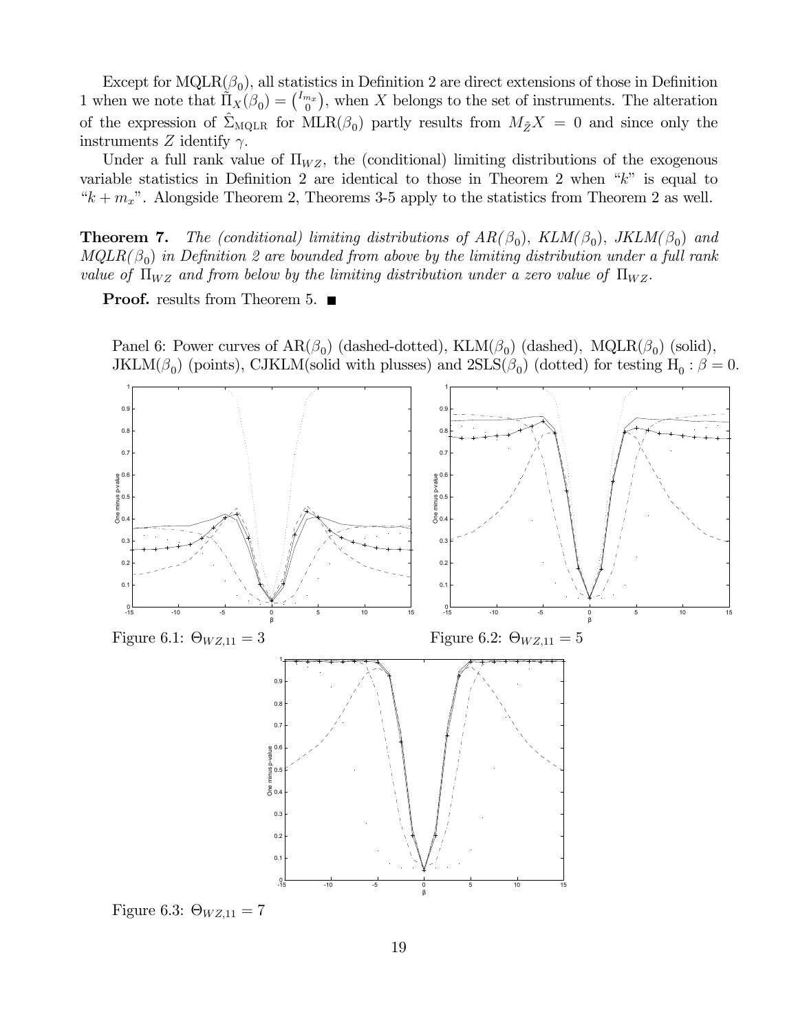Except for MQLR($\beta_0$), all statistics in Definition 2 are direct extensions of those in Definition 1 when we note that $\tilde{\Pi}_X(\beta_0) = \binom{I_{m_x}}{0}$, when $X$ belongs to the set of instruments. The alteration of the expression of $\hat{\Sigma}_{\text{MQLR}}$ for MLR($\beta_0$) partly results from $M_{\tilde{Z}}X = 0$ and since only the instruments $Z$ identify $\gamma$.

Under a full rank value of $\Pi_{WZ}$, the (conditional) limiting distributions of the exogenous variable statistics in Definition 2 are identical to those in Theorem 2 when "$k$" is equal to "$k + m_x$". Alongside Theorem 2, Theorems 3-5 apply to the statistics from Theorem 2 as well.

**Theorem 7.** *The (conditional) limiting distributions of AR($\beta_0$), KLM($\beta_0$), JKLM($\beta_0$) and MQLR($\beta_0$) in Definition 2 are bounded from above by the limiting distribution under a full rank value of $\Pi_{WZ}$ and from below by the limiting distribution under a zero value of $\Pi_{WZ}$.*

**Proof.** results from Theorem 5. ■

Panel 6: Power curves of AR($\beta_0$) (dashed-dotted), KLM($\beta_0$) (dashed), MQLR($\beta_0$) (solid), JKLM($\beta_0$) (points), CJKLM(solid with plusses) and 2SLS($\beta_0$) (dotted) for testing $\text{H}_0 : \beta = 0$.

Figure 6.1: $\Theta_{WZ,11} = 3$

Figure 6.2: $\Theta_{WZ,11} = 5$

Figure 6.3: $\Theta_{WZ,11} = 7$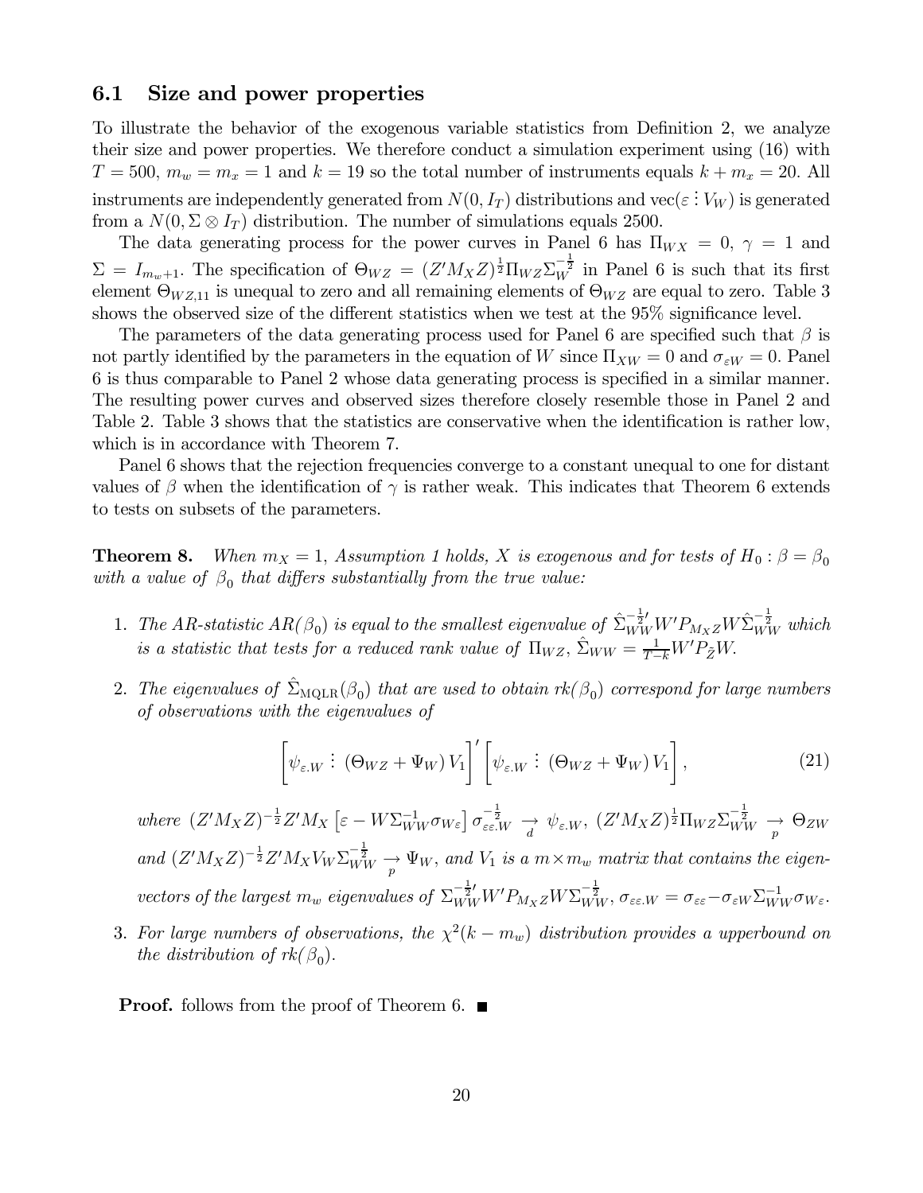### 6.1 Size and power properties

To illustrate the behavior of the exogenous variable statistics from Definition 2, we analyze their size and power properties. We therefore conduct a simulation experiment using (16) with $T = 500$, $m_w = m_x = 1$ and $k = 19$ so the total number of instruments equals $k + m_x = 20$. All instruments are independently generated from $N(0, I_T)$ distributions and $\text{vec}(\varepsilon \vdots V_W)$ is generated from a $N(0, \Sigma \otimes I_T)$ distribution. The number of simulations equals 2500.

The data generating process for the power curves in Panel 6 has $\Pi_{WX} = 0$, $\gamma = 1$ and $\Sigma = I_{m_w+1}$. The specification of $\Theta_{WZ} = (Z'M_XZ)^{\frac{1}{2}}\Pi_{WZ}\Sigma_W^{-\frac{1}{2}}$ in Panel 6 is such that its first element $\Theta_{WZ,11}$ is unequal to zero and all remaining elements of $\Theta_{WZ}$ are equal to zero. Table 3 shows the observed size of the different statistics when we test at the 95% significance level.

The parameters of the data generating process used for Panel 6 are specified such that $\beta$ is not partly identified by the parameters in the equation of $W$ since $\Pi_{XW} = 0$ and $\sigma_{\varepsilon W} = 0$. Panel 6 is thus comparable to Panel 2 whose data generating process is specified in a similar manner. The resulting power curves and observed sizes therefore closely resemble those in Panel 2 and Table 2. Table 3 shows that the statistics are conservative when the identification is rather low, which is in accordance with Theorem 7.

Panel 6 shows that the rejection frequencies converge to a constant unequal to one for distant values of $\beta$ when the identification of $\gamma$ is rather weak. This indicates that Theorem 6 extends to tests on subsets of the parameters.

**Theorem 8.** *When $m_X = 1$, Assumption 1 holds, $X$ is exogenous and for tests of $H_0 : \beta = \beta_0$ with a value of $\beta_0$ that differs substantially from the true value:*

1. *The AR-statistic $AR(\beta_0)$ is equal to the smallest eigenvalue of $\hat{\Sigma}_{WW}^{-\frac{1}{2}\prime}W'P_{M_XZ}W\hat{\Sigma}_{WW}^{-\frac{1}{2}}$ which is a statistic that tests for a reduced rank value of $\Pi_{WZ}$, $\hat{\Sigma}_{WW} = \frac{1}{T-k}W'P_{\tilde{Z}}W$.*

2. *The eigenvalues of $\hat{\Sigma}_{\text{MQLR}}(\beta_0)$ that are used to obtain $rk(\beta_0)$ correspond for large numbers of observations with the eigenvalues of*
$$\left[\psi_{\varepsilon.W} \vdots \left(\Theta_{WZ} + \Psi_W\right)V_1\right]'\left[\psi_{\varepsilon.W} \vdots \left(\Theta_{WZ} + \Psi_W\right)V_1\right], \tag{21}$$
*where $(Z'M_XZ)^{-\frac{1}{2}}Z'M_X\left[\varepsilon - W\Sigma_{WW}^{-1}\sigma_{W\varepsilon}\right]\sigma_{\varepsilon\varepsilon.W}^{-\frac{1}{2}} \underset{d}{\rightarrow} \psi_{\varepsilon.W}$, $(Z'M_XZ)^{\frac{1}{2}}\Pi_{WZ}\Sigma_{WW}^{-\frac{1}{2}} \underset{p}{\rightarrow} \Theta_{ZW}$ and $(Z'M_XZ)^{-\frac{1}{2}}Z'M_XV_W\Sigma_{WW}^{-\frac{1}{2}} \underset{p}{\rightarrow} \Psi_W$, and $V_1$ is a $m \times m_w$ matrix that contains the eigenvectors of the largest $m_w$ eigenvalues of $\Sigma_{WW}^{-\frac{1}{2}\prime}W'P_{M_XZ}W\Sigma_{WW}^{-\frac{1}{2}}$, $\sigma_{\varepsilon\varepsilon.W} = \sigma_{\varepsilon\varepsilon} - \sigma_{\varepsilon W}\Sigma_{WW}^{-1}\sigma_{W\varepsilon}$.*

3. *For large numbers of observations, the $\chi^2(k - m_w)$ distribution provides a upperbound on the distribution of $rk(\beta_0)$.*

**Proof.** follows from the proof of Theorem 6. ■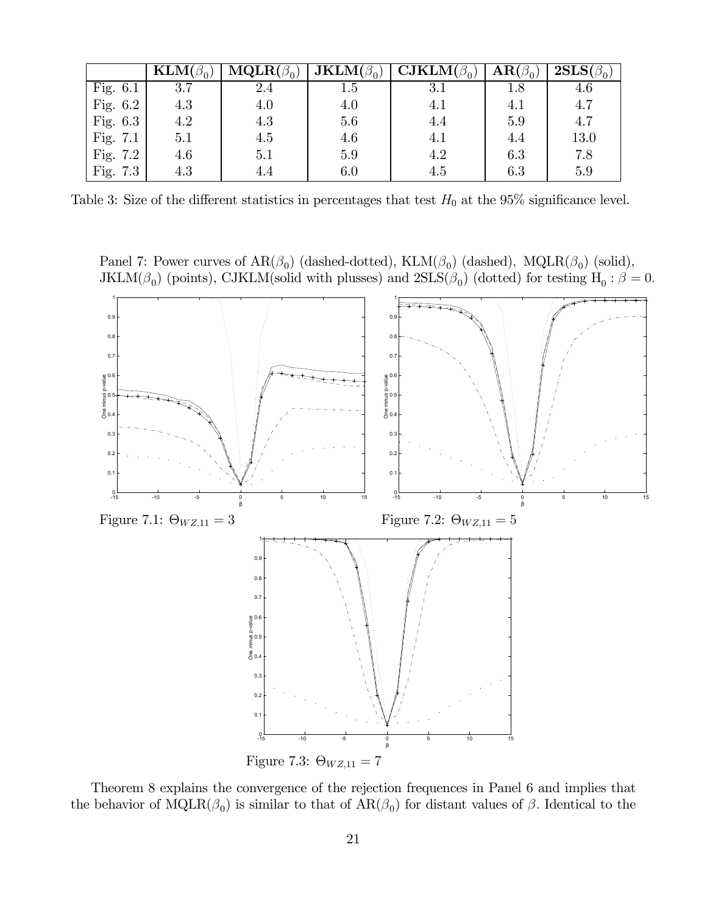|  | $\mathbf{KLM}(\beta_0)$ | $\mathbf{MQLR}(\beta_0)$ | $\mathbf{JKLM}(\beta_0)$ | $\mathbf{CJKLM}(\beta_0)$ | $\mathbf{AR}(\beta_0)$ | $\mathbf{2SLS}(\beta_0)$ |
|---|---|---|---|---|---|---|
| Fig. 6.1 | 3.7 | 2.4 | 1.5 | 3.1 | 1.8 | 4.6 |
| Fig. 6.2 | 4.3 | 4.0 | 4.0 | 4.1 | 4.1 | 4.7 |
| Fig. 6.3 | 4.2 | 4.3 | 5.6 | 4.4 | 5.9 | 4.7 |
| Fig. 7.1 | 5.1 | 4.5 | 4.6 | 4.1 | 4.4 | 13.0 |
| Fig. 7.2 | 4.6 | 5.1 | 5.9 | 4.2 | 6.3 | 7.8 |
| Fig. 7.3 | 4.3 | 4.4 | 6.0 | 4.5 | 6.3 | 5.9 |

Table 3: Size of the different statistics in percentages that test $H_0$ at the 95% significance level.

Panel 7: Power curves of AR($\beta_0$) (dashed-dotted), KLM($\beta_0$) (dashed), MQLR($\beta_0$) (solid), JKLM($\beta_0$) (points), CJKLM(solid with plusses) and 2SLS($\beta_0$) (dotted) for testing $\text{H}_0 : \beta = 0$.

Figure 7.1: $\Theta_{WZ,11} = 3$

Figure 7.2: $\Theta_{WZ,11} = 5$

Figure 7.3: $\Theta_{WZ,11} = 7$

Theorem 8 explains the convergence of the rejection frequences in Panel 6 and implies that the behavior of MQLR($\beta_0$) is similar to that of AR($\beta_0$) for distant values of $\beta$. Identical to the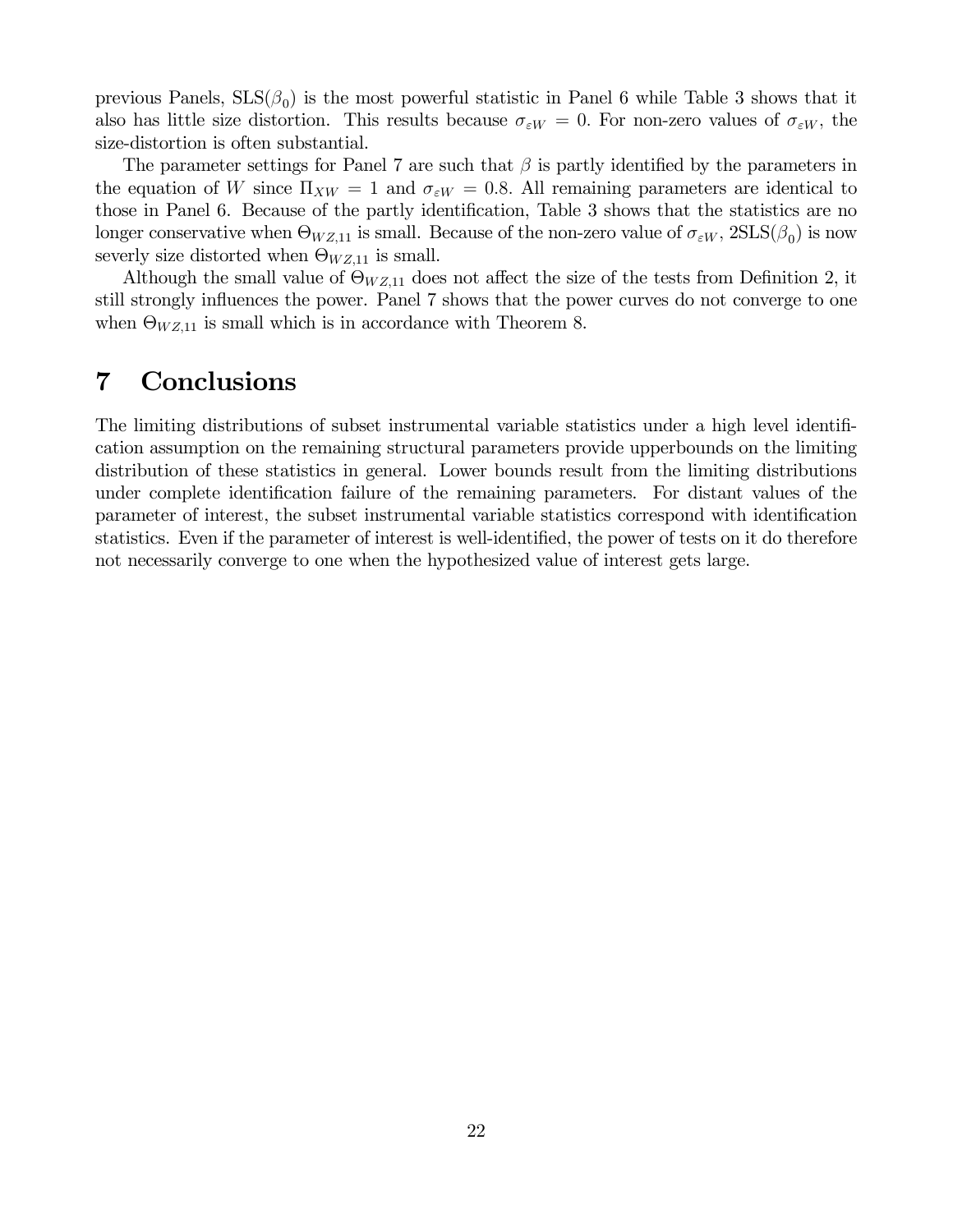previous Panels, $\text{SLS}(\beta_0)$ is the most powerful statistic in Panel 6 while Table 3 shows that it also has little size distortion. This results because $\sigma_{\varepsilon W} = 0$. For non-zero values of $\sigma_{\varepsilon W}$, the size-distortion is often substantial.

The parameter settings for Panel 7 are such that $\beta$ is partly identified by the parameters in the equation of $W$ since $\Pi_{XW} = 1$ and $\sigma_{\varepsilon W} = 0.8$. All remaining parameters are identical to those in Panel 6. Because of the partly identification, Table 3 shows that the statistics are no longer conservative when $\Theta_{WZ,11}$ is small. Because of the non-zero value of $\sigma_{\varepsilon W}$, $\text{2SLS}(\beta_0)$ is now severly size distorted when $\Theta_{WZ,11}$ is small.

Although the small value of $\Theta_{WZ,11}$ does not affect the size of the tests from Definition 2, it still strongly influences the power. Panel 7 shows that the power curves do not converge to one when $\Theta_{WZ,11}$ is small which is in accordance with Theorem 8.

# 7 Conclusions

The limiting distributions of subset instrumental variable statistics under a high level identification assumption on the remaining structural parameters provide upperbounds on the limiting distribution of these statistics in general. Lower bounds result from the limiting distributions under complete identification failure of the remaining parameters. For distant values of the parameter of interest, the subset instrumental variable statistics correspond with identification statistics. Even if the parameter of interest is well-identified, the power of tests on it do therefore not necessarily converge to one when the hypothesized value of interest gets large.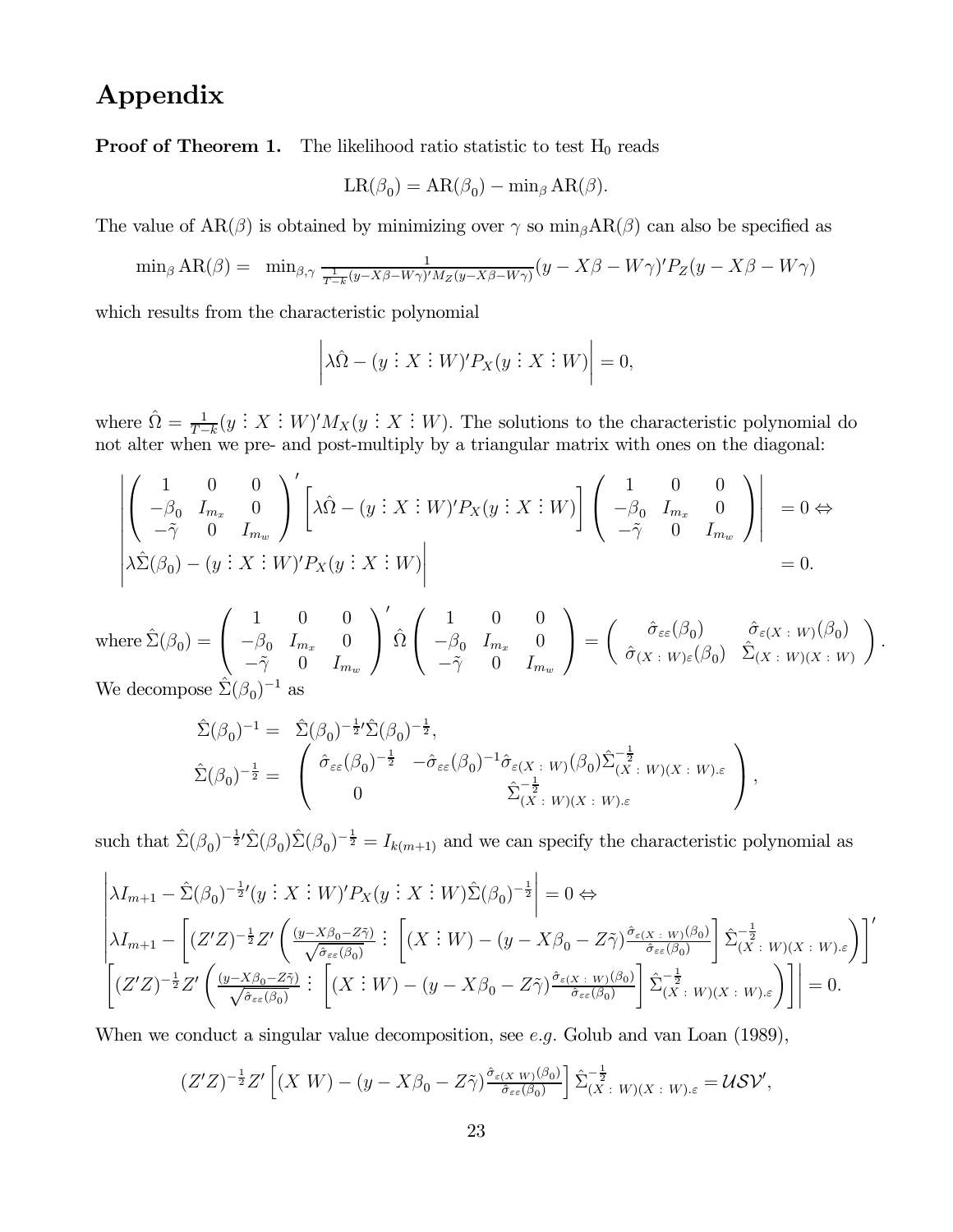# Appendix

**Proof of Theorem 1.** The likelihood ratio statistic to test $\mathrm{H}_0$ reads

$$\mathrm{LR}(\beta_0) = \mathrm{AR}(\beta_0) - \min_\beta \mathrm{AR}(\beta).$$

The value of $\mathrm{AR}(\beta)$ is obtained by minimizing over $\gamma$ so $\min_\beta \mathrm{AR}(\beta)$ can also be specified as

$$\min_\beta \mathrm{AR}(\beta) = \min_{\beta,\gamma} \frac{1}{\frac{1}{T-k}(y-X\beta-W\gamma)'M_Z(y-X\beta-W\gamma)}(y-X\beta-W\gamma)'P_Z(y-X\beta-W\gamma)$$

which results from the characteristic polynomial

$$\left|\lambda\hat{\Omega} - (y \vdots X \vdots W)'P_X(y \vdots X \vdots W)\right| = 0,$$

where $\hat{\Omega} = \frac{1}{T-k}(y \vdots X \vdots W)'M_X(y \vdots X \vdots W)$. The solutions to the characteristic polynomial do not alter when we pre- and post-multiply by a triangular matrix with ones on the diagonal:

$$\begin{aligned}
&\left|\begin{pmatrix} 1 & 0 & 0 \\ -\beta_0 & I_{m_x} & 0 \\ -\tilde{\gamma} & 0 & I_{m_w} \end{pmatrix}' \left[\lambda\hat{\Omega} - (y \vdots X \vdots W)'P_X(y \vdots X \vdots W)\right] \begin{pmatrix} 1 & 0 & 0 \\ -\beta_0 & I_{m_x} & 0 \\ -\tilde{\gamma} & 0 & I_{m_w} \end{pmatrix}\right| = 0 \Leftrightarrow \\
&\left|\lambda\hat{\Sigma}(\beta_0) - (y \vdots X \vdots W)'P_X(y \vdots X \vdots W)\right| = 0.
\end{aligned}$$

where $\hat{\Sigma}(\beta_0) = \begin{pmatrix} 1 & 0 & 0 \\ -\beta_0 & I_{m_x} & 0 \\ -\tilde{\gamma} & 0 & I_{m_w} \end{pmatrix}' \hat{\Omega} \begin{pmatrix} 1 & 0 & 0 \\ -\beta_0 & I_{m_x} & 0 \\ -\tilde{\gamma} & 0 & I_{m_w} \end{pmatrix} = \begin{pmatrix} \hat{\sigma}_{\varepsilon\varepsilon}(\beta_0) & \hat{\sigma}_{\varepsilon(X\,:\,W)}(\beta_0) \\ \hat{\sigma}_{(X\,:\,W)\varepsilon}(\beta_0) & \hat{\Sigma}_{(X\,:\,W)(X\,:\,W)} \end{pmatrix}.$

We decompose $\hat{\Sigma}(\beta_0)^{-1}$ as

$$\begin{aligned}
\hat{\Sigma}(\beta_0)^{-1} &= \hat{\Sigma}(\beta_0)^{-\frac{1}{2}\prime}\hat{\Sigma}(\beta_0)^{-\frac{1}{2}}, \\
\hat{\Sigma}(\beta_0)^{-\frac{1}{2}} &= \begin{pmatrix} \hat{\sigma}_{\varepsilon\varepsilon}(\beta_0)^{-\frac{1}{2}} & -\hat{\sigma}_{\varepsilon\varepsilon}(\beta_0)^{-1}\hat{\sigma}_{\varepsilon(X\,:\,W)}(\beta_0)\hat{\Sigma}^{-\frac{1}{2}}_{(X\,:\,W)(X\,:\,W).\varepsilon} \\ 0 & \hat{\Sigma}^{-\frac{1}{2}}_{(X\,:\,W)(X\,:\,W).\varepsilon} \end{pmatrix},
\end{aligned}$$

such that $\hat{\Sigma}(\beta_0)^{-\frac{1}{2}\prime}\hat{\Sigma}(\beta_0)\hat{\Sigma}(\beta_0)^{-\frac{1}{2}} = I_{k(m+1)}$ and we can specify the characteristic polynomial as

$$\begin{aligned}
&\left|\lambda I_{m+1} - \hat{\Sigma}(\beta_0)^{-\frac{1}{2}\prime}(y \vdots X \vdots W)'P_X(y \vdots X \vdots W)\hat{\Sigma}(\beta_0)^{-\frac{1}{2}}\right| = 0 \Leftrightarrow \\
&\Bigg|\lambda I_{m+1} - \left[(Z'Z)^{-\frac{1}{2}}Z'\left(\frac{(y-X\beta_0-Z\tilde{\gamma})}{\sqrt{\hat{\sigma}_{\varepsilon\varepsilon}(\beta_0)}} \vdots \left[(X \vdots W) - (y-X\beta_0-Z\tilde{\gamma})\frac{\hat{\sigma}_{\varepsilon(X\,:\,W)}(\beta_0)}{\hat{\sigma}_{\varepsilon\varepsilon}(\beta_0)}\right]\hat{\Sigma}^{-\frac{1}{2}}_{(X\,:\,W)(X\,:\,W).\varepsilon}\right)\right]' \\
&\left[(Z'Z)^{-\frac{1}{2}}Z'\left(\frac{(y-X\beta_0-Z\tilde{\gamma})}{\sqrt{\hat{\sigma}_{\varepsilon\varepsilon}(\beta_0)}} \vdots \left[(X \vdots W) - (y-X\beta_0-Z\tilde{\gamma})\frac{\hat{\sigma}_{\varepsilon(X\,:\,W)}(\beta_0)}{\hat{\sigma}_{\varepsilon\varepsilon}(\beta_0)}\right]\hat{\Sigma}^{-\frac{1}{2}}_{(X\,:\,W)(X\,:\,W).\varepsilon}\right)\right]\Bigg| = 0.
\end{aligned}$$

When we conduct a singular value decomposition, see *e.g.* Golub and van Loan (1989),

$$(Z'Z)^{-\frac{1}{2}}Z'\left[(X\ W) - (y-X\beta_0-Z\tilde{\gamma})\frac{\hat{\sigma}_{\varepsilon(X\ W)}(\beta_0)}{\hat{\sigma}_{\varepsilon\varepsilon}(\beta_0)}\right]\hat{\Sigma}^{-\frac{1}{2}}_{(X\,:\,W)(X\,:\,W).\varepsilon} = \mathcal{USV}',$$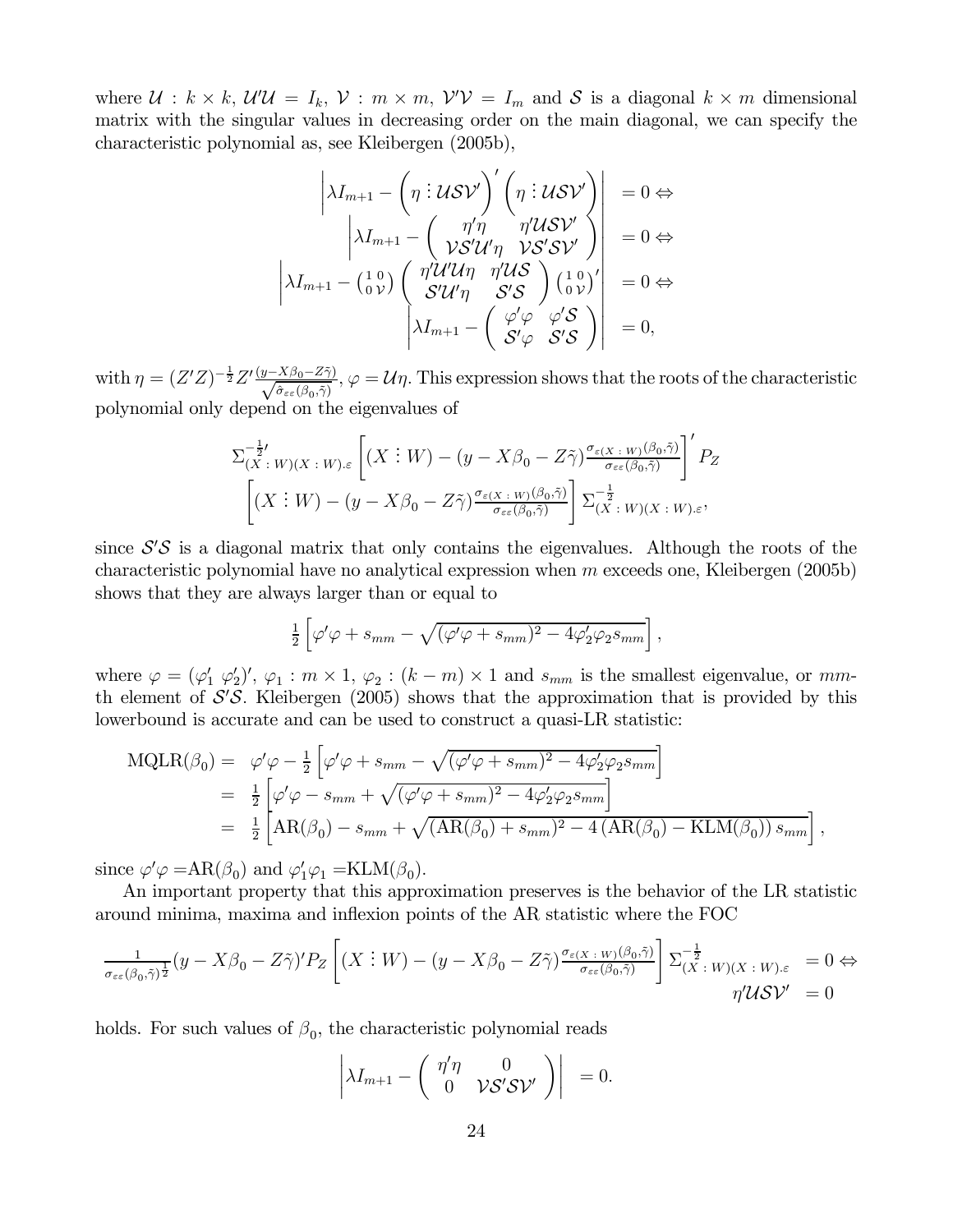where $\mathcal{U} : k \times k$, $\mathcal{U}'\mathcal{U} = I_k$, $\mathcal{V} : m \times m$, $\mathcal{V}'\mathcal{V} = I_m$ and $\mathcal{S}$ is a diagonal $k \times m$ dimensional matrix with the singular values in decreasing order on the main diagonal, we can specify the characteristic polynomial as, see Kleibergen (2005b),

$$
\begin{aligned}
\left| \lambda I_{m+1} - \left( \eta \vdots \mathcal{USV}' \right)' \left( \eta \vdots \mathcal{USV}' \right) \right| &= 0 \Leftrightarrow \\
\left| \lambda I_{m+1} - \begin{pmatrix} \eta'\eta & \eta'\mathcal{USV}' \\ \mathcal{VS}'\mathcal{U}'\eta & \mathcal{VS}'\mathcal{SV}' \end{pmatrix} \right| &= 0 \Leftrightarrow \\
\left| \lambda I_{m+1} - \begin{pmatrix} 1 & 0 \\ 0 & \mathcal{V} \end{pmatrix} \begin{pmatrix} \eta'\mathcal{U}'\mathcal{U}\eta & \eta'\mathcal{US} \\ \mathcal{S}'\mathcal{U}'\eta & \mathcal{S}'\mathcal{S} \end{pmatrix} \begin{pmatrix} 1 & 0 \\ 0 & \mathcal{V} \end{pmatrix}' \right| &= 0 \Leftrightarrow \\
\left| \lambda I_{m+1} - \begin{pmatrix} \varphi'\varphi & \varphi'\mathcal{S} \\ \mathcal{S}'\varphi & \mathcal{S}'\mathcal{S} \end{pmatrix} \right| &= 0,
\end{aligned}
$$

with $\eta = (Z'Z)^{-\frac{1}{2}} Z' \frac{(y - X\beta_0 - Z\tilde{\gamma})}{\sqrt{\hat{\sigma}_{\varepsilon\varepsilon}(\beta_0, \tilde{\gamma})}}$, $\varphi = \mathcal{U}\eta$. This expression shows that the roots of the characteristic polynomial only depend on the eigenvalues of

$$
\Sigma_{(X \,:\, W)(X \,:\, W).\varepsilon}^{-\frac{1}{2}\prime} \left[ (X \vdots W) - (y - X\beta_0 - Z\tilde{\gamma}) \frac{\sigma_{\varepsilon(X \,:\, W)}(\beta_0, \tilde{\gamma})}{\sigma_{\varepsilon\varepsilon}(\beta_0, \tilde{\gamma})} \right]' P_Z
\left[ (X \vdots W) - (y - X\beta_0 - Z\tilde{\gamma}) \frac{\sigma_{\varepsilon(X \,:\, W)}(\beta_0, \tilde{\gamma})}{\sigma_{\varepsilon\varepsilon}(\beta_0, \tilde{\gamma})} \right] \Sigma_{(X \,:\, W)(X \,:\, W).\varepsilon}^{-\frac{1}{2}},
$$

since $\mathcal{S}'\mathcal{S}$ is a diagonal matrix that only contains the eigenvalues. Although the roots of the characteristic polynomial have no analytical expression when $m$ exceeds one, Kleibergen (2005b) shows that they are always larger than or equal to

$$
\tfrac{1}{2} \left[ \varphi'\varphi + s_{mm} - \sqrt{(\varphi'\varphi + s_{mm})^2 - 4\varphi_2'\varphi_2 s_{mm}} \right],
$$

where $\varphi = (\varphi_1' \; \varphi_2')'$, $\varphi_1 : m \times 1$, $\varphi_2 : (k - m) \times 1$ and $s_{mm}$ is the smallest eigenvalue, or $mm$-th element of $\mathcal{S}'\mathcal{S}$. Kleibergen (2005) shows that the approximation that is provided by this lowerbound is accurate and can be used to construct a quasi-LR statistic:

$$
\begin{aligned}
\text{MQLR}(\beta_0) &= \varphi'\varphi - \tfrac{1}{2} \left[ \varphi'\varphi + s_{mm} - \sqrt{(\varphi'\varphi + s_{mm})^2 - 4\varphi_2'\varphi_2 s_{mm}} \right] \\
&= \tfrac{1}{2} \left[ \varphi'\varphi - s_{mm} + \sqrt{(\varphi'\varphi + s_{mm})^2 - 4\varphi_2'\varphi_2 s_{mm}} \right] \\
&= \tfrac{1}{2} \left[ \text{AR}(\beta_0) - s_{mm} + \sqrt{(\text{AR}(\beta_0) + s_{mm})^2 - 4\left(\text{AR}(\beta_0) - \text{KLM}(\beta_0)\right) s_{mm}} \right],
\end{aligned}
$$

since $\varphi'\varphi = \text{AR}(\beta_0)$ and $\varphi_1'\varphi_1 = \text{KLM}(\beta_0)$.

An important property that this approximation preserves is the behavior of the LR statistic around minima, maxima and inflexion points of the AR statistic where the FOC

$$
\begin{aligned}
\tfrac{1}{\sigma_{\varepsilon\varepsilon}(\beta_0, \tilde{\gamma})^{\frac{1}{2}}} (y - X\beta_0 - Z\tilde{\gamma})' P_Z \left[ (X \vdots W) - (y - X\beta_0 - Z\tilde{\gamma}) \frac{\sigma_{\varepsilon(X \,:\, W)}(\beta_0, \tilde{\gamma})}{\sigma_{\varepsilon\varepsilon}(\beta_0, \tilde{\gamma})} \right] \Sigma_{(X \,:\, W)(X \,:\, W).\varepsilon}^{-\frac{1}{2}} &= 0 \Leftrightarrow \\
\eta'\mathcal{USV}' &= 0
\end{aligned}
$$

holds. For such values of $\beta_0$, the characteristic polynomial reads

$$
\left| \lambda I_{m+1} - \begin{pmatrix} \eta'\eta & 0 \\ 0 & \mathcal{VS}'\mathcal{SV}' \end{pmatrix} \right| = 0.
$$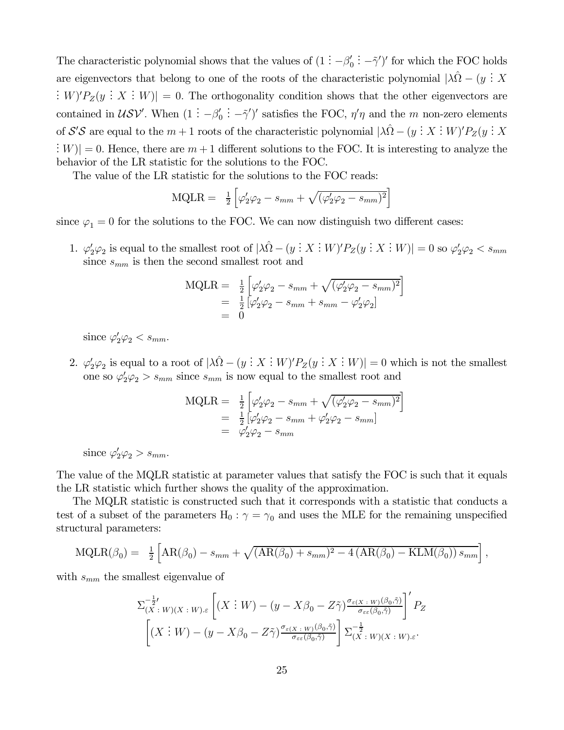The characteristic polynomial shows that the values of $(1 \vdots -\beta_0' \vdots -\tilde{\gamma}')'$ for which the FOC holds are eigenvectors that belong to one of the roots of the characteristic polynomial $|\lambda\hat{\Omega} - (y \vdots X \vdots W)'P_Z(y \vdots X \vdots W)| = 0$. The orthogonality condition shows that the other eigenvectors are contained in $\mathcal{USV}'$. When $(1 \vdots -\beta_0' \vdots -\tilde{\gamma}')'$ satisfies the FOC, $\eta'\eta$ and the $m$ non-zero elements of $\mathcal{S}'\mathcal{S}$ are equal to the $m+1$ roots of the characteristic polynomial $|\lambda\hat{\Omega} - (y \vdots X \vdots W)'P_Z(y \vdots X \vdots W)| = 0$. Hence, there are $m+1$ different solutions to the FOC. It is interesting to analyze the behavior of the LR statistic for the solutions to the FOC.

The value of the LR statistic for the solutions to the FOC reads:

$$\text{MQLR} = \tfrac{1}{2}\left[\varphi_2'\varphi_2 - s_{mm} + \sqrt{(\varphi_2'\varphi_2 - s_{mm})^2}\right]$$

since $\varphi_1 = 0$ for the solutions to the FOC. We can now distinguish two different cases:

1. $\varphi_2'\varphi_2$ is equal to the smallest root of $|\lambda\hat{\Omega} - (y \vdots X \vdots W)'P_Z(y \vdots X \vdots W)| = 0$ so $\varphi_2'\varphi_2 < s_{mm}$ since $s_{mm}$ is then the second smallest root and

$$\begin{aligned}\text{MQLR} &= \tfrac{1}{2}\left[\varphi_2'\varphi_2 - s_{mm} + \sqrt{(\varphi_2'\varphi_2 - s_{mm})^2}\right] \\ &= \tfrac{1}{2}\left[\varphi_2'\varphi_2 - s_{mm} + s_{mm} - \varphi_2'\varphi_2\right] \\ &= 0\end{aligned}$$

since $\varphi_2'\varphi_2 < s_{mm}$.

2. $\varphi_2'\varphi_2$ is equal to a root of $|\lambda\hat{\Omega} - (y \vdots X \vdots W)'P_Z(y \vdots X \vdots W)| = 0$ which is not the smallest one so $\varphi_2'\varphi_2 > s_{mm}$ since $s_{mm}$ is now equal to the smallest root and

$$\begin{aligned}\text{MQLR} &= \tfrac{1}{2}\left[\varphi_2'\varphi_2 - s_{mm} + \sqrt{(\varphi_2'\varphi_2 - s_{mm})^2}\right] \\ &= \tfrac{1}{2}\left[\varphi_2'\varphi_2 - s_{mm} + \varphi_2'\varphi_2 - s_{mm}\right] \\ &= \varphi_2'\varphi_2 - s_{mm}\end{aligned}$$

since $\varphi_2'\varphi_2 > s_{mm}$.

The value of the MQLR statistic at parameter values that satisfy the FOC is such that it equals the LR statistic which further shows the quality of the approximation.

The MQLR statistic is constructed such that it corresponds with a statistic that conducts a test of a subset of the parameters $\text{H}_0 : \gamma = \gamma_0$ and uses the MLE for the remaining unspecified structural parameters:

$$\text{MQLR}(\beta_0) = \tfrac{1}{2}\left[\text{AR}(\beta_0) - s_{mm} + \sqrt{(\text{AR}(\beta_0) + s_{mm})^2 - 4\left(\text{AR}(\beta_0) - \text{KLM}(\beta_0)\right)s_{mm}}\right],$$

with $s_{mm}$ the smallest eigenvalue of

$$\Sigma_{(X \,:\, W)(X \,:\, W).\varepsilon}^{-\frac{1}{2}\prime}\left[(X \vdots W) - (y - X\beta_0 - Z\tilde{\gamma})\frac{\sigma_{\varepsilon(X \,:\, W)}(\beta_0,\tilde{\gamma})}{\sigma_{\varepsilon\varepsilon}(\beta_0,\tilde{\gamma})}\right]' P_Z \left[(X \vdots W) - (y - X\beta_0 - Z\tilde{\gamma})\frac{\sigma_{\varepsilon(X \,:\, W)}(\beta_0,\tilde{\gamma})}{\sigma_{\varepsilon\varepsilon}(\beta_0,\tilde{\gamma})}\right]\Sigma_{(X \,:\, W)(X \,:\, W).\varepsilon}^{-\frac{1}{2}}.$$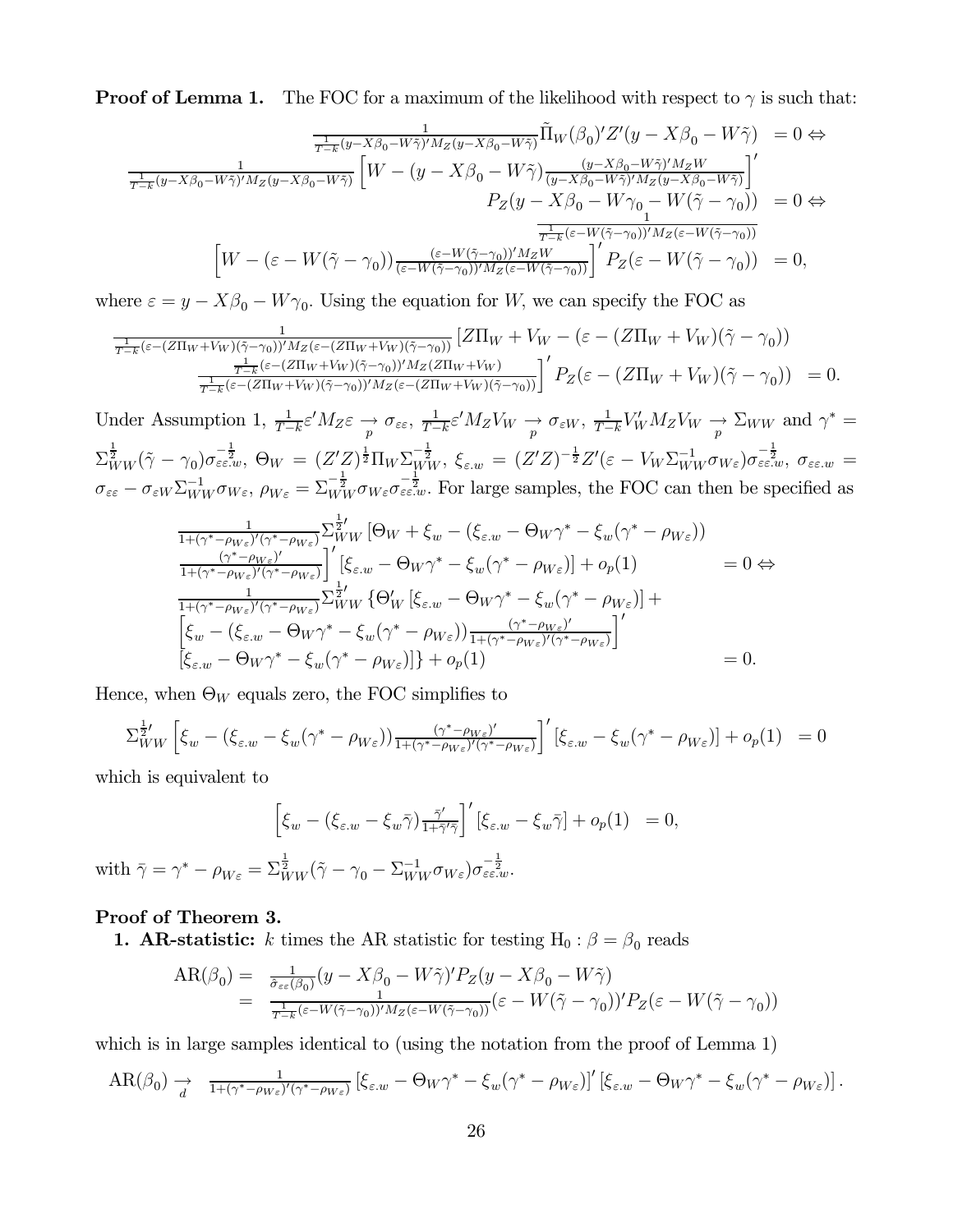**Proof of Lemma 1.** The FOC for a maximum of the likelihood with respect to $\gamma$ is such that:

$$
\begin{aligned}
\frac{1}{\frac{1}{T-k}(y-X\beta_0-W\tilde{\gamma})'M_Z(y-X\beta_0-W\tilde{\gamma})}\tilde{\Pi}_W(\beta_0)'Z'(y-X\beta_0-W\tilde{\gamma}) &= 0 \Leftrightarrow \\
\frac{1}{\frac{1}{T-k}(y-X\beta_0-W\tilde{\gamma})'M_Z(y-X\beta_0-W\tilde{\gamma})}\left[W-(y-X\beta_0-W\tilde{\gamma})\frac{(y-X\beta_0-W\tilde{\gamma})'M_Z W}{(y-X\beta_0-W\tilde{\gamma})'M_Z(y-X\beta_0-W\tilde{\gamma})}\right]' & \\
P_Z(y-X\beta_0-W\gamma_0-W(\tilde{\gamma}-\gamma_0)) &= 0 \Leftrightarrow \\
\frac{1}{\frac{1}{T-k}(\varepsilon-W(\tilde{\gamma}-\gamma_0))'M_Z(\varepsilon-W(\tilde{\gamma}-\gamma_0))} & \\
\left[W-(\varepsilon-W(\tilde{\gamma}-\gamma_0))\frac{(\varepsilon-W(\tilde{\gamma}-\gamma_0))'M_Z W}{(\varepsilon-W(\tilde{\gamma}-\gamma_0))'M_Z(\varepsilon-W(\tilde{\gamma}-\gamma_0))}\right]'P_Z(\varepsilon-W(\tilde{\gamma}-\gamma_0)) &= 0,
\end{aligned}
$$

where $\varepsilon = y - X\beta_0 - W\gamma_0$. Using the equation for $W$, we can specify the FOC as

$$
\begin{aligned}
&\frac{1}{\frac{1}{T-k}(\varepsilon-(Z\Pi_W+V_W)(\tilde{\gamma}-\gamma_0))'M_Z(\varepsilon-(Z\Pi_W+V_W)(\tilde{\gamma}-\gamma_0))}\left[Z\Pi_W+V_W-(\varepsilon-(Z\Pi_W+V_W)(\tilde{\gamma}-\gamma_0))\right. \\
&\left.\frac{\frac{1}{T-k}(\varepsilon-(Z\Pi_W+V_W)(\tilde{\gamma}-\gamma_0))'M_Z(Z\Pi_W+V_W)}{\frac{1}{T-k}(\varepsilon-(Z\Pi_W+V_W)(\tilde{\gamma}-\gamma_0))'M_Z(\varepsilon-(Z\Pi_W+V_W)(\tilde{\gamma}-\gamma_0))}\right]'P_Z(\varepsilon-(Z\Pi_W+V_W)(\tilde{\gamma}-\gamma_0)) = 0.
\end{aligned}
$$

Under Assumption 1, $\frac{1}{T-k}\varepsilon' M_Z\varepsilon \underset{p}{\rightarrow} \sigma_{\varepsilon\varepsilon}$, $\frac{1}{T-k}\varepsilon' M_Z V_W \underset{p}{\rightarrow} \sigma_{\varepsilon W}$, $\frac{1}{T-k}V_W' M_Z V_W \underset{p}{\rightarrow} \Sigma_{WW}$ and $\gamma^* = \Sigma_{WW}^{\frac{1}{2}}(\tilde{\gamma}-\gamma_0)\sigma_{\varepsilon\varepsilon.w}^{-\frac{1}{2}}$, $\Theta_W = (Z'Z)^{\frac{1}{2}}\Pi_W\Sigma_{WW}^{-\frac{1}{2}}$, $\xi_{\varepsilon.w} = (Z'Z)^{-\frac{1}{2}}Z'(\varepsilon - V_W\Sigma_{WW}^{-1}\sigma_{W\varepsilon})\sigma_{\varepsilon\varepsilon.w}^{-\frac{1}{2}}$, $\sigma_{\varepsilon\varepsilon.w} = \sigma_{\varepsilon\varepsilon} - \sigma_{\varepsilon W}\Sigma_{WW}^{-1}\sigma_{W\varepsilon}$, $\rho_{W\varepsilon} = \Sigma_{WW}^{-\frac{1}{2}}\sigma_{W\varepsilon}\sigma_{\varepsilon\varepsilon.w}^{-\frac{1}{2}}$. For large samples, the FOC can then be specified as

$$
\begin{aligned}
&\frac{1}{1+(\gamma^*-\rho_{W\varepsilon})'(\gamma^*-\rho_{W\varepsilon})}\Sigma_{WW}^{\frac{1}{2}\prime}\left[\Theta_W+\xi_w-(\xi_{\varepsilon.w}-\Theta_W\gamma^*-\xi_w(\gamma^*-\rho_{W\varepsilon}))\right. \\
&\left.\frac{(\gamma^*-\rho_{W\varepsilon})'}{1+(\gamma^*-\rho_{W\varepsilon})'(\gamma^*-\rho_{W\varepsilon})}\right]'\left[\xi_{\varepsilon.w}-\Theta_W\gamma^*-\xi_w(\gamma^*-\rho_{W\varepsilon})\right]+o_p(1) \qquad = 0 \Leftrightarrow \\
&\frac{1}{1+(\gamma^*-\rho_{W\varepsilon})'(\gamma^*-\rho_{W\varepsilon})}\Sigma_{WW}^{\frac{1}{2}\prime}\left\{\Theta_W'\left[\xi_{\varepsilon.w}-\Theta_W\gamma^*-\xi_w(\gamma^*-\rho_{W\varepsilon})\right]+\right. \\
&\left[\xi_w-(\xi_{\varepsilon.w}-\Theta_W\gamma^*-\xi_w(\gamma^*-\rho_{W\varepsilon}))\frac{(\gamma^*-\rho_{W\varepsilon})'}{1+(\gamma^*-\rho_{W\varepsilon})'(\gamma^*-\rho_{W\varepsilon})}\right]' \\
&\left.\left[\xi_{\varepsilon.w}-\Theta_W\gamma^*-\xi_w(\gamma^*-\rho_{W\varepsilon})\right]\right\}+o_p(1) \qquad = 0.
\end{aligned}
$$

Hence, when $\Theta_W$ equals zero, the FOC simplifies to

$$
\Sigma_{WW}^{\frac{1}{2}\prime}\left[\xi_w-(\xi_{\varepsilon.w}-\xi_w(\gamma^*-\rho_{W\varepsilon}))\frac{(\gamma^*-\rho_{W\varepsilon})'}{1+(\gamma^*-\rho_{W\varepsilon})'(\gamma^*-\rho_{W\varepsilon})}\right]'\left[\xi_{\varepsilon.w}-\xi_w(\gamma^*-\rho_{W\varepsilon})\right]+o_p(1) = 0
$$

which is equivalent to

$$
\left[\xi_w-(\xi_{\varepsilon.w}-\xi_w\bar{\gamma})\frac{\bar{\gamma}'}{1+\bar{\gamma}'\bar{\gamma}}\right]'\left[\xi_{\varepsilon.w}-\xi_w\bar{\gamma}\right]+o_p(1) = 0,
$$

with $\bar{\gamma} = \gamma^* - \rho_{W\varepsilon} = \Sigma_{WW}^{\frac{1}{2}}(\tilde{\gamma}-\gamma_0-\Sigma_{WW}^{-1}\sigma_{W\varepsilon})\sigma_{\varepsilon\varepsilon.w}^{-\frac{1}{2}}$.

**Proof of Theorem 3.**

**1. AR-statistic:** $k$ times the AR statistic for testing $\mathrm{H}_0 : \beta = \beta_0$ reads

$$
\begin{aligned}
\mathrm{AR}(\beta_0) &= \frac{1}{\hat{\sigma}_{\varepsilon\varepsilon}(\beta_0)}(y-X\beta_0-W\tilde{\gamma})'P_Z(y-X\beta_0-W\tilde{\gamma}) \\
&= \frac{1}{\frac{1}{T-k}(\varepsilon-W(\tilde{\gamma}-\gamma_0))'M_Z(\varepsilon-W(\tilde{\gamma}-\gamma_0))}(\varepsilon-W(\tilde{\gamma}-\gamma_0))'P_Z(\varepsilon-W(\tilde{\gamma}-\gamma_0))
\end{aligned}
$$

which is in large samples identical to (using the notation from the proof of Lemma 1)

$$
\mathrm{AR}(\beta_0) \underset{d}{\rightarrow} \frac{1}{1+(\gamma^*-\rho_{W\varepsilon})'(\gamma^*-\rho_{W\varepsilon})}\left[\xi_{\varepsilon.w}-\Theta_W\gamma^*-\xi_w(\gamma^*-\rho_{W\varepsilon})\right]'\left[\xi_{\varepsilon.w}-\Theta_W\gamma^*-\xi_w(\gamma^*-\rho_{W\varepsilon})\right].
$$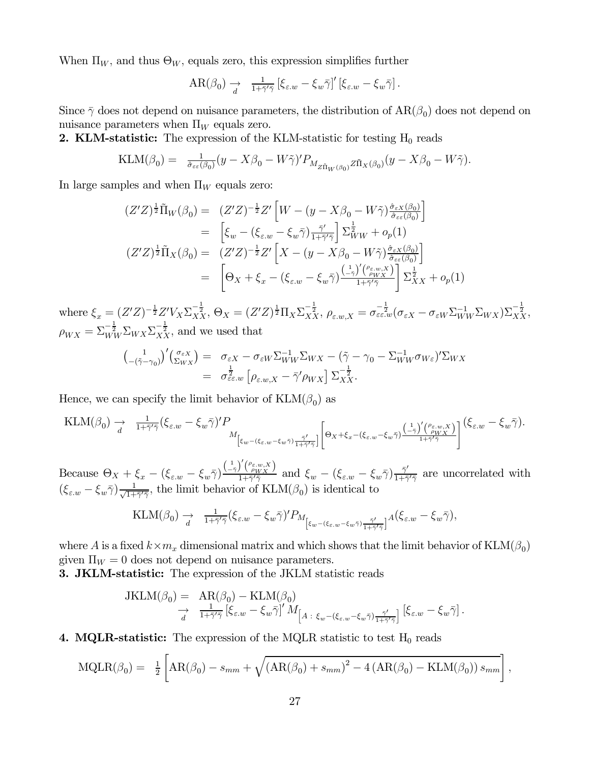When $\Pi_W$, and thus $\Theta_W$, equals zero, this expression simplifies further

$$\text{AR}(\beta_0) \underset{d}{\rightarrow} \frac{1}{1+\bar{\gamma}'\bar{\gamma}} \left[\xi_{\varepsilon.w} - \xi_w \bar{\gamma}\right]' \left[\xi_{\varepsilon.w} - \xi_w \bar{\gamma}\right].$$

Since $\bar{\gamma}$ does not depend on nuisance parameters, the distribution of $\text{AR}(\beta_0)$ does not depend on nuisance parameters when $\Pi_W$ equals zero.

**2. KLM-statistic:** The expression of the KLM-statistic for testing $\text{H}_0$ reads

$$\text{KLM}(\beta_0) = \frac{1}{\hat{\sigma}_{\varepsilon\varepsilon}(\beta_0)}(y - X\beta_0 - W\tilde{\gamma})' P_{M_{Z\tilde{\Pi}_W(\beta_0)} Z\tilde{\Pi}_X(\beta_0)}(y - X\beta_0 - W\tilde{\gamma}).$$

In large samples and when $\Pi_W$ equals zero:

$$\begin{aligned}
(Z'Z)^{\frac{1}{2}}\tilde{\Pi}_W(\beta_0) =& \ (Z'Z)^{-\frac{1}{2}}Z'\left[W - (y - X\beta_0 - W\tilde{\gamma})\frac{\hat{\sigma}_{\varepsilon X}(\beta_0)}{\hat{\sigma}_{\varepsilon\varepsilon}(\beta_0)}\right] \\
=& \ \left[\xi_w - (\xi_{\varepsilon.w} - \xi_w\bar{\gamma})\frac{\bar{\gamma}'}{1+\bar{\gamma}'\bar{\gamma}}\right]\Sigma_{WW}^{\frac{1}{2}} + o_p(1) \\
(Z'Z)^{\frac{1}{2}}\tilde{\Pi}_X(\beta_0) =& \ (Z'Z)^{-\frac{1}{2}}Z'\left[X - (y - X\beta_0 - W\tilde{\gamma})\frac{\hat{\sigma}_{\varepsilon X}(\beta_0)}{\hat{\sigma}_{\varepsilon\varepsilon}(\beta_0)}\right] \\
=& \ \left[\Theta_X + \xi_x - (\xi_{\varepsilon.w} - \xi_w\bar{\gamma})\frac{\binom{1}{-\bar{\gamma}}'\binom{\rho_{\varepsilon.w,X}}{\rho_{WX}}}{1+\bar{\gamma}'\bar{\gamma}}\right]\Sigma_{XX}^{\frac{1}{2}} + o_p(1)
\end{aligned}$$

where $\xi_x = (Z'Z)^{-\frac{1}{2}}Z'V_X\Sigma_{XX}^{-\frac{1}{2}}$, $\Theta_X = (Z'Z)^{\frac{1}{2}}\Pi_X\Sigma_{XX}^{-\frac{1}{2}}$, $\rho_{\varepsilon.w,X} = \sigma_{\varepsilon\varepsilon.w}^{-\frac{1}{2}}(\sigma_{\varepsilon X} - \sigma_{\varepsilon W}\Sigma_{WW}^{-1}\Sigma_{WX})\Sigma_{XX}^{-\frac{1}{2}}$, $\rho_{WX} = \Sigma_{WW}^{-\frac{1}{2}}\Sigma_{WX}\Sigma_{XX}^{-\frac{1}{2}}$, and we used that

$$\begin{aligned}
\binom{1}{-(\tilde{\gamma}-\gamma_0)}'\binom{\sigma_{\varepsilon X}}{\Sigma_{WX}} =& \ \sigma_{\varepsilon X} - \sigma_{\varepsilon W}\Sigma_{WW}^{-1}\Sigma_{WX} - (\tilde{\gamma} - \gamma_0 - \Sigma_{WW}^{-1}\sigma_{W\varepsilon})'\Sigma_{WX} \\
=& \ \sigma_{\varepsilon\varepsilon.w}^{\frac{1}{2}}\left[\rho_{\varepsilon.w,X} - \bar{\gamma}'\rho_{WX}\right]\Sigma_{XX}^{-\frac{1}{2}}.
\end{aligned}$$

Hence, we can specify the limit behavior of $\text{KLM}(\beta_0)$ as

$$\text{KLM}(\beta_0) \underset{d}{\rightarrow} \frac{1}{1+\bar{\gamma}'\bar{\gamma}}(\xi_{\varepsilon.w} - \xi_w\bar{\gamma})' P_{M_{\left[\xi_w - (\xi_{\varepsilon.w} - \xi_w\bar{\gamma})\frac{\bar{\gamma}'}{1+\bar{\gamma}'\bar{\gamma}}\right]}\left[\Theta_X + \xi_x - (\xi_{\varepsilon.w} - \xi_w\bar{\gamma})\frac{\binom{1}{-\bar{\gamma}}'\binom{\rho_{\varepsilon.w,X}}{\rho_{WX}}}{1+\bar{\gamma}'\bar{\gamma}}\right]}(\xi_{\varepsilon.w} - \xi_w\bar{\gamma}).$$

Because $\Theta_X + \xi_x - (\xi_{\varepsilon.w} - \xi_w\bar{\gamma})\frac{\binom{1}{-\bar{\gamma}}'\binom{\rho_{\varepsilon.w,X}}{\rho_{WX}}}{1+\bar{\gamma}'\bar{\gamma}}$ and $\xi_w - (\xi_{\varepsilon.w} - \xi_w\bar{\gamma})\frac{\bar{\gamma}'}{1+\bar{\gamma}'\bar{\gamma}}$ are uncorrelated with $(\xi_{\varepsilon.w} - \xi_w\bar{\gamma})\frac{1}{\sqrt{1+\bar{\gamma}'\bar{\gamma}}}$, the limit behavior of $\text{KLM}(\beta_0)$ is identical to

$$\text{KLM}(\beta_0) \underset{d}{\rightarrow} \frac{1}{1+\bar{\gamma}'\bar{\gamma}}(\xi_{\varepsilon.w} - \xi_w\bar{\gamma})' P_{M_{\left[\xi_w - (\xi_{\varepsilon.w} - \xi_w\bar{\gamma})\frac{\bar{\gamma}'}{1+\bar{\gamma}'\bar{\gamma}}\right]}A}(\xi_{\varepsilon.w} - \xi_w\bar{\gamma}),$$

where $A$ is a fixed $k \times m_x$ dimensional matrix and which shows that the limit behavior of $\text{KLM}(\beta_0)$ given $\Pi_W = 0$ does not depend on nuisance parameters.

**3. JKLM-statistic:** The expression of the JKLM statistic reads

$$\begin{aligned}
\text{JKLM}(\beta_0) =& \ \text{AR}(\beta_0) - \text{KLM}(\beta_0) \\
\underset{d}{\rightarrow}& \ \frac{1}{1+\bar{\gamma}'\bar{\gamma}}\left[\xi_{\varepsilon.w} - \xi_w\bar{\gamma}\right]' M_{\left[A \,:\, \xi_w - (\xi_{\varepsilon.w} - \xi_w\bar{\gamma})\frac{\bar{\gamma}'}{1+\bar{\gamma}'\bar{\gamma}}\right]}\left[\xi_{\varepsilon.w} - \xi_w\bar{\gamma}\right].
\end{aligned}$$

**4. MQLR-statistic:** The expression of the MQLR statistic to test $\text{H}_0$ reads

$$\text{MQLR}(\beta_0) = \frac{1}{2}\left[\text{AR}(\beta_0) - s_{mm} + \sqrt{\left(\text{AR}(\beta_0) + s_{mm}\right)^2 - 4\left(\text{AR}(\beta_0) - \text{KLM}(\beta_0)\right)s_{mm}}\right],$$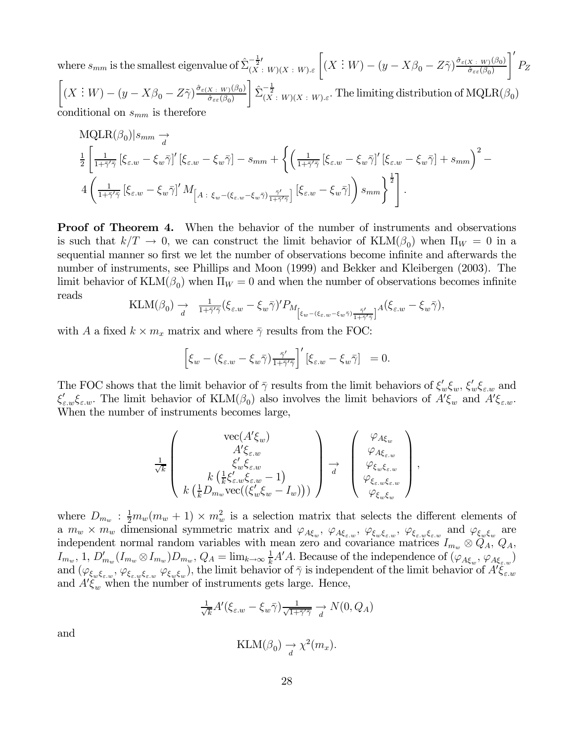where $s_{mm}$ is the smallest eigenvalue of $\hat{\Sigma}^{-\frac{1}{2}\prime}_{(X\,\vdots\,W)(X\,\vdots\,W).\varepsilon}\left[(X \vdots W) - (y - X\beta_0 - Z\tilde{\gamma})\frac{\hat{\sigma}_{\varepsilon(X\,\vdots\,W)}(\beta_0)}{\hat{\sigma}_{\varepsilon\varepsilon}(\beta_0)}\right]' P_Z \left[(X \vdots W) - (y - X\beta_0 - Z\tilde{\gamma})\frac{\hat{\sigma}_{\varepsilon(X\,\vdots\,W)}(\beta_0)}{\hat{\sigma}_{\varepsilon\varepsilon}(\beta_0)}\right]\hat{\Sigma}^{-\frac{1}{2}}_{(X\,\vdots\,W)(X\,\vdots\,W).\varepsilon}$. The limiting distribution of MQLR$(\beta_0)$ conditional on $s_{mm}$ is therefore

$$
\begin{aligned}
&\text{MQLR}(\beta_0)|s_{mm} \underset{d}{\rightarrow} \\
&\tfrac{1}{2}\left[\tfrac{1}{1+\bar{\gamma}'\bar{\gamma}}\left[\xi_{\varepsilon.w} - \xi_w\bar{\gamma}\right]'\left[\xi_{\varepsilon.w} - \xi_w\bar{\gamma}\right] - s_{mm} + \left\{\left(\tfrac{1}{1+\bar{\gamma}'\bar{\gamma}}\left[\xi_{\varepsilon.w} - \xi_w\bar{\gamma}\right]'\left[\xi_{\varepsilon.w} - \xi_w\bar{\gamma}\right] + s_{mm}\right)^2 - \right.\right. \\
&\left.\left. 4\left(\tfrac{1}{1+\bar{\gamma}'\bar{\gamma}}\left[\xi_{\varepsilon.w} - \xi_w\bar{\gamma}\right]' M_{\left[A\,:\,\xi_w - (\xi_{\varepsilon.w} - \xi_w\bar{\gamma})\frac{\bar{\gamma}'}{1+\bar{\gamma}'\bar{\gamma}}\right]}\left[\xi_{\varepsilon.w} - \xi_w\bar{\gamma}\right]\right) s_{mm}\right\}^{\frac{1}{2}}\right].
\end{aligned}
$$

**Proof of Theorem 4.** When the behavior of the number of instruments and observations is such that $k/T \rightarrow 0$, we can construct the limit behavior of KLM$(\beta_0)$ when $\Pi_W = 0$ in a sequential manner so first we let the number of observations become infinite and afterwards the number of instruments, see Phillips and Moon (1999) and Bekker and Kleibergen (2003). The limit behavior of KLM$(\beta_0)$ when $\Pi_W = 0$ and when the number of observations becomes infinite reads

$$
\text{KLM}(\beta_0) \underset{d}{\rightarrow} \quad \tfrac{1}{1+\bar{\gamma}'\bar{\gamma}}(\xi_{\varepsilon.w} - \xi_w\bar{\gamma})' P_{M_{\left[\xi_w - (\xi_{\varepsilon.w} - \xi_w\bar{\gamma})\frac{\bar{\gamma}'}{1+\bar{\gamma}'\bar{\gamma}}\right]}A}(\xi_{\varepsilon.w} - \xi_w\bar{\gamma}),
$$

with $A$ a fixed $k \times m_x$ matrix and where $\bar{\gamma}$ results from the FOC:

$$
\left[\xi_w - (\xi_{\varepsilon.w} - \xi_w\bar{\gamma})\tfrac{\bar{\gamma}'}{1+\bar{\gamma}'\bar{\gamma}}\right]'\left[\xi_{\varepsilon.w} - \xi_w\bar{\gamma}\right] \;\; = 0.
$$

The FOC shows that the limit behavior of $\bar{\gamma}$ results from the limit behaviors of $\xi_w'\xi_w$, $\xi_w'\xi_{\varepsilon.w}$ and $\xi_{\varepsilon.w}'\xi_{\varepsilon.w}$. The limit behavior of KLM$(\beta_0)$ also involves the limit behaviors of $A'\xi_w$ and $A'\xi_{\varepsilon.w}$. When the number of instruments becomes large,

$$
\tfrac{1}{\sqrt{k}}\begin{pmatrix} \text{vec}(A'\xi_w) \\ A'\xi_{\varepsilon.w} \\ \xi_w'\xi_{\varepsilon.w} \\ k\left(\frac{1}{k}\xi_{\varepsilon.w}'\xi_{\varepsilon.w} - 1\right) \\ k\left(\frac{1}{k}D_{m_w}\text{vec}((\xi_w'\xi_w - I_w))\right) \end{pmatrix} \underset{d}{\rightarrow} \begin{pmatrix} \varphi_{A\xi_w} \\ \varphi_{A\xi_{\varepsilon.w}} \\ \varphi_{\xi_w\xi_{\varepsilon.w}} \\ \varphi_{\xi_{\varepsilon.w}\xi_{\varepsilon.w}} \\ \varphi_{\xi_w\xi_w} \end{pmatrix},
$$

where $D_{m_w} : \frac{1}{2}m_w(m_w+1) \times m_w^2$ is a selection matrix that selects the different elements of a $m_w \times m_w$ dimensional symmetric matrix and $\varphi_{A\xi_w}$, $\varphi_{A\xi_{\varepsilon.w}}$, $\varphi_{\xi_w\xi_{\varepsilon.w}}$, $\varphi_{\xi_{\varepsilon.w}\xi_{\varepsilon.w}}$ and $\varphi_{\xi_w\xi_w}$ are independent normal random variables with mean zero and covariance matrices $I_{m_w} \otimes Q_A$, $Q_A$, $I_{m_w}$, 1, $D_{m_w}'(I_{m_w} \otimes I_{m_w})D_{m_w}$, $Q_A = \lim_{k\rightarrow\infty}\frac{1}{k}A'A$. Because of the independence of $(\varphi_{A\xi_w}, \varphi_{A\xi_{\varepsilon.w}})$ and $(\varphi_{\xi_w\xi_{\varepsilon.w}}, \varphi_{\xi_{\varepsilon.w}\xi_{\varepsilon.w}}\ \varphi_{\xi_w\xi_w})$, the limit behavior of $\bar{\gamma}$ is independent of the limit behavior of $A'\xi_{\varepsilon.w}$ and $A'\xi_w$ when the number of instruments gets large. Hence,

$$
\tfrac{1}{\sqrt{k}}A'(\xi_{\varepsilon.w} - \xi_w\bar{\gamma})\tfrac{1}{\sqrt{1+\bar{\gamma}'\bar{\gamma}}} \underset{d}{\rightarrow} N(0, Q_A)
$$

and

$$
\text{KLM}(\beta_0) \underset{d}{\rightarrow} \chi^2(m_x).
$$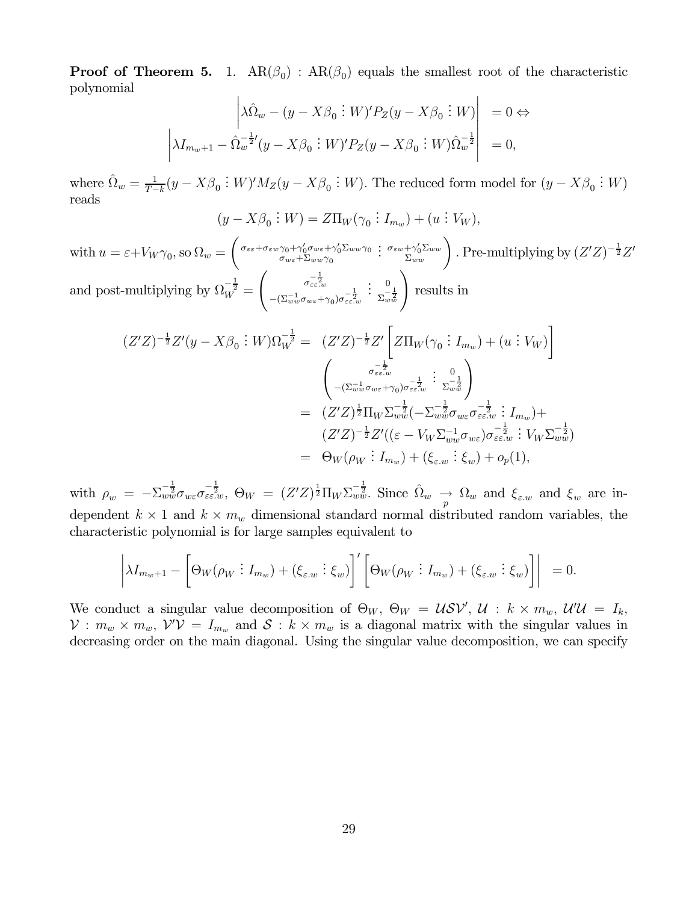**Proof of Theorem 5.** 1. $\text{AR}(\beta_0)$ : $\text{AR}(\beta_0)$ equals the smallest root of the characteristic polynomial

$$
\begin{aligned}
\left|\lambda\hat{\Omega}_w - (y - X\beta_0 \vdots W)' P_Z (y - X\beta_0 \vdots W)\right| &= 0 \Leftrightarrow \\
\left|\lambda I_{m_w+1} - \hat{\Omega}_w^{-\frac{1}{2}\prime}(y - X\beta_0 \vdots W)' P_Z (y - X\beta_0 \vdots W)\hat{\Omega}_w^{-\frac{1}{2}}\right| &= 0,
\end{aligned}
$$

where $\hat{\Omega}_w = \frac{1}{T-k}(y - X\beta_0 \vdots W)' M_Z (y - X\beta_0 \vdots W)$. The reduced form model for $(y - X\beta_0 \vdots W)$ reads

$$
(y - X\beta_0 \vdots W) = Z\Pi_W(\gamma_0 \vdots I_{m_w}) + (u \vdots V_W),
$$

with $u = \varepsilon + V_W\gamma_0$, so $\Omega_w = \begin{pmatrix} \sigma_{\varepsilon\varepsilon} + \sigma_{\varepsilon w}\gamma_0 + \gamma_0'\sigma_{w\varepsilon} + \gamma_0'\Sigma_{ww}\gamma_0 & \vdots & \sigma_{\varepsilon w} + \gamma_0'\Sigma_{ww} \\ \sigma_{w\varepsilon} + \Sigma_{ww}\gamma_0 & \vdots & \Sigma_{ww} \end{pmatrix}$. Pre-multiplying by $(Z'Z)^{-\frac{1}{2}}Z'$ and post-multiplying by $\Omega_W^{-\frac{1}{2}} = \begin{pmatrix} \sigma_{\varepsilon\varepsilon.w}^{-\frac{1}{2}} & \vdots & 0 \\ -(\Sigma_{ww}^{-1}\sigma_{w\varepsilon} + \gamma_0)\sigma_{\varepsilon\varepsilon.w}^{-\frac{1}{2}} & \vdots & \Sigma_{ww}^{-\frac{1}{2}} \end{pmatrix}$ results in

$$
\begin{aligned}
(Z'Z)^{-\frac{1}{2}}Z'(y - X\beta_0 \vdots W)\Omega_W^{-\frac{1}{2}} = \; & (Z'Z)^{-\frac{1}{2}}Z'\left[Z\Pi_W(\gamma_0 \vdots I_{m_w}) + (u \vdots V_W)\right] \\
& \begin{pmatrix} \sigma_{\varepsilon\varepsilon.w}^{-\frac{1}{2}} & \vdots & 0 \\ -(\Sigma_{ww}^{-1}\sigma_{w\varepsilon} + \gamma_0)\sigma_{\varepsilon\varepsilon.w}^{-\frac{1}{2}} & \vdots & \Sigma_{ww}^{-\frac{1}{2}} \end{pmatrix} \\
= \; & (Z'Z)^{\frac{1}{2}}\Pi_W\Sigma_{ww}^{-\frac{1}{2}}(-\Sigma_{ww}^{-\frac{1}{2}}\sigma_{w\varepsilon}\sigma_{\varepsilon\varepsilon.w}^{-\frac{1}{2}} \vdots I_{m_w}) + \\
& (Z'Z)^{-\frac{1}{2}}Z'((\varepsilon - V_W\Sigma_{ww}^{-1}\sigma_{w\varepsilon})\sigma_{\varepsilon\varepsilon.w}^{-\frac{1}{2}} \vdots V_W\Sigma_{ww}^{-\frac{1}{2}}) \\
= \; & \Theta_W(\rho_W \vdots I_{m_w}) + (\xi_{\varepsilon.w} \vdots \xi_w) + o_p(1),
\end{aligned}
$$

with $\rho_w = -\Sigma_{ww}^{-\frac{1}{2}}\sigma_{w\varepsilon}\sigma_{\varepsilon\varepsilon.w}^{-\frac{1}{2}}$, $\Theta_W = (Z'Z)^{\frac{1}{2}}\Pi_W\Sigma_{ww}^{-\frac{1}{2}}$. Since $\hat{\Omega}_w \underset{p}{\to} \Omega_w$ and $\xi_{\varepsilon.w}$ and $\xi_w$ are independent $k \times 1$ and $k \times m_w$ dimensional standard normal distributed random variables, the characteristic polynomial is for large samples equivalent to

$$
\left|\lambda I_{m_w+1} - \left[\Theta_W(\rho_W \vdots I_{m_w}) + (\xi_{\varepsilon.w} \vdots \xi_w)\right]'\left[\Theta_W(\rho_W \vdots I_{m_w}) + (\xi_{\varepsilon.w} \vdots \xi_w)\right]\right| = 0.
$$

We conduct a singular value decomposition of $\Theta_W$, $\Theta_W = \mathcal{U}\mathcal{S}\mathcal{V}'$, $\mathcal{U} : k \times m_w$, $\mathcal{U}'\mathcal{U} = I_k$, $\mathcal{V} : m_w \times m_w$, $\mathcal{V}'\mathcal{V} = I_{m_w}$ and $\mathcal{S} : k \times m_w$ is a diagonal matrix with the singular values in decreasing order on the main diagonal. Using the singular value decomposition, we can specify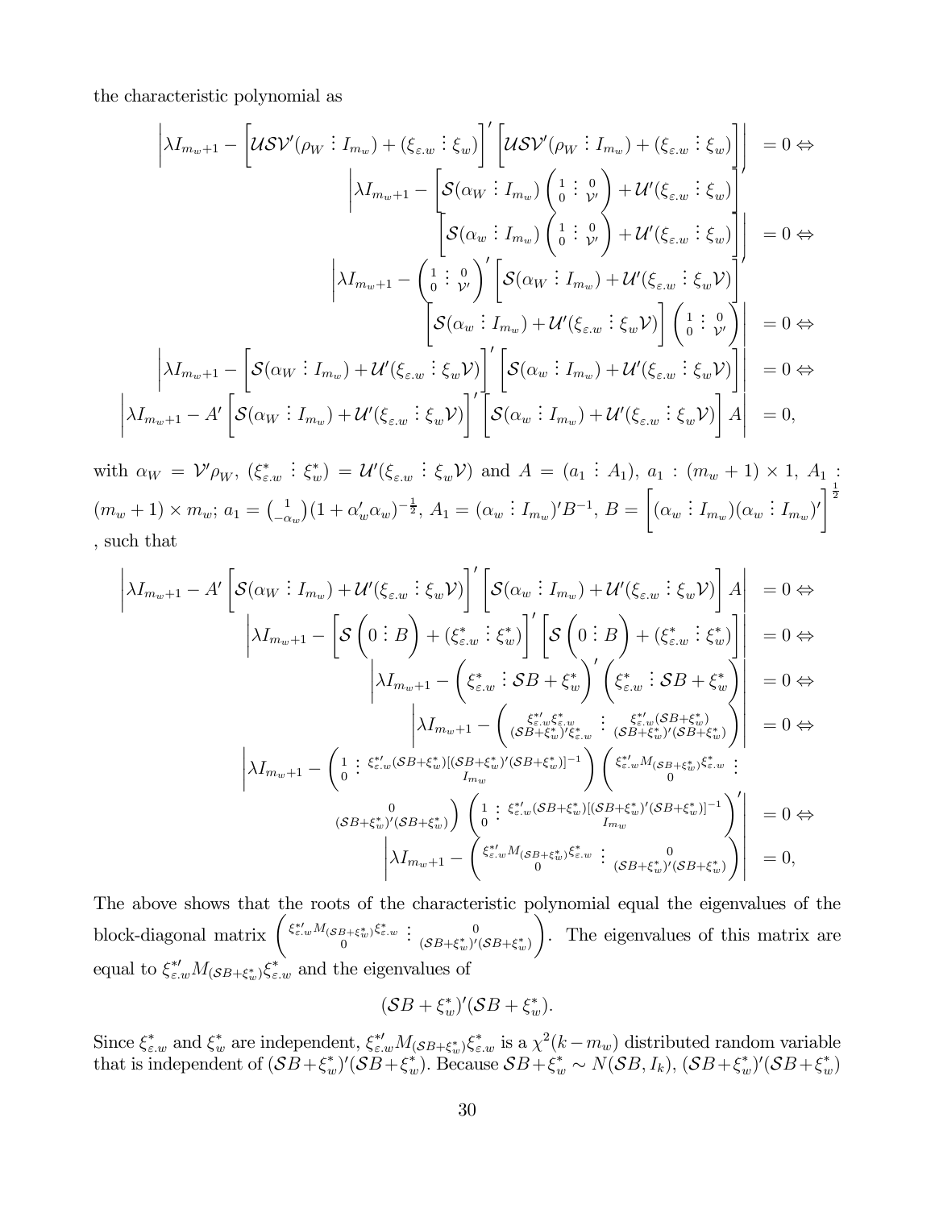the characteristic polynomial as

$$
\begin{aligned}
&\left|\lambda I_{m_w+1} - \left[\mathcal{USV}'(\rho_W \vdots I_{m_w}) + (\xi_{\varepsilon.w} \vdots \xi_w)\right]' \left[\mathcal{USV}'(\rho_W \vdots I_{m_w}) + (\xi_{\varepsilon.w} \vdots \xi_w)\right]\right| = 0 \Leftrightarrow \\
&\left|\lambda I_{m_w+1} - \left[\mathcal{S}(\alpha_W \vdots I_{m_w}) \begin{pmatrix} 1 & \vdots & 0 \\ 0 & \vdots & \mathcal{V}' \end{pmatrix} + \mathcal{U}'(\xi_{\varepsilon.w} \vdots \xi_w)\right]' \left[\mathcal{S}(\alpha_w \vdots I_{m_w}) \begin{pmatrix} 1 & \vdots & 0 \\ 0 & \vdots & \mathcal{V}' \end{pmatrix} + \mathcal{U}'(\xi_{\varepsilon.w} \vdots \xi_w)\right]\right| = 0 \Leftrightarrow \\
&\left|\lambda I_{m_w+1} - \begin{pmatrix} 1 & \vdots & 0 \\ 0 & \vdots & \mathcal{V}' \end{pmatrix}' \left[\mathcal{S}(\alpha_W \vdots I_{m_w}) + \mathcal{U}'(\xi_{\varepsilon.w} \vdots \xi_w \mathcal{V})\right]' \left[\mathcal{S}(\alpha_w \vdots I_{m_w}) + \mathcal{U}'(\xi_{\varepsilon.w} \vdots \xi_w \mathcal{V})\right] \begin{pmatrix} 1 & \vdots & 0 \\ 0 & \vdots & \mathcal{V}' \end{pmatrix}\right| = 0 \Leftrightarrow \\
&\left|\lambda I_{m_w+1} - \left[\mathcal{S}(\alpha_W \vdots I_{m_w}) + \mathcal{U}'(\xi_{\varepsilon.w} \vdots \xi_w \mathcal{V})\right]' \left[\mathcal{S}(\alpha_w \vdots I_{m_w}) + \mathcal{U}'(\xi_{\varepsilon.w} \vdots \xi_w \mathcal{V})\right]\right| = 0 \Leftrightarrow \\
&\left|\lambda I_{m_w+1} - A'\left[\mathcal{S}(\alpha_W \vdots I_{m_w}) + \mathcal{U}'(\xi_{\varepsilon.w} \vdots \xi_w \mathcal{V})\right]' \left[\mathcal{S}(\alpha_w \vdots I_{m_w}) + \mathcal{U}'(\xi_{\varepsilon.w} \vdots \xi_w \mathcal{V})\right] A\right| = 0,
\end{aligned}
$$

with $\alpha_W = \mathcal{V}'\rho_W$, $(\xi^*_{\varepsilon.w} \vdots \xi^*_w) = \mathcal{U}'(\xi_{\varepsilon.w} \vdots \xi_w \mathcal{V})$ and $A = (a_1 \vdots A_1)$, $a_1 : (m_w+1) \times 1$, $A_1 : (m_w+1) \times m_w$; $a_1 = \binom{1}{-\alpha_w}(1 + \alpha_w'\alpha_w)^{-\frac{1}{2}}$, $A_1 = (\alpha_w \vdots I_{m_w})'B^{-1}$, $B = \left[(\alpha_w \vdots I_{m_w})(\alpha_w \vdots I_{m_w})'\right]^{\frac{1}{2}}$, such that

$$
\begin{aligned}
&\left|\lambda I_{m_w+1} - A'\left[\mathcal{S}(\alpha_W \vdots I_{m_w}) + \mathcal{U}'(\xi_{\varepsilon.w} \vdots \xi_w \mathcal{V})\right]' \left[\mathcal{S}(\alpha_w \vdots I_{m_w}) + \mathcal{U}'(\xi_{\varepsilon.w} \vdots \xi_w \mathcal{V})\right] A\right| = 0 \Leftrightarrow \\
&\left|\lambda I_{m_w+1} - \left[\mathcal{S}\left(0 \vdots B\right) + (\xi^*_{\varepsilon.w} \vdots \xi^*_w)\right]' \left[\mathcal{S}\left(0 \vdots B\right) + (\xi^*_{\varepsilon.w} \vdots \xi^*_w)\right]\right| = 0 \Leftrightarrow \\
&\left|\lambda I_{m_w+1} - \left(\xi^*_{\varepsilon.w} \vdots \mathcal{S}B + \xi^*_w\right)' \left(\xi^*_{\varepsilon.w} \vdots \mathcal{S}B + \xi^*_w\right)\right| = 0 \Leftrightarrow \\
&\left|\lambda I_{m_w+1} - \begin{pmatrix} \xi^{*\prime}_{\varepsilon.w}\xi^*_{\varepsilon.w} & \vdots & \xi^{*\prime}_{\varepsilon.w}(\mathcal{S}B + \xi^*_w) \\ (\mathcal{S}B + \xi^*_w)'\xi^*_{\varepsilon.w} & \vdots & (\mathcal{S}B + \xi^*_w)'(\mathcal{S}B + \xi^*_w) \end{pmatrix}\right| = 0 \Leftrightarrow \\
&\left|\lambda I_{m_w+1} - \begin{pmatrix} 1 & \vdots & \xi^{*\prime}_{\varepsilon.w}(\mathcal{S}B + \xi^*_w)[(\mathcal{S}B + \xi^*_w)'(\mathcal{S}B + \xi^*_w)]^{-1} \\ 0 & & I_{m_w} \end{pmatrix} \begin{pmatrix} \xi^{*\prime}_{\varepsilon.w}M_{(\mathcal{S}B + \xi^*_w)}\xi^*_{\varepsilon.w} & \vdots & 0 \\ 0 & & (\mathcal{S}B + \xi^*_w)'(\mathcal{S}B + \xi^*_w) \end{pmatrix} \begin{pmatrix} 1 & \vdots & \xi^{*\prime}_{\varepsilon.w}(\mathcal{S}B + \xi^*_w)[(\mathcal{S}B + \xi^*_w)'(\mathcal{S}B + \xi^*_w)]^{-1} \\ 0 & & I_{m_w} \end{pmatrix}'\right| = 0 \Leftrightarrow \\
&\left|\lambda I_{m_w+1} - \begin{pmatrix} \xi^{*\prime}_{\varepsilon.w}M_{(\mathcal{S}B + \xi^*_w)}\xi^*_{\varepsilon.w} & \vdots & 0 \\ 0 & & (\mathcal{S}B + \xi^*_w)'(\mathcal{S}B + \xi^*_w) \end{pmatrix}\right| = 0,
\end{aligned}
$$

The above shows that the roots of the characteristic polynomial equal the eigenvalues of the block-diagonal matrix $\begin{pmatrix} \xi^{*\prime}_{\varepsilon.w}M_{(\mathcal{S}B + \xi^*_w)}\xi^*_{\varepsilon.w} & \vdots & 0 \\ 0 & & (\mathcal{S}B + \xi^*_w)'(\mathcal{S}B + \xi^*_w) \end{pmatrix}$. The eigenvalues of this matrix are equal to $\xi^{*\prime}_{\varepsilon.w}M_{(\mathcal{S}B + \xi^*_w)}\xi^*_{\varepsilon.w}$ and the eigenvalues of

$$(\mathcal{S}B + \xi^*_w)'(\mathcal{S}B + \xi^*_w).$$

Since $\xi^*_{\varepsilon.w}$ and $\xi^*_w$ are independent, $\xi^{*\prime}_{\varepsilon.w}M_{(\mathcal{S}B + \xi^*_w)}\xi^*_{\varepsilon.w}$ is a $\chi^2(k - m_w)$ distributed random variable that is independent of $(\mathcal{S}B + \xi^*_w)'(\mathcal{S}B + \xi^*_w)$. Because $\mathcal{S}B + \xi^*_w \sim N(\mathcal{S}B, I_k)$, $(\mathcal{S}B + \xi^*_w)'(\mathcal{S}B + \xi^*_w)$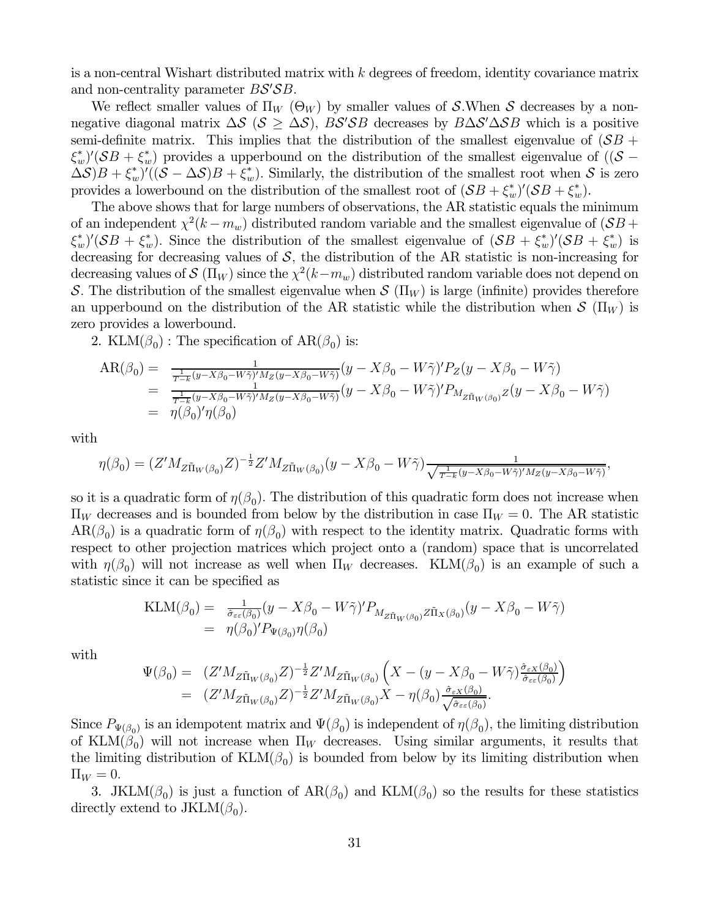is a non-central Wishart distributed matrix with $k$ degrees of freedom, identity covariance matrix and non-centrality parameter $B\mathcal{S}'\mathcal{S}B$.

We reflect smaller values of $\Pi_W$ ($\Theta_W$) by smaller values of $\mathcal{S}$.When $\mathcal{S}$ decreases by a non-negative diagonal matrix $\Delta\mathcal{S}$ ($\mathcal{S} \geq \Delta\mathcal{S}$), $B\mathcal{S}'\mathcal{S}B$ decreases by $B\Delta\mathcal{S}'\Delta\mathcal{S}B$ which is a positive semi-definite matrix. This implies that the distribution of the smallest eigenvalue of $(\mathcal{S}B + \xi_w^*)'(\mathcal{S}B + \xi_w^*)$ provides a upperbound on the distribution of the smallest eigenvalue of $((\mathcal{S} - \Delta\mathcal{S})B + \xi_w^*)'((\mathcal{S} - \Delta\mathcal{S})B + \xi_w^*)$. Similarly, the distribution of the smallest root when $\mathcal{S}$ is zero provides a lowerbound on the distribution of the smallest root of $(\mathcal{S}B + \xi_w^*)'(\mathcal{S}B + \xi_w^*)$.

The above shows that for large numbers of observations, the AR statistic equals the minimum of an independent $\chi^2(k - m_w)$ distributed random variable and the smallest eigenvalue of $(\mathcal{S}B + \xi_w^*)'(\mathcal{S}B + \xi_w^*)$. Since the distribution of the smallest eigenvalue of $(\mathcal{S}B + \xi_w^*)'(\mathcal{S}B + \xi_w^*)$ is decreasing for decreasing values of $\mathcal{S}$, the distribution of the AR statistic is non-increasing for decreasing values of $\mathcal{S}$ ($\Pi_W$) since the $\chi^2(k-m_w)$ distributed random variable does not depend on $\mathcal{S}$. The distribution of the smallest eigenvalue when $\mathcal{S}$ ($\Pi_W$) is large (infinite) provides therefore an upperbound on the distribution of the AR statistic while the distribution when $\mathcal{S}$ ($\Pi_W$) is zero provides a lowerbound.

2. KLM$(\beta_0)$ : The specification of AR$(\beta_0)$ is:

$$
\begin{aligned}
\text{AR}(\beta_0) &= \tfrac{1}{\frac{1}{T-k}(y-X\beta_0-W\tilde{\gamma})'M_Z(y-X\beta_0-W\tilde{\gamma})}(y - X\beta_0 - W\tilde{\gamma})'P_Z(y - X\beta_0 - W\tilde{\gamma}) \\
&= \tfrac{1}{\frac{1}{T-k}(y-X\beta_0-W\tilde{\gamma})'M_Z(y-X\beta_0-W\tilde{\gamma})}(y - X\beta_0 - W\tilde{\gamma})'P_{M_{Z\tilde{\Pi}_W(\beta_0)}Z}(y - X\beta_0 - W\tilde{\gamma}) \\
&= \eta(\beta_0)'\eta(\beta_0)
\end{aligned}
$$

with

$$
\eta(\beta_0) = (Z'M_{Z\tilde{\Pi}_W(\beta_0)}Z)^{-\frac{1}{2}}Z'M_{Z\tilde{\Pi}_W(\beta_0)}(y - X\beta_0 - W\tilde{\gamma})\tfrac{1}{\sqrt{\frac{1}{T-k}(y-X\beta_0-W\tilde{\gamma})'M_Z(y-X\beta_0-W\tilde{\gamma})}},
$$

so it is a quadratic form of $\eta(\beta_0)$. The distribution of this quadratic form does not increase when $\Pi_W$ decreases and is bounded from below by the distribution in case $\Pi_W = 0$. The AR statistic AR$(\beta_0)$ is a quadratic form of $\eta(\beta_0)$ with respect to the identity matrix. Quadratic forms with respect to other projection matrices which project onto a (random) space that is uncorrelated with $\eta(\beta_0)$ will not increase as well when $\Pi_W$ decreases. KLM$(\beta_0)$ is an example of such a statistic since it can be specified as

$$
\begin{aligned}
\text{KLM}(\beta_0) &= \tfrac{1}{\hat{\sigma}_{\varepsilon\varepsilon}(\beta_0)}(y - X\beta_0 - W\tilde{\gamma})'P_{M_{Z\tilde{\Pi}_W(\beta_0)}Z\tilde{\Pi}_X(\beta_0)}(y - X\beta_0 - W\tilde{\gamma}) \\
&= \eta(\beta_0)'P_{\Psi(\beta_0)}\eta(\beta_0)
\end{aligned}
$$

with

$$
\begin{aligned}
\Psi(\beta_0) &= (Z'M_{Z\tilde{\Pi}_W(\beta_0)}Z)^{-\frac{1}{2}}Z'M_{Z\tilde{\Pi}_W(\beta_0)}\left(X - (y - X\beta_0 - W\tilde{\gamma})\tfrac{\hat{\sigma}_{\varepsilon X}(\beta_0)}{\hat{\sigma}_{\varepsilon\varepsilon}(\beta_0)}\right) \\
&= (Z'M_{Z\tilde{\Pi}_W(\beta_0)}Z)^{-\frac{1}{2}}Z'M_{Z\tilde{\Pi}_W(\beta_0)}X - \eta(\beta_0)\tfrac{\hat{\sigma}_{\varepsilon X}(\beta_0)}{\sqrt{\hat{\sigma}_{\varepsilon\varepsilon}(\beta_0)}}.
\end{aligned}
$$

Since $P_{\Psi(\beta_0)}$ is an idempotent matrix and $\Psi(\beta_0)$ is independent of $\eta(\beta_0)$, the limiting distribution of KLM$(\beta_0)$ will not increase when $\Pi_W$ decreases. Using similar arguments, it results that the limiting distribution of KLM$(\beta_0)$ is bounded from below by its limiting distribution when $\Pi_W = 0$.

3. JKLM$(\beta_0)$ is just a function of AR$(\beta_0)$ and KLM$(\beta_0)$ so the results for these statistics directly extend to JKLM$(\beta_0)$.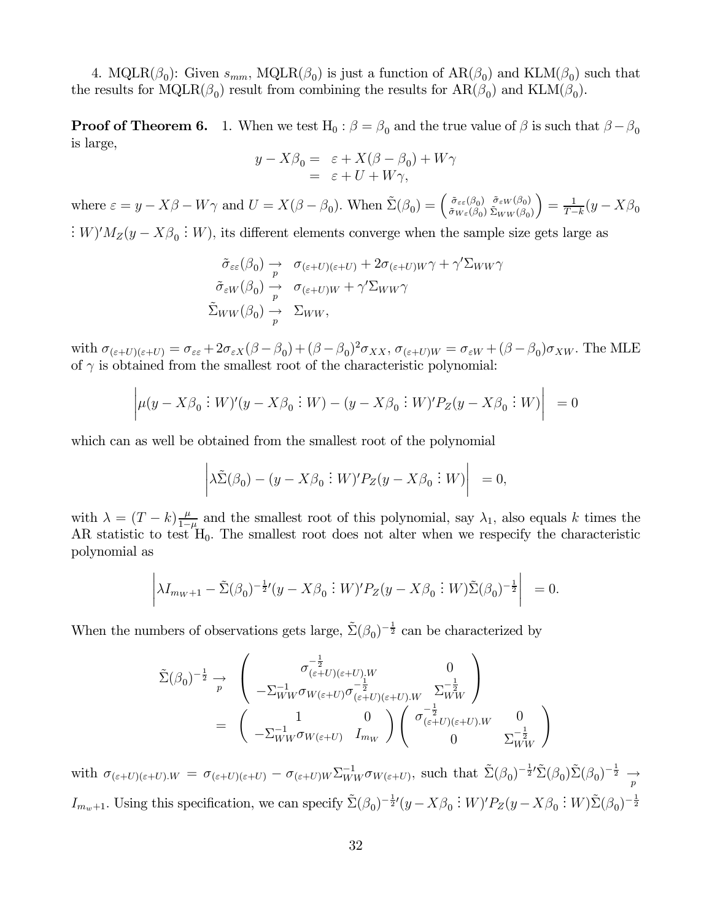4. MQLR$(\beta_0)$: Given $s_{mm}$, MQLR$(\beta_0)$ is just a function of AR$(\beta_0)$ and KLM$(\beta_0)$ such that the results for MQLR$(\beta_0)$ result from combining the results for AR$(\beta_0)$ and KLM$(\beta_0)$.

**Proof of Theorem 6.** 1. When we test $\text{H}_0 : \beta = \beta_0$ and the true value of $\beta$ is such that $\beta - \beta_0$ is large,

$$
\begin{aligned}
y - X\beta_0 = & \ \varepsilon + X(\beta - \beta_0) + W\gamma \\
= & \ \varepsilon + U + W\gamma,
\end{aligned}
$$

where $\varepsilon = y - X\beta - W\gamma$ and $U = X(\beta - \beta_0)$. When $\tilde{\Sigma}(\beta_0) = \begin{pmatrix} \tilde{\sigma}_{\varepsilon\varepsilon}(\beta_0) & \tilde{\sigma}_{\varepsilon W}(\beta_0) \\ \tilde{\sigma}_{W\varepsilon}(\beta_0) & \tilde{\Sigma}_{WW}(\beta_0) \end{pmatrix} = \frac{1}{T-k}(y - X\beta_0 \,\vdots\, W)'M_Z(y - X\beta_0 \,\vdots\, W)$, its different elements converge when the sample size gets large as

$$
\begin{aligned}
\tilde{\sigma}_{\varepsilon\varepsilon}(\beta_0) &\underset{p}{\rightarrow} \ \sigma_{(\varepsilon+U)(\varepsilon+U)} + 2\sigma_{(\varepsilon+U)W}\gamma + \gamma'\Sigma_{WW}\gamma \\
\tilde{\sigma}_{\varepsilon W}(\beta_0) &\underset{p}{\rightarrow} \ \sigma_{(\varepsilon+U)W} + \gamma'\Sigma_{WW}\gamma \\
\tilde{\Sigma}_{WW}(\beta_0) &\underset{p}{\rightarrow} \ \Sigma_{WW},
\end{aligned}
$$

with $\sigma_{(\varepsilon+U)(\varepsilon+U)} = \sigma_{\varepsilon\varepsilon} + 2\sigma_{\varepsilon X}(\beta - \beta_0) + (\beta - \beta_0)^2\sigma_{XX}$, $\sigma_{(\varepsilon+U)W} = \sigma_{\varepsilon W} + (\beta - \beta_0)\sigma_{XW}$. The MLE of $\gamma$ is obtained from the smallest root of the characteristic polynomial:

$$
\left| \mu(y - X\beta_0 \,\vdots\, W)'(y - X\beta_0 \,\vdots\, W) - (y - X\beta_0 \,\vdots\, W)'P_Z(y - X\beta_0 \,\vdots\, W) \right| \ = 0
$$

which can as well be obtained from the smallest root of the polynomial

$$
\left| \lambda\tilde{\Sigma}(\beta_0) - (y - X\beta_0 \,\vdots\, W)'P_Z(y - X\beta_0 \,\vdots\, W) \right| \ = 0,
$$

with $\lambda = (T-k)\frac{\mu}{1-\mu}$ and the smallest root of this polynomial, say $\lambda_1$, also equals $k$ times the AR statistic to test $\text{H}_0$. The smallest root does not alter when we respecify the characteristic polynomial as

$$
\left| \lambda I_{m_W+1} - \tilde{\Sigma}(\beta_0)^{-\frac{1}{2}\prime}(y - X\beta_0 \,\vdots\, W)'P_Z(y - X\beta_0 \,\vdots\, W)\tilde{\Sigma}(\beta_0)^{-\frac{1}{2}} \right| \ = 0.
$$

When the numbers of observations gets large, $\tilde{\Sigma}(\beta_0)^{-\frac{1}{2}}$ can be characterized by

$$
\begin{aligned}
\tilde{\Sigma}(\beta_0)^{-\frac{1}{2}} \underset{p}{\rightarrow} & \ \begin{pmatrix} \sigma_{(\varepsilon+U)(\varepsilon+U).W}^{-\frac{1}{2}} & 0 \\ -\Sigma_{WW}^{-1}\sigma_{W(\varepsilon+U)}\sigma_{(\varepsilon+U)(\varepsilon+U).W}^{-\frac{1}{2}} & \Sigma_{WW}^{-\frac{1}{2}} \end{pmatrix} \\
= & \ \begin{pmatrix} 1 & 0 \\ -\Sigma_{WW}^{-1}\sigma_{W(\varepsilon+U)} & I_{m_W} \end{pmatrix} \begin{pmatrix} \sigma_{(\varepsilon+U)(\varepsilon+U).W}^{-\frac{1}{2}} & 0 \\ 0 & \Sigma_{WW}^{-\frac{1}{2}} \end{pmatrix}
\end{aligned}
$$

with $\sigma_{(\varepsilon+U)(\varepsilon+U).W} = \sigma_{(\varepsilon+U)(\varepsilon+U)} - \sigma_{(\varepsilon+U)W}\Sigma_{WW}^{-1}\sigma_{W(\varepsilon+U)}$, such that $\tilde{\Sigma}(\beta_0)^{-\frac{1}{2}\prime}\tilde{\Sigma}(\beta_0)\tilde{\Sigma}(\beta_0)^{-\frac{1}{2}} \underset{p}{\rightarrow} I_{m_w+1}$. Using this specification, we can specify $\tilde{\Sigma}(\beta_0)^{-\frac{1}{2}\prime}(y - X\beta_0 \,\vdots\, W)'P_Z(y - X\beta_0 \,\vdots\, W)\tilde{\Sigma}(\beta_0)^{-\frac{1}{2}}$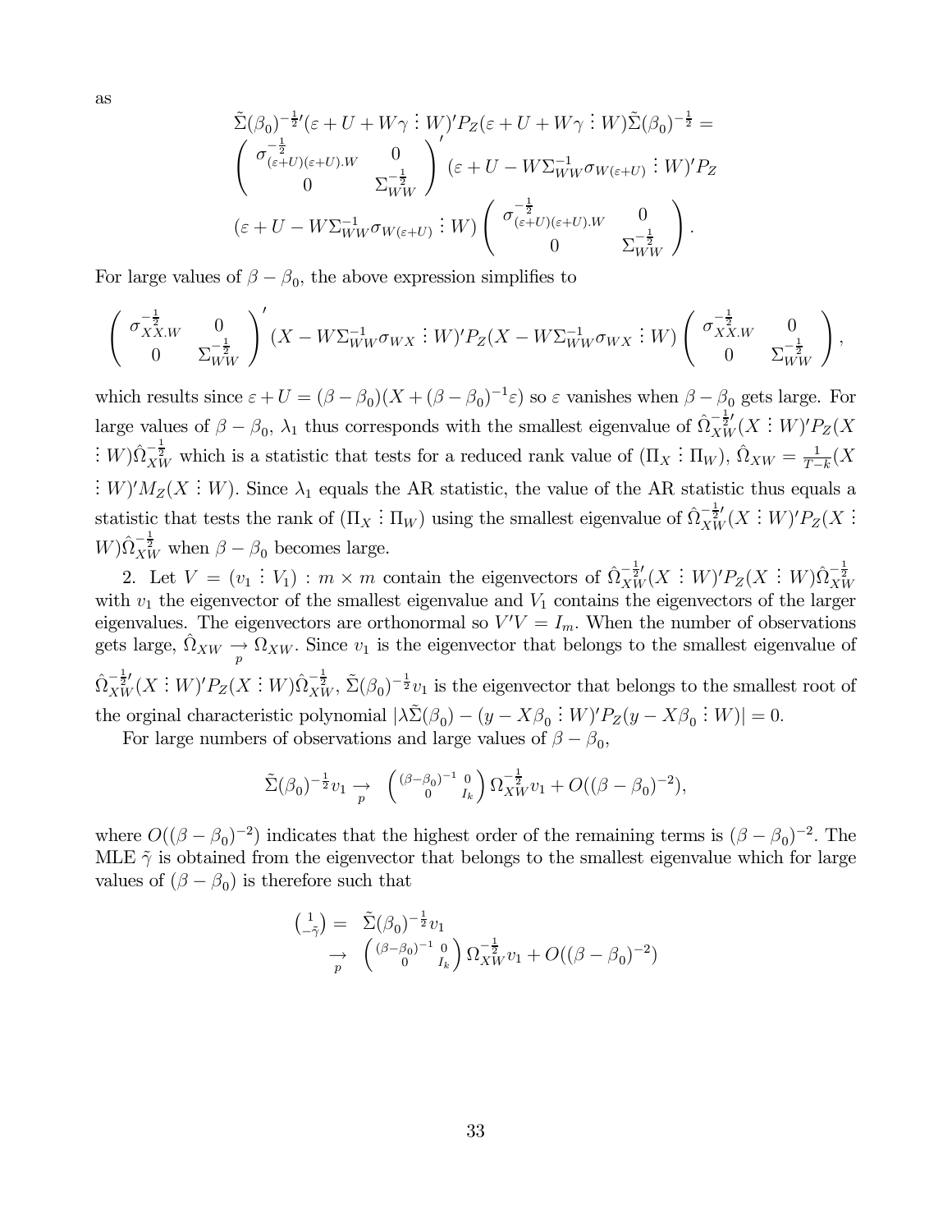as

$$\tilde{\Sigma}(\beta_0)^{-\frac{1}{2}\prime}(\varepsilon + U + W\gamma \vdots W)' P_Z(\varepsilon + U + W\gamma \vdots W)\tilde{\Sigma}(\beta_0)^{-\frac{1}{2}} =$$

$$\begin{pmatrix} \sigma_{(\varepsilon+U)(\varepsilon+U).W}^{-\frac{1}{2}} & 0 \\ 0 & \Sigma_{WW}^{-\frac{1}{2}} \end{pmatrix}' (\varepsilon + U - W\Sigma_{WW}^{-1}\sigma_{W(\varepsilon+U)} \vdots W)' P_Z$$

$$(\varepsilon + U - W\Sigma_{WW}^{-1}\sigma_{W(\varepsilon+U)} \vdots W) \begin{pmatrix} \sigma_{(\varepsilon+U)(\varepsilon+U).W}^{-\frac{1}{2}} & 0 \\ 0 & \Sigma_{WW}^{-\frac{1}{2}} \end{pmatrix}.$$

For large values of $\beta - \beta_0$, the above expression simplifies to

$$\begin{pmatrix} \sigma_{XX.W}^{-\frac{1}{2}} & 0 \\ 0 & \Sigma_{WW}^{-\frac{1}{2}} \end{pmatrix}' (X - W\Sigma_{WW}^{-1}\sigma_{WX} \vdots W)' P_Z (X - W\Sigma_{WW}^{-1}\sigma_{WX} \vdots W) \begin{pmatrix} \sigma_{XX.W}^{-\frac{1}{2}} & 0 \\ 0 & \Sigma_{WW}^{-\frac{1}{2}} \end{pmatrix},$$

which results since $\varepsilon + U = (\beta - \beta_0)(X + (\beta - \beta_0)^{-1}\varepsilon)$ so $\varepsilon$ vanishes when $\beta - \beta_0$ gets large. For large values of $\beta - \beta_0$, $\lambda_1$ thus corresponds with the smallest eigenvalue of $\hat{\Omega}_{XW}^{-\frac{1}{2}\prime}(X \vdots W)' P_Z (X \vdots W)\hat{\Omega}_{XW}^{-\frac{1}{2}}$ which is a statistic that tests for a reduced rank value of $(\Pi_X \vdots \Pi_W)$, $\hat{\Omega}_{XW} = \frac{1}{T-k}(X \vdots W)' M_Z (X \vdots W)$. Since $\lambda_1$ equals the AR statistic, the value of the AR statistic thus equals a statistic that tests the rank of $(\Pi_X \vdots \Pi_W)$ using the smallest eigenvalue of $\hat{\Omega}_{XW}^{-\frac{1}{2}\prime}(X \vdots W)' P_Z (X \vdots W)\hat{\Omega}_{XW}^{-\frac{1}{2}}$ when $\beta - \beta_0$ becomes large.

2. Let $V = (v_1 \vdots V_1) : m \times m$ contain the eigenvectors of $\hat{\Omega}_{XW}^{-\frac{1}{2}\prime}(X \vdots W)' P_Z (X \vdots W)\hat{\Omega}_{XW}^{-\frac{1}{2}}$ with $v_1$ the eigenvector of the smallest eigenvalue and $V_1$ contains the eigenvectors of the larger eigenvalues. The eigenvectors are orthonormal so $V'V = I_m$. When the number of observations gets large, $\hat{\Omega}_{XW} \underset{p}{\rightarrow} \Omega_{XW}$. Since $v_1$ is the eigenvector that belongs to the smallest eigenvalue of $\hat{\Omega}_{XW}^{-\frac{1}{2}\prime}(X \vdots W)' P_Z (X \vdots W)\hat{\Omega}_{XW}^{-\frac{1}{2}}$, $\tilde{\Sigma}(\beta_0)^{-\frac{1}{2}} v_1$ is the eigenvector that belongs to the smallest root of the orginal characteristic polynomial $|\lambda\tilde{\Sigma}(\beta_0) - (y - X\beta_0 \vdots W)' P_Z (y - X\beta_0 \vdots W)| = 0$.

For large numbers of observations and large values of $\beta - \beta_0$,

$$\tilde{\Sigma}(\beta_0)^{-\frac{1}{2}} v_1 \underset{p}{\rightarrow} \begin{pmatrix} (\beta-\beta_0)^{-1} & 0 \\ 0 & I_k \end{pmatrix} \Omega_{XW}^{-\frac{1}{2}} v_1 + O((\beta - \beta_0)^{-2}),$$

where $O((\beta - \beta_0)^{-2})$ indicates that the highest order of the remaining terms is $(\beta - \beta_0)^{-2}$. The MLE $\tilde{\gamma}$ is obtained from the eigenvector that belongs to the smallest eigenvalue which for large values of $(\beta - \beta_0)$ is therefore such that

$$\begin{aligned} \begin{pmatrix} 1 \\ -\tilde{\gamma} \end{pmatrix} &= \tilde{\Sigma}(\beta_0)^{-\frac{1}{2}} v_1 \\ &\underset{p}{\rightarrow} \begin{pmatrix} (\beta-\beta_0)^{-1} & 0 \\ 0 & I_k \end{pmatrix} \Omega_{XW}^{-\frac{1}{2}} v_1 + O((\beta - \beta_0)^{-2}) \end{aligned}$$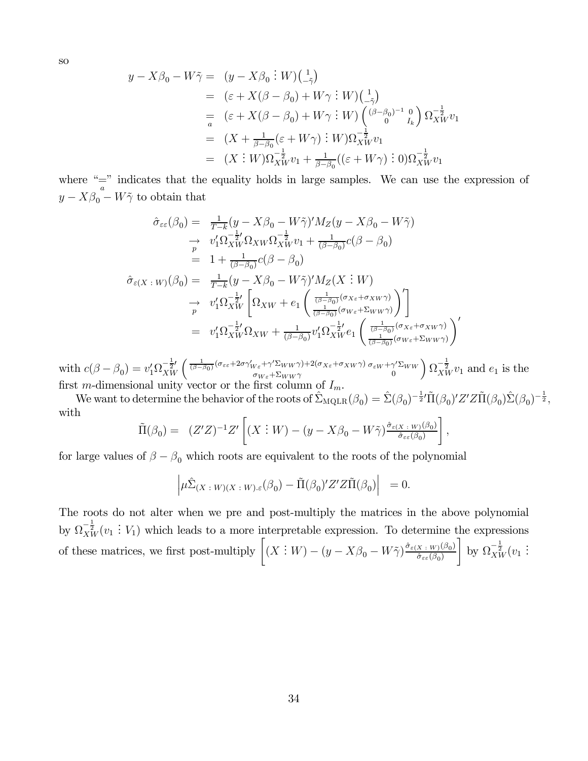so

$$
\begin{aligned}
y - X\beta_0 - W\tilde{\gamma} = & \ (y - X\beta_0 \vdots W)\binom{1}{-\tilde{\gamma}} \\
= & \ (\varepsilon + X(\beta - \beta_0) + W\gamma \vdots W)\binom{1}{-\tilde{\gamma}} \\
\underset{a}{=} & \ (\varepsilon + X(\beta - \beta_0) + W\gamma \vdots W)\begin{pmatrix} (\beta-\beta_0)^{-1} & 0 \\ 0 & I_k \end{pmatrix}\Omega_{XW}^{-\frac{1}{2}} v_1 \\
= & \ (X + \tfrac{1}{\beta-\beta_0}(\varepsilon + W\gamma) \vdots W)\Omega_{XW}^{-\frac{1}{2}} v_1 \\
= & \ (X \vdots W)\Omega_{XW}^{-\frac{1}{2}} v_1 + \tfrac{1}{\beta-\beta_0}((\varepsilon + W\gamma) \vdots 0)\Omega_{XW}^{-\frac{1}{2}} v_1
\end{aligned}
$$

where "$\underset{a}{=}$" indicates that the equality holds in large samples. We can use the expression of $y - X\beta_0 - W\tilde{\gamma}$ to obtain that

$$
\begin{aligned}
\hat{\sigma}_{\varepsilon\varepsilon}(\beta_0) = & \ \tfrac{1}{T-k}(y - X\beta_0 - W\tilde{\gamma})' M_Z (y - X\beta_0 - W\tilde{\gamma}) \\
\underset{p}{\rightarrow} & \ v_1' \Omega_{XW}^{-\frac{1}{2}\prime} \Omega_{XW} \Omega_{XW}^{-\frac{1}{2}} v_1 + \tfrac{1}{(\beta-\beta_0)} c(\beta - \beta_0) \\
= & \ 1 + \tfrac{1}{(\beta-\beta_0)} c(\beta - \beta_0) \\
\hat{\sigma}_{\varepsilon(X \,:\, W)}(\beta_0) = & \ \tfrac{1}{T-k}(y - X\beta_0 - W\tilde{\gamma})' M_Z (X \vdots W) \\
\underset{p}{\rightarrow} & \ v_1' \Omega_{XW}^{-\frac{1}{2}\prime} \left[ \Omega_{XW} + e_1 \begin{pmatrix} \frac{1}{(\beta-\beta_0)}(\sigma_{X\varepsilon} + \sigma_{XW}\gamma) \\ \frac{1}{(\beta-\beta_0)}(\sigma_{W\varepsilon} + \Sigma_{WW}\gamma) \end{pmatrix}' \right] \\
= & \ v_1' \Omega_{XW}^{-\frac{1}{2}\prime} \Omega_{XW} + \tfrac{1}{(\beta-\beta_0)} v_1' \Omega_{XW}^{-\frac{1}{2}\prime} e_1 \begin{pmatrix} \frac{1}{(\beta-\beta_0)}(\sigma_{X\varepsilon} + \sigma_{XW}\gamma) \\ \frac{1}{(\beta-\beta_0)}(\sigma_{W\varepsilon} + \Sigma_{WW}\gamma) \end{pmatrix}'
\end{aligned}
$$

with $c(\beta - \beta_0) = v_1' \Omega_{XW}^{-\frac{1}{2}\prime} \begin{pmatrix} \frac{1}{(\beta-\beta_0)}(\sigma_{\varepsilon\varepsilon} + 2\sigma\gamma_{W\varepsilon}' + \gamma'\Sigma_{WW}\gamma) + 2(\sigma_{X\varepsilon} + \sigma_{XW}\gamma) & \sigma_{\varepsilon W} + \gamma'\Sigma_{WW} \\ \sigma_{W\varepsilon} + \Sigma_{WW}\gamma & 0 \end{pmatrix} \Omega_{XW}^{-\frac{1}{2}} v_1$ and $e_1$ is the first $m$-dimensional unity vector or the first column of $I_m$.

We want to determine the behavior of the roots of $\hat{\Sigma}_{\text{MQLR}}(\beta_0) = \hat{\Sigma}(\beta_0)^{-\frac{1}{2}\prime} \tilde{\Pi}(\beta_0)' Z'Z \tilde{\Pi}(\beta_0) \hat{\Sigma}(\beta_0)^{-\frac{1}{2}}$, with

$$
\tilde{\Pi}(\beta_0) = \ (Z'Z)^{-1} Z' \left[ (X \vdots W) - (y - X\beta_0 - W\tilde{\gamma}) \tfrac{\hat{\sigma}_{\varepsilon(X \,:\, W)}(\beta_0)}{\hat{\sigma}_{\varepsilon\varepsilon}(\beta_0)} \right],
$$

for large values of $\beta - \beta_0$ which roots are equivalent to the roots of the polynomial

$$
\left| \mu \hat{\Sigma}_{(X \,:\, W)(X \,:\, W).\varepsilon}(\beta_0) - \tilde{\Pi}(\beta_0)' Z'Z \tilde{\Pi}(\beta_0) \right| \ = 0.
$$

The roots do not alter when we pre and post-multiply the matrices in the above polynomial by $\Omega_{XW}^{-\frac{1}{2}}(v_1 \vdots V_1)$ which leads to a more interpretable expression. To determine the expressions of these matrices, we first post-multiply $\left[ (X \vdots W) - (y - X\beta_0 - W\tilde{\gamma}) \frac{\hat{\sigma}_{\varepsilon(X \,:\, W)}(\beta_0)}{\hat{\sigma}_{\varepsilon\varepsilon}(\beta_0)} \right]$ by $\Omega_{XW}^{-\frac{1}{2}}(v_1 \vdots$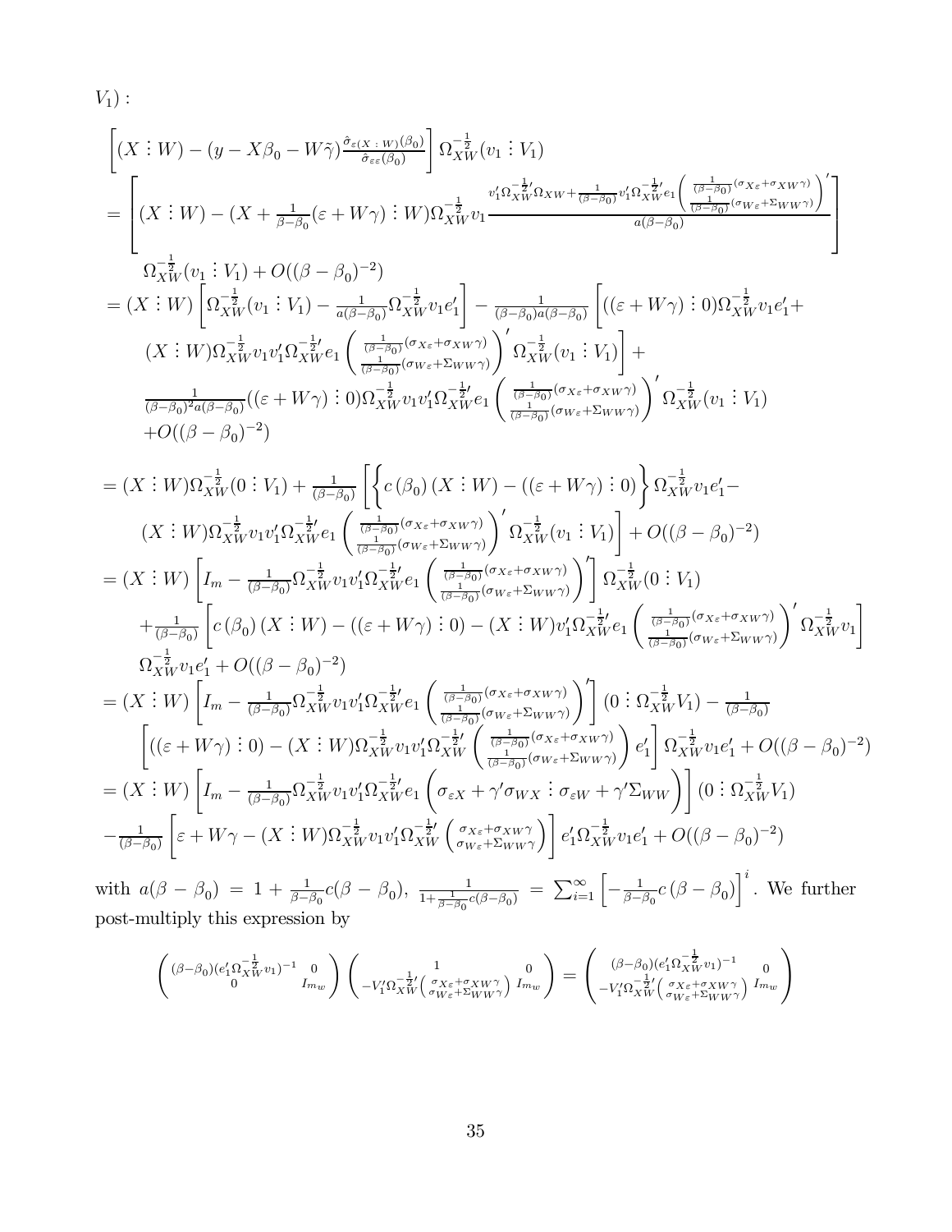$V_1)$ :

$$
\begin{aligned}
&\left[(X \vdots W) - (y - X\beta_0 - W\tilde{\gamma})\tfrac{\hat{\sigma}_{\varepsilon(X\,:\,W)}(\beta_0)}{\hat{\sigma}_{\varepsilon\varepsilon}(\beta_0)}\right]\Omega_{XW}^{-\frac{1}{2}}(v_1 \vdots V_1) \\
&= \left[(X \vdots W) - (X + \tfrac{1}{\beta-\beta_0}(\varepsilon + W\gamma) \vdots W)\Omega_{XW}^{-\frac{1}{2}}v_1 \frac{v_1'\Omega_{XW}^{-\frac{1}{2}\prime}\Omega_{XW} + \frac{1}{(\beta-\beta_0)}v_1'\Omega_{XW}^{-\frac{1}{2}\prime}e_1\begin{pmatrix}\frac{1}{(\beta-\beta_0)}(\sigma_{X\varepsilon}+\sigma_{XW}\gamma) \\ \frac{1}{(\beta-\beta_0)}(\sigma_{W\varepsilon}+\Sigma_{WW}\gamma)\end{pmatrix}'}{a(\beta-\beta_0)}\right] \\
&\quad \Omega_{XW}^{-\frac{1}{2}}(v_1 \vdots V_1) + O((\beta-\beta_0)^{-2}) \\
&= (X \vdots W)\left[\Omega_{XW}^{-\frac{1}{2}}(v_1 \vdots V_1) - \tfrac{1}{a(\beta-\beta_0)}\Omega_{XW}^{-\frac{1}{2}}v_1e_1'\right] - \tfrac{1}{(\beta-\beta_0)a(\beta-\beta_0)}\left[((\varepsilon+W\gamma) \vdots 0)\Omega_{XW}^{-\frac{1}{2}}v_1e_1' + \right. \\
&\quad \left.(X \vdots W)\Omega_{XW}^{-\frac{1}{2}}v_1v_1'\Omega_{XW}^{-\frac{1}{2}\prime}e_1\begin{pmatrix}\frac{1}{(\beta-\beta_0)}(\sigma_{X\varepsilon}+\sigma_{XW}\gamma) \\ \frac{1}{(\beta-\beta_0)}(\sigma_{W\varepsilon}+\Sigma_{WW}\gamma)\end{pmatrix}'\Omega_{XW}^{-\frac{1}{2}}(v_1 \vdots V_1)\right] + \\
&\quad \tfrac{1}{(\beta-\beta_0)^2 a(\beta-\beta_0)}((\varepsilon+W\gamma) \vdots 0)\Omega_{XW}^{-\frac{1}{2}}v_1v_1'\Omega_{XW}^{-\frac{1}{2}\prime}e_1\begin{pmatrix}\frac{1}{(\beta-\beta_0)}(\sigma_{X\varepsilon}+\sigma_{XW}\gamma) \\ \frac{1}{(\beta-\beta_0)}(\sigma_{W\varepsilon}+\Sigma_{WW}\gamma)\end{pmatrix}'\Omega_{XW}^{-\frac{1}{2}}(v_1 \vdots V_1) \\
&\quad + O((\beta-\beta_0)^{-2})
\end{aligned}
$$

$$
\begin{aligned}
&= (X \vdots W)\Omega_{XW}^{-\frac{1}{2}}(0 \vdots V_1) + \tfrac{1}{(\beta-\beta_0)}\left[\left\{c(\beta_0)(X \vdots W) - ((\varepsilon+W\gamma) \vdots 0)\right\}\Omega_{XW}^{-\frac{1}{2}}v_1e_1' - \right. \\
&\quad \left.(X \vdots W)\Omega_{XW}^{-\frac{1}{2}}v_1v_1'\Omega_{XW}^{-\frac{1}{2}\prime}e_1\begin{pmatrix}\frac{1}{(\beta-\beta_0)}(\sigma_{X\varepsilon}+\sigma_{XW}\gamma) \\ \frac{1}{(\beta-\beta_0)}(\sigma_{W\varepsilon}+\Sigma_{WW}\gamma)\end{pmatrix}'\Omega_{XW}^{-\frac{1}{2}}(v_1 \vdots V_1)\right] + O((\beta-\beta_0)^{-2}) \\
&= (X \vdots W)\left[I_m - \tfrac{1}{(\beta-\beta_0)}\Omega_{XW}^{-\frac{1}{2}}v_1v_1'\Omega_{XW}^{-\frac{1}{2}\prime}e_1\begin{pmatrix}\frac{1}{(\beta-\beta_0)}(\sigma_{X\varepsilon}+\sigma_{XW}\gamma) \\ \frac{1}{(\beta-\beta_0)}(\sigma_{W\varepsilon}+\Sigma_{WW}\gamma)\end{pmatrix}'\right]\Omega_{XW}^{-\frac{1}{2}}(0 \vdots V_1) \\
&\quad + \tfrac{1}{(\beta-\beta_0)}\left[c(\beta_0)(X \vdots W) - ((\varepsilon+W\gamma) \vdots 0) - (X \vdots W)v_1'\Omega_{XW}^{-\frac{1}{2}\prime}e_1\begin{pmatrix}\frac{1}{(\beta-\beta_0)}(\sigma_{X\varepsilon}+\sigma_{XW}\gamma) \\ \frac{1}{(\beta-\beta_0)}(\sigma_{W\varepsilon}+\Sigma_{WW}\gamma)\end{pmatrix}'\Omega_{XW}^{-\frac{1}{2}}v_1\right] \\
&\quad \Omega_{XW}^{-\frac{1}{2}}v_1e_1' + O((\beta-\beta_0)^{-2}) \\
&= (X \vdots W)\left[I_m - \tfrac{1}{(\beta-\beta_0)}\Omega_{XW}^{-\frac{1}{2}}v_1v_1'\Omega_{XW}^{-\frac{1}{2}\prime}e_1\begin{pmatrix}\frac{1}{(\beta-\beta_0)}(\sigma_{X\varepsilon}+\sigma_{XW}\gamma) \\ \frac{1}{(\beta-\beta_0)}(\sigma_{W\varepsilon}+\Sigma_{WW}\gamma)\end{pmatrix}'\right](0 \vdots \Omega_{XW}^{-\frac{1}{2}}V_1) - \tfrac{1}{(\beta-\beta_0)} \\
&\quad \left[((\varepsilon+W\gamma) \vdots 0) - (X \vdots W)\Omega_{XW}^{-\frac{1}{2}}v_1v_1'\Omega_{XW}^{-\frac{1}{2}\prime}\begin{pmatrix}\frac{1}{(\beta-\beta_0)}(\sigma_{X\varepsilon}+\sigma_{XW}\gamma) \\ \frac{1}{(\beta-\beta_0)}(\sigma_{W\varepsilon}+\Sigma_{WW}\gamma)\end{pmatrix}e_1'\right]\Omega_{XW}^{-\frac{1}{2}}v_1e_1' + O((\beta-\beta_0)^{-2}) \\
&= (X \vdots W)\left[I_m - \tfrac{1}{(\beta-\beta_0)}\Omega_{XW}^{-\frac{1}{2}}v_1v_1'\Omega_{XW}^{-\frac{1}{2}\prime}e_1\left(\sigma_{\varepsilon X} + \gamma'\sigma_{WX} \vdots \sigma_{\varepsilon W} + \gamma'\Sigma_{WW}\right)\right](0 \vdots \Omega_{XW}^{-\frac{1}{2}}V_1) \\
&\quad - \tfrac{1}{(\beta-\beta_0)}\left[\varepsilon + W\gamma - (X \vdots W)\Omega_{XW}^{-\frac{1}{2}}v_1v_1'\Omega_{XW}^{-\frac{1}{2}\prime}\begin{pmatrix}\sigma_{X\varepsilon}+\sigma_{XW}\gamma \\ \sigma_{W\varepsilon}+\Sigma_{WW}\gamma\end{pmatrix}\right]e_1'\Omega_{XW}^{-\frac{1}{2}}v_1e_1' + O((\beta-\beta_0)^{-2})
\end{aligned}
$$

with $a(\beta-\beta_0) = 1 + \frac{1}{\beta-\beta_0}c(\beta-\beta_0)$, $\frac{1}{1+\frac{1}{\beta-\beta_0}c(\beta-\beta_0)} = \sum_{i=1}^{\infty}\left[-\frac{1}{\beta-\beta_0}c(\beta-\beta_0)\right]^i$. We further post-multiply this expression by

$$
\begin{pmatrix}(\beta-\beta_0)(e_1'\Omega_{XW}^{-\frac{1}{2}}v_1)^{-1} & 0 \\ 0 & I_{m_w}\end{pmatrix}\begin{pmatrix}1 & 0 \\ -V_1'\Omega_{XW}^{-\frac{1}{2}\prime}\begin{pmatrix}\sigma_{X\varepsilon}+\sigma_{XW}\gamma \\ \sigma_{W\varepsilon}+\Sigma_{WW}\gamma\end{pmatrix} & I_{m_w}\end{pmatrix} = \begin{pmatrix}(\beta-\beta_0)(e_1'\Omega_{XW}^{-\frac{1}{2}}v_1)^{-1} & 0 \\ -V_1'\Omega_{XW}^{-\frac{1}{2}\prime}\begin{pmatrix}\sigma_{X\varepsilon}+\sigma_{XW}\gamma \\ \sigma_{W\varepsilon}+\Sigma_{WW}\gamma\end{pmatrix} & I_{m_w}\end{pmatrix}
$$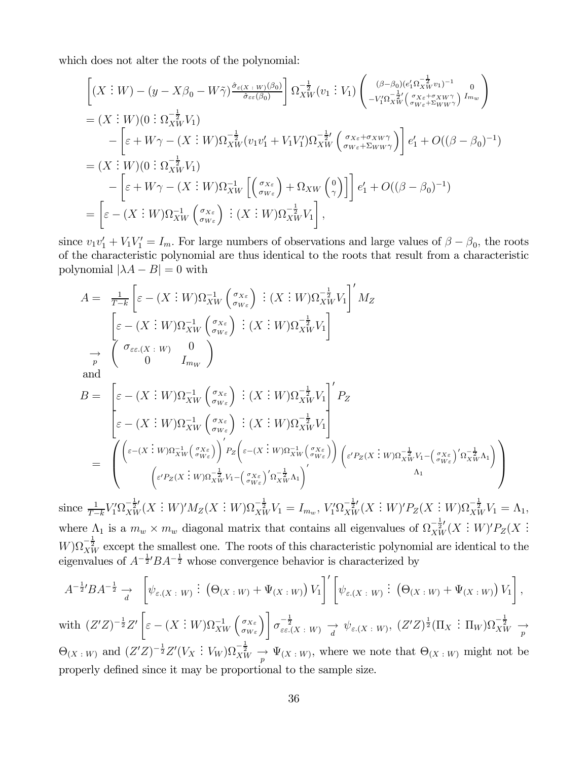which does not alter the roots of the polynomial:

$$
\begin{aligned}
&\left[(X \vdots W) - (y - X\beta_0 - W\tilde{\gamma})\tfrac{\hat{\sigma}_{\varepsilon(X \,:\, W)}(\beta_0)}{\hat{\sigma}_{\varepsilon\varepsilon}(\beta_0)}\right] \Omega_{XW}^{-\frac{1}{2}}(v_1 \vdots V_1) \begin{pmatrix} (\beta-\beta_0)(e_1'\Omega_{XW}^{-\frac{1}{2}}v_1)^{-1} & 0 \\ -V_1'\Omega_{XW}^{-\frac{1}{2}\prime}\left(\begin{smallmatrix} \sigma_{X\varepsilon}+\sigma_{XW}\gamma \\ \sigma_{W\varepsilon}+\Sigma_{WW}\gamma \end{smallmatrix}\right) & I_{m_w} \end{pmatrix} \\
&= (X \vdots W)(0 \vdots \Omega_{XW}^{-\frac{1}{2}}V_1) \\
&\quad - \left[\varepsilon + W\gamma - (X \vdots W)\Omega_{XW}^{-\frac{1}{2}}(v_1v_1' + V_1V_1')\Omega_{XW}^{-\frac{1}{2}\prime}\begin{pmatrix} \sigma_{X\varepsilon}+\sigma_{XW}\gamma \\ \sigma_{W\varepsilon}+\Sigma_{WW}\gamma \end{pmatrix}\right] e_1' + O((\beta-\beta_0)^{-1}) \\
&= (X \vdots W)(0 \vdots \Omega_{XW}^{-\frac{1}{2}}V_1) \\
&\quad - \left[\varepsilon + W\gamma - (X \vdots W)\Omega_{XW}^{-1}\left[\begin{pmatrix} \sigma_{X\varepsilon} \\ \sigma_{W\varepsilon} \end{pmatrix} + \Omega_{XW}\begin{pmatrix} 0 \\ \gamma \end{pmatrix}\right]\right] e_1' + O((\beta-\beta_0)^{-1}) \\
&= \left[\varepsilon - (X \vdots W)\Omega_{XW}^{-1}\begin{pmatrix} \sigma_{X\varepsilon} \\ \sigma_{W\varepsilon} \end{pmatrix} \vdots (X \vdots W)\Omega_{XW}^{-\frac{1}{2}}V_1\right],
\end{aligned}
$$

since $v_1v_1' + V_1V_1' = I_m$. For large numbers of observations and large values of $\beta - \beta_0$, the roots of the characteristic polynomial are thus identical to the roots that result from a characteristic polynomial $|\lambda A - B| = 0$ with

$$
\begin{aligned}
A = {} & \tfrac{1}{T-k}\left[\varepsilon - (X \vdots W)\Omega_{XW}^{-1}\begin{pmatrix} \sigma_{X\varepsilon} \\ \sigma_{W\varepsilon} \end{pmatrix} \vdots (X \vdots W)\Omega_{XW}^{-\frac{1}{2}}V_1\right]' M_Z \\
& \left[\varepsilon - (X \vdots W)\Omega_{XW}^{-1}\begin{pmatrix} \sigma_{X\varepsilon} \\ \sigma_{W\varepsilon} \end{pmatrix} \vdots (X \vdots W)\Omega_{XW}^{-\frac{1}{2}}V_1\right] \\
\underset{p}{\rightarrow} {} & \begin{pmatrix} \sigma_{\varepsilon\varepsilon.(X \,:\, W)} & 0 \\ 0 & I_{m_W} \end{pmatrix}
\end{aligned}
$$

and

$$
\begin{aligned}
B = {} & \left[\varepsilon - (X \vdots W)\Omega_{XW}^{-1}\begin{pmatrix} \sigma_{X\varepsilon} \\ \sigma_{W\varepsilon} \end{pmatrix} \vdots (X \vdots W)\Omega_{XW}^{-\frac{1}{2}}V_1\right]' P_Z \\
& \left[\varepsilon - (X \vdots W)\Omega_{XW}^{-1}\begin{pmatrix} \sigma_{X\varepsilon} \\ \sigma_{W\varepsilon} \end{pmatrix} \vdots (X \vdots W)\Omega_{XW}^{-\frac{1}{2}}V_1\right] \\
= {} & \begin{pmatrix} \left(\varepsilon - (X \vdots W)\Omega_{XW}^{-1}\left(\begin{smallmatrix} \sigma_{X\varepsilon} \\ \sigma_{W\varepsilon} \end{smallmatrix}\right)\right)' P_Z \left(\varepsilon - (X \vdots W)\Omega_{XW}^{-1}\left(\begin{smallmatrix} \sigma_{X\varepsilon} \\ \sigma_{W\varepsilon} \end{smallmatrix}\right)\right) & \left(\varepsilon' P_Z (X \vdots W)\Omega_{XW}^{-\frac{1}{2}}V_1 - \left(\begin{smallmatrix} \sigma_{X\varepsilon} \\ \sigma_{W\varepsilon} \end{smallmatrix}\right)'\Omega_{XW}^{-\frac{1}{2}}\Lambda_1\right) \\ \left(\varepsilon' P_Z (X \vdots W)\Omega_{XW}^{-\frac{1}{2}}V_1 - \left(\begin{smallmatrix} \sigma_{X\varepsilon} \\ \sigma_{W\varepsilon} \end{smallmatrix}\right)'\Omega_{XW}^{-\frac{1}{2}}\Lambda_1\right)' & \Lambda_1 \end{pmatrix}
\end{aligned}
$$

since $\frac{1}{T-k}V_1'\Omega_{XW}^{-\frac{1}{2}\prime}(X \vdots W)'M_Z(X \vdots W)\Omega_{XW}^{-\frac{1}{2}}V_1 = I_{m_w}$, $V_1'\Omega_{XW}^{-\frac{1}{2}\prime}(X \vdots W)'P_Z(X \vdots W)\Omega_{XW}^{-\frac{1}{2}}V_1 = \Lambda_1$, where $\Lambda_1$ is a $m_w \times m_w$ diagonal matrix that contains all eigenvalues of $\Omega_{XW}^{-\frac{1}{2}\prime}(X \vdots W)'P_Z(X \vdots W)\Omega_{XW}^{-\frac{1}{2}}$ except the smallest one. The roots of this characteristic polynomial are identical to the eigenvalues of $A^{-\frac{1}{2}\prime}BA^{-\frac{1}{2}}$ whose convergence behavior is characterized by

$$
A^{-\frac{1}{2}\prime}BA^{-\frac{1}{2}} \underset{d}{\rightarrow} \left[\psi_{\varepsilon.(X \,:\, W)} \vdots \left(\Theta_{(X \,:\, W)} + \Psi_{(X \,:\, W)}\right)V_1\right]'\left[\psi_{\varepsilon.(X \,:\, W)} \vdots \left(\Theta_{(X \,:\, W)} + \Psi_{(X \,:\, W)}\right)V_1\right],
$$

with $(Z'Z)^{-\frac{1}{2}}Z'\left[\varepsilon - (X \vdots W)\Omega_{XW}^{-1}\begin{pmatrix} \sigma_{X\varepsilon} \\ \sigma_{W\varepsilon} \end{pmatrix}\right]\sigma_{\varepsilon\varepsilon.(X \,:\, W)}^{-\frac{1}{2}} \underset{d}{\rightarrow} \psi_{\varepsilon.(X \,:\, W)}$, $(Z'Z)^{\frac{1}{2}}(\Pi_X \vdots \Pi_W)\Omega_{XW}^{-\frac{1}{2}} \underset{p}{\rightarrow} \Theta_{(X \,:\, W)}$ and $(Z'Z)^{-\frac{1}{2}}Z'(V_X \vdots V_W)\Omega_{XW}^{-\frac{1}{2}} \underset{p}{\rightarrow} \Psi_{(X \,:\, W)}$, where we note that $\Theta_{(X \,:\, W)}$ might not be properly defined since it may be proportional to the sample size.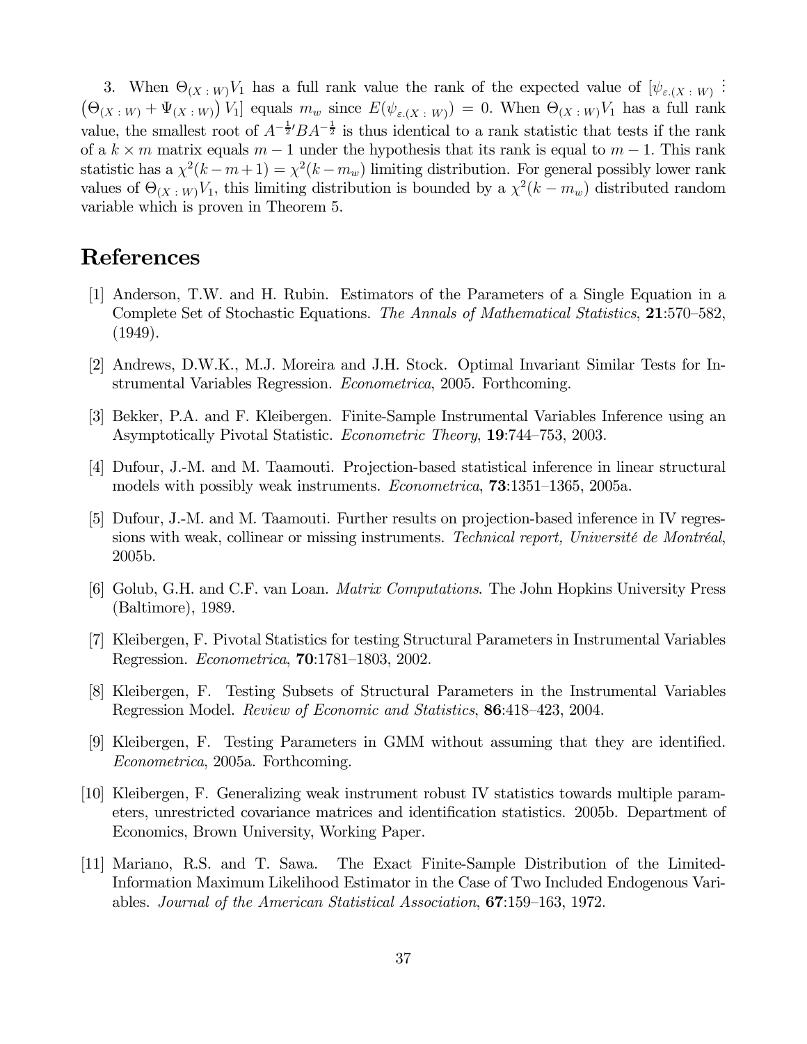3. When $\Theta_{(X\,:\,W)}V_1$ has a full rank value the rank of the expected value of $[\psi_{\varepsilon.(X\,:\,W)} \vdots \left(\Theta_{(X\,:\,W)} + \Psi_{(X\,:\,W)}\right) V_1]$ equals $m_w$ since $E(\psi_{\varepsilon.(X\,:\,W)}) = 0$. When $\Theta_{(X\,:\,W)}V_1$ has a full rank value, the smallest root of $A^{-\frac{1}{2}\prime}BA^{-\frac{1}{2}}$ is thus identical to a rank statistic that tests if the rank of a $k \times m$ matrix equals $m-1$ under the hypothesis that its rank is equal to $m-1$. This rank statistic has a $\chi^2(k-m+1) = \chi^2(k-m_w)$ limiting distribution. For general possibly lower rank values of $\Theta_{(X\,:\,W)}V_1$, this limiting distribution is bounded by a $\chi^2(k-m_w)$ distributed random variable which is proven in Theorem 5.

# References

[1] Anderson, T.W. and H. Rubin. Estimators of the Parameters of a Single Equation in a Complete Set of Stochastic Equations. *The Annals of Mathematical Statistics*, **21**:570–582, (1949).

[2] Andrews, D.W.K., M.J. Moreira and J.H. Stock. Optimal Invariant Similar Tests for Instrumental Variables Regression. *Econometrica*, 2005. Forthcoming.

[3] Bekker, P.A. and F. Kleibergen. Finite-Sample Instrumental Variables Inference using an Asymptotically Pivotal Statistic. *Econometric Theory*, **19**:744–753, 2003.

[4] Dufour, J.-M. and M. Taamouti. Projection-based statistical inference in linear structural models with possibly weak instruments. *Econometrica*, **73**:1351–1365, 2005a.

[5] Dufour, J.-M. and M. Taamouti. Further results on projection-based inference in IV regressions with weak, collinear or missing instruments. *Technical report, Université de Montréal*, 2005b.

[6] Golub, G.H. and C.F. van Loan. *Matrix Computations*. The John Hopkins University Press (Baltimore), 1989.

[7] Kleibergen, F. Pivotal Statistics for testing Structural Parameters in Instrumental Variables Regression. *Econometrica*, **70**:1781–1803, 2002.

[8] Kleibergen, F. Testing Subsets of Structural Parameters in the Instrumental Variables Regression Model. *Review of Economic and Statistics*, **86**:418–423, 2004.

[9] Kleibergen, F. Testing Parameters in GMM without assuming that they are identified. *Econometrica*, 2005a. Forthcoming.

[10] Kleibergen, F. Generalizing weak instrument robust IV statistics towards multiple parameters, unrestricted covariance matrices and identification statistics. 2005b. Department of Economics, Brown University, Working Paper.

[11] Mariano, R.S. and T. Sawa. The Exact Finite-Sample Distribution of the Limited-Information Maximum Likelihood Estimator in the Case of Two Included Endogenous Variables. *Journal of the American Statistical Association*, **67**:159–163, 1972.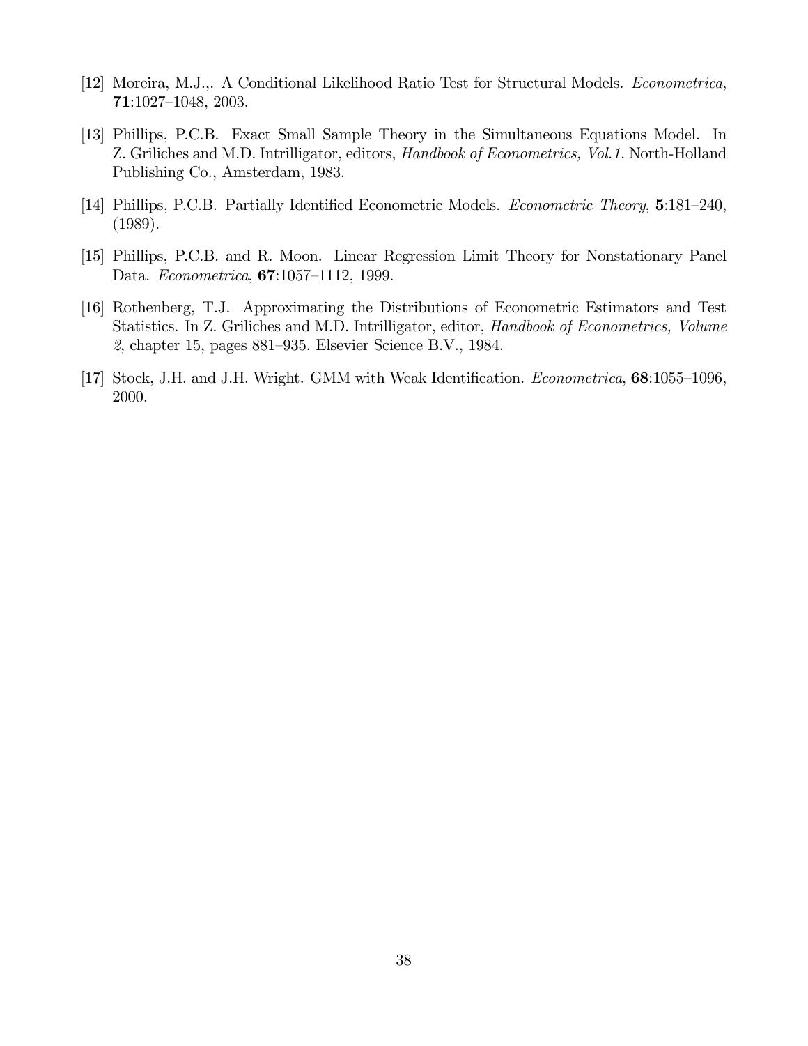[12] Moreira, M.J.,. A Conditional Likelihood Ratio Test for Structural Models. *Econometrica*, **71**:1027–1048, 2003.

[13] Phillips, P.C.B. Exact Small Sample Theory in the Simultaneous Equations Model. In Z. Griliches and M.D. Intrilligator, editors, *Handbook of Econometrics, Vol.1.* North-Holland Publishing Co., Amsterdam, 1983.

[14] Phillips, P.C.B. Partially Identified Econometric Models. *Econometric Theory*, **5**:181–240, (1989).

[15] Phillips, P.C.B. and R. Moon. Linear Regression Limit Theory for Nonstationary Panel Data. *Econometrica*, **67**:1057–1112, 1999.

[16] Rothenberg, T.J. Approximating the Distributions of Econometric Estimators and Test Statistics. In Z. Griliches and M.D. Intrilligator, editor, *Handbook of Econometrics, Volume 2*, chapter 15, pages 881–935. Elsevier Science B.V., 1984.

[17] Stock, J.H. and J.H. Wright. GMM with Weak Identification. *Econometrica*, **68**:1055–1096, 2000.